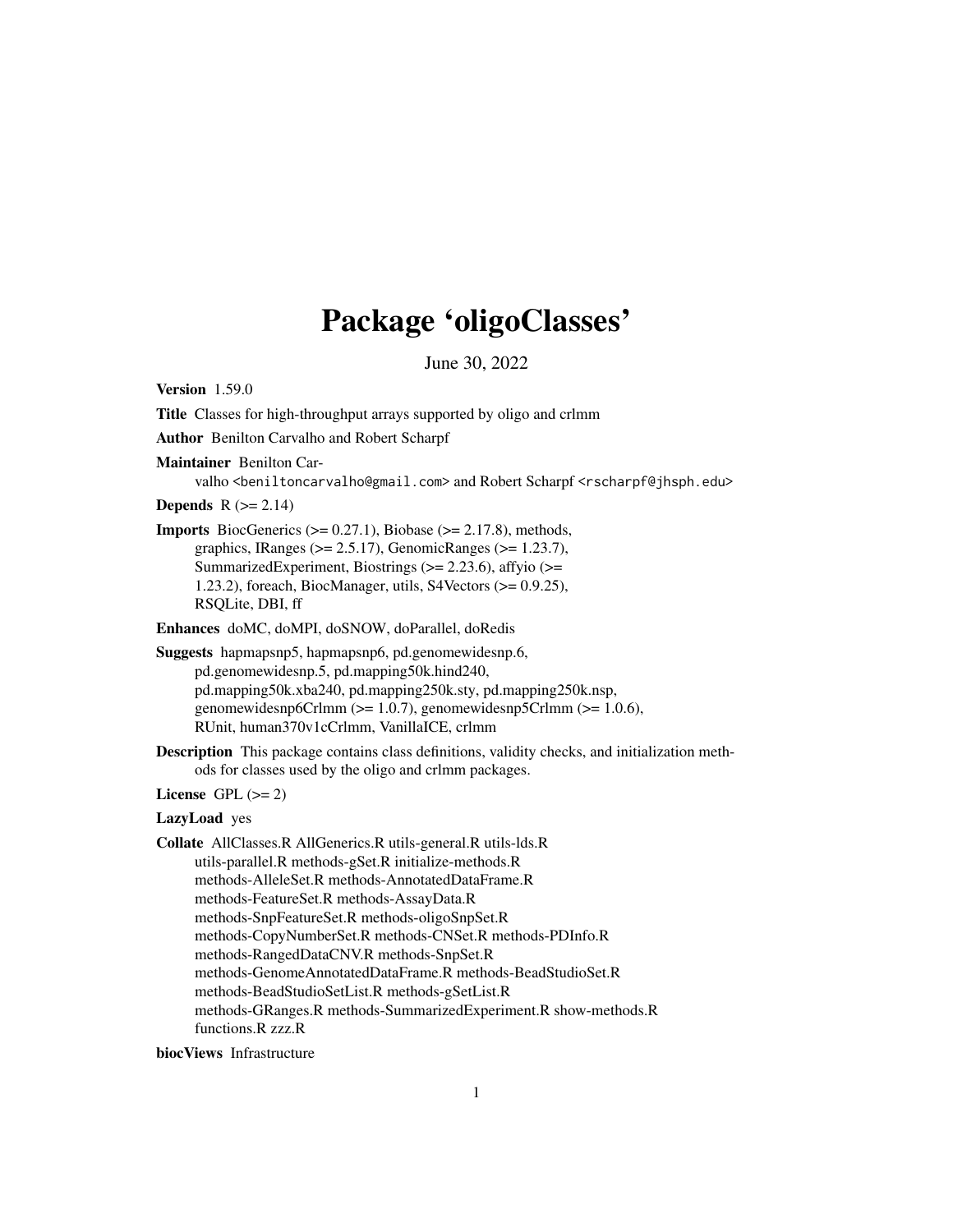# Package 'oligoClasses'

June 30, 2022

**Version** 1.59.0

**Title** Classes for high-throughput arrays supported by oligo and crlmm

**Author** Benilton Carvalho and Robert Scharpf

**Maintainer** Benilton Carvalho <beniltoncarvalho@gmail.com> and Robert Scharpf <rscharpf@jhsph.edu>

**Depends** R (>= 2.14)

**Imports** BiocGenerics (>= 0.27.1), Biobase (>= 2.17.8), methods, graphics, IRanges (>= 2.5.17), GenomicRanges (>= 1.23.7), SummarizedExperiment, Biostrings (>= 2.23.6), affyio (>= 1.23.2), foreach, BiocManager, utils, S4Vectors (>= 0.9.25), RSQLite, DBI, ff

**Enhances** doMC, doMPI, doSNOW, doParallel, doRedis

**Suggests** hapmapsnp5, hapmapsnp6, pd.genomewidesnp.6, pd.genomewidesnp.5, pd.mapping50k.hind240, pd.mapping50k.xba240, pd.mapping250k.sty, pd.mapping250k.nsp, genomewidesnp6Crlmm (>= 1.0.7), genomewidesnp5Crlmm (>= 1.0.6), RUnit, human370v1cCrlmm, VanillaICE, crlmm

**Description** This package contains class definitions, validity checks, and initialization methods for classes used by the oligo and crlmm packages.

**License** GPL (>= 2)

**LazyLoad** yes

**Collate** AllClasses.R AllGenerics.R utils-general.R utils-lds.R utils-parallel.R methods-gSet.R initialize-methods.R methods-AlleleSet.R methods-AnnotatedDataFrame.R methods-FeatureSet.R methods-AssayData.R methods-SnpFeatureSet.R methods-oligoSnpSet.R methods-CopyNumberSet.R methods-CNSet.R methods-PDInfo.R methods-RangedDataCNV.R methods-SnpSet.R methods-GenomeAnnotatedDataFrame.R methods-BeadStudioSet.R methods-BeadStudioSetList.R methods-gSetList.R methods-GRanges.R methods-SummarizedExperiment.R show-methods.R functions.R zzz.R

**biocViews** Infrastructure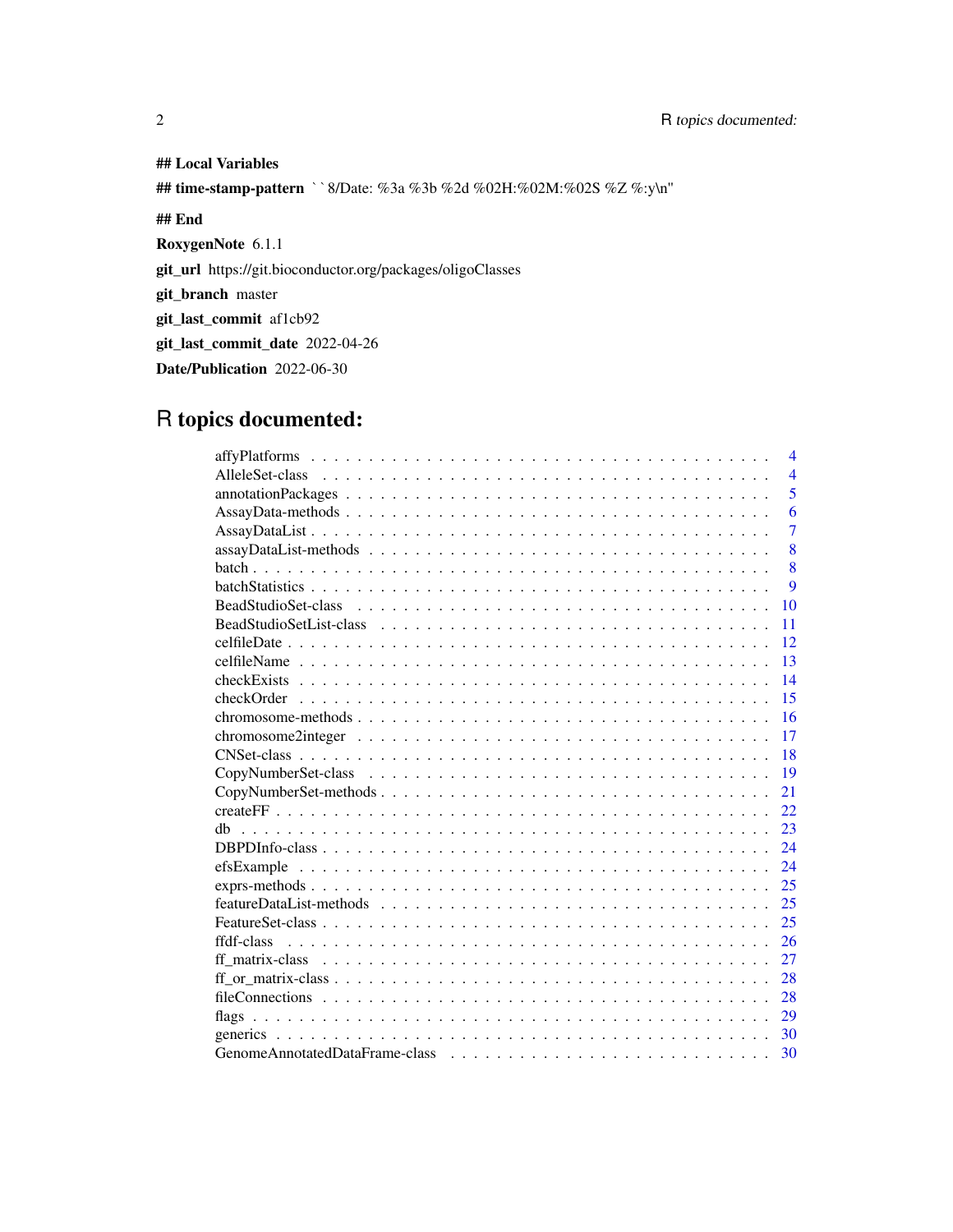**## Local Variables**

**## time-stamp-pattern** ``8/Date: %3a %3b %2d %02H:%02M:%02S %Z %:y\n"

**## End**

**RoxygenNote** 6.1.1

**git_url** https://git.bioconductor.org/packages/oligoClasses

**git_branch** master

**git_last_commit** af1cb92

**git_last_commit_date** 2022-04-26

**Date/Publication** 2022-06-30

# R topics documented:

| | |
|---|---|
| affyPlatforms | 4 |
| AlleleSet-class | 4 |
| annotationPackages | 5 |
| AssayData-methods | 6 |
| AssayDataList | 7 |
| assayDataList-methods | 8 |
| batch | 8 |
| batchStatistics | 9 |
| BeadStudioSet-class | 10 |
| BeadStudioSetList-class | 11 |
| celfileDate | 12 |
| celfileName | 13 |
| checkExists | 14 |
| checkOrder | 15 |
| chromosome-methods | 16 |
| chromosome2integer | 17 |
| CNSet-class | 18 |
| CopyNumberSet-class | 19 |
| CopyNumberSet-methods | 21 |
| createFF | 22 |
| db | 23 |
| DBPDInfo-class | 24 |
| efsExample | 24 |
| exprs-methods | 25 |
| featureDataList-methods | 25 |
| FeatureSet-class | 25 |
| ffdf-class | 26 |
| ff_matrix-class | 27 |
| ff_or_matrix-class | 28 |
| fileConnections | 28 |
| flags | 29 |
| generics | 30 |
| GenomeAnnotatedDataFrame-class | 30 |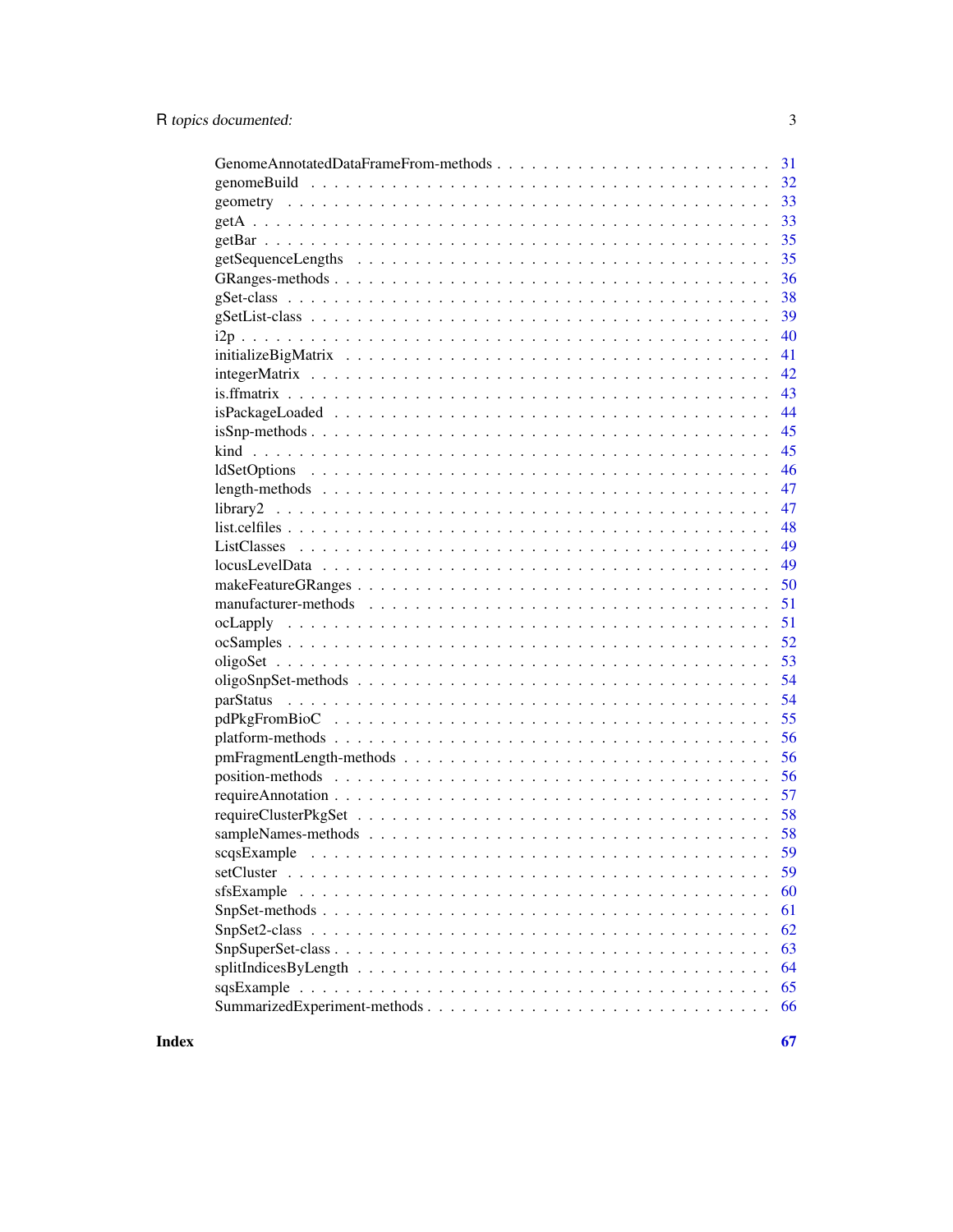GenomeAnnotatedDataFrameFrom-methods . . . . . . . . . . . . . . . . . . . . . . 31
genomeBuild . . . . . . . . . . . . . . . . . . . . . . . . . . . . . . . . . . . . 32
geometry . . . . . . . . . . . . . . . . . . . . . . . . . . . . . . . . . . . . . 33
getA . . . . . . . . . . . . . . . . . . . . . . . . . . . . . . . . . . . . . . . 33
getBar . . . . . . . . . . . . . . . . . . . . . . . . . . . . . . . . . . . . . . 35
getSequenceLengths . . . . . . . . . . . . . . . . . . . . . . . . . . . . . . . . 35
GRanges-methods . . . . . . . . . . . . . . . . . . . . . . . . . . . . . . . . . 36
gSet-class . . . . . . . . . . . . . . . . . . . . . . . . . . . . . . . . . . . . 38
gSetList-class . . . . . . . . . . . . . . . . . . . . . . . . . . . . . . . . . . 39
i2p . . . . . . . . . . . . . . . . . . . . . . . . . . . . . . . . . . . . . . . . 40
initializeBigMatrix . . . . . . . . . . . . . . . . . . . . . . . . . . . . . . . 41
integerMatrix . . . . . . . . . . . . . . . . . . . . . . . . . . . . . . . . . . 42
is.ffmatrix . . . . . . . . . . . . . . . . . . . . . . . . . . . . . . . . . . . 43
isPackageLoaded . . . . . . . . . . . . . . . . . . . . . . . . . . . . . . . . . 44
isSnp-methods . . . . . . . . . . . . . . . . . . . . . . . . . . . . . . . . . . 45
kind . . . . . . . . . . . . . . . . . . . . . . . . . . . . . . . . . . . . . . . 45
ldSetOptions . . . . . . . . . . . . . . . . . . . . . . . . . . . . . . . . . . . 46
length-methods . . . . . . . . . . . . . . . . . . . . . . . . . . . . . . . . . . 47
library2 . . . . . . . . . . . . . . . . . . . . . . . . . . . . . . . . . . . . . 47
list.celfiles . . . . . . . . . . . . . . . . . . . . . . . . . . . . . . . . . . . 48
ListClasses . . . . . . . . . . . . . . . . . . . . . . . . . . . . . . . . . . . 49
locusLevelData . . . . . . . . . . . . . . . . . . . . . . . . . . . . . . . . . . 49
makeFeatureGRanges . . . . . . . . . . . . . . . . . . . . . . . . . . . . . . . 50
manufacturer-methods . . . . . . . . . . . . . . . . . . . . . . . . . . . . . . 51
ocLapply . . . . . . . . . . . . . . . . . . . . . . . . . . . . . . . . . . . . . 51
ocSamples . . . . . . . . . . . . . . . . . . . . . . . . . . . . . . . . . . . . 52
oligoSet . . . . . . . . . . . . . . . . . . . . . . . . . . . . . . . . . . . . . 53
oligoSnpSet-methods . . . . . . . . . . . . . . . . . . . . . . . . . . . . . . . 54
parStatus . . . . . . . . . . . . . . . . . . . . . . . . . . . . . . . . . . . . 54
pdPkgFromBioC . . . . . . . . . . . . . . . . . . . . . . . . . . . . . . . . . . 55
platform-methods . . . . . . . . . . . . . . . . . . . . . . . . . . . . . . . . . 56
pmFragmentLength-methods . . . . . . . . . . . . . . . . . . . . . . . . . . . . 56
position-methods . . . . . . . . . . . . . . . . . . . . . . . . . . . . . . . . . 56
requireAnnotation . . . . . . . . . . . . . . . . . . . . . . . . . . . . . . . . 57
requireClusterPkgSet . . . . . . . . . . . . . . . . . . . . . . . . . . . . . . 58
sampleNames-methods . . . . . . . . . . . . . . . . . . . . . . . . . . . . . . . 58
scqsExample . . . . . . . . . . . . . . . . . . . . . . . . . . . . . . . . . . . 59
setCluster . . . . . . . . . . . . . . . . . . . . . . . . . . . . . . . . . . . . 59
sfsExample . . . . . . . . . . . . . . . . . . . . . . . . . . . . . . . . . . . . 60
SnpSet-methods . . . . . . . . . . . . . . . . . . . . . . . . . . . . . . . . . . 61
SnpSet2-class . . . . . . . . . . . . . . . . . . . . . . . . . . . . . . . . . . 62
SnpSuperSet-class . . . . . . . . . . . . . . . . . . . . . . . . . . . . . . . . 63
splitIndicesByLength . . . . . . . . . . . . . . . . . . . . . . . . . . . . . . 64
sqsExample . . . . . . . . . . . . . . . . . . . . . . . . . . . . . . . . . . . . 65
SummarizedExperiment-methods . . . . . . . . . . . . . . . . . . . . . . . . . . 66

**Index** **67**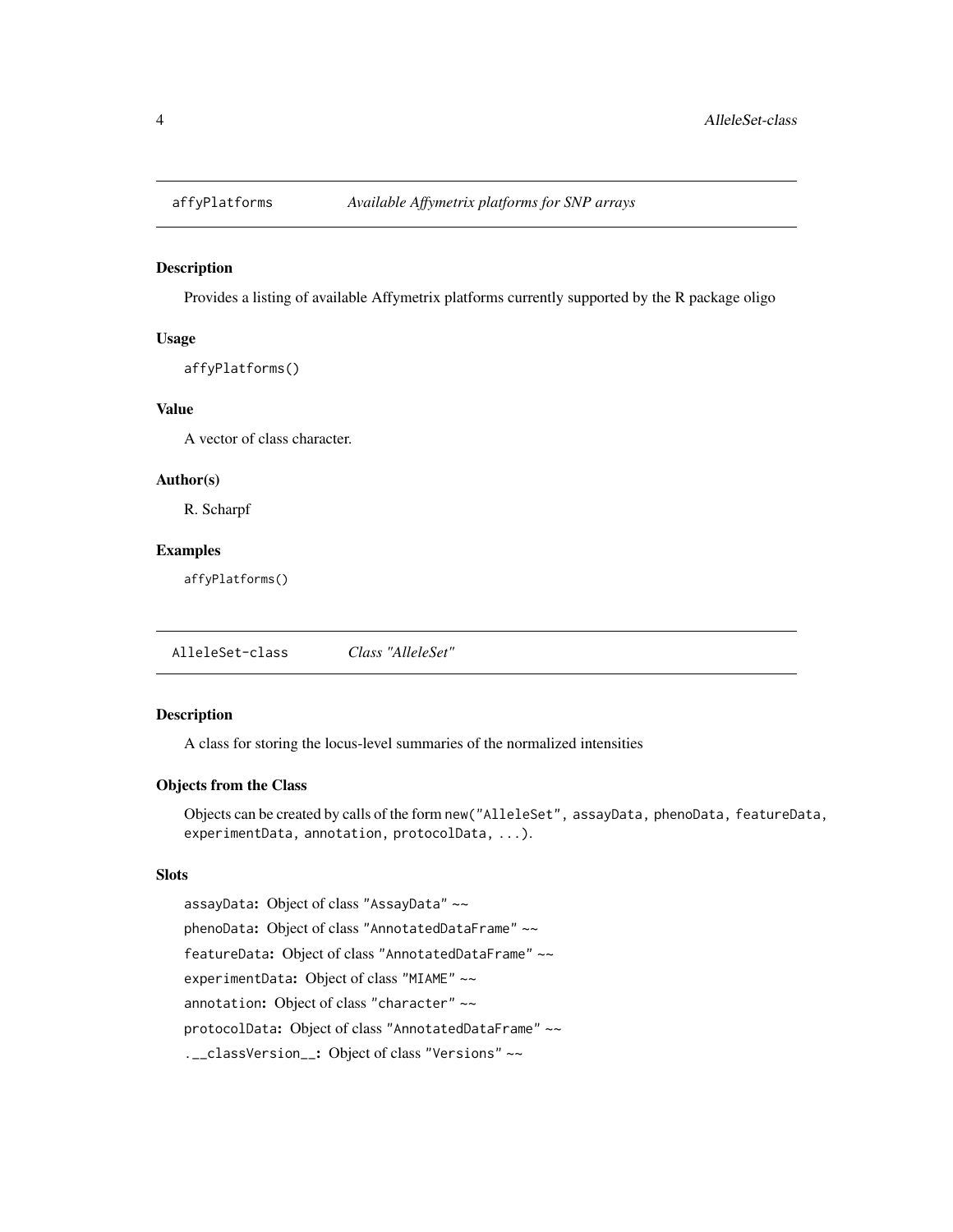## affyPlatforms *Available Affymetrix platforms for SNP arrays*

### Description

Provides a listing of available Affymetrix platforms currently supported by the R package oligo

### Usage

```
affyPlatforms()
```

### Value

A vector of class character.

### Author(s)

R. Scharpf

### Examples

```
affyPlatforms()
```

## AlleleSet-class *Class "AlleleSet"*

### Description

A class for storing the locus-level summaries of the normalized intensities

### Objects from the Class

Objects can be created by calls of the form `new("AlleleSet", assayData, phenoData, featureData, experimentData, annotation, protocolData, ...)`.

### Slots

`assayData`**:** Object of class "AssayData" ~~

`phenoData`**:** Object of class "AnnotatedDataFrame" ~~

`featureData`**:** Object of class "AnnotatedDataFrame" ~~

`experimentData`**:** Object of class "MIAME" ~~

`annotation`**:** Object of class "character" ~~

`protocolData`**:** Object of class "AnnotatedDataFrame" ~~

`.__classVersion__`**:** Object of class "Versions" ~~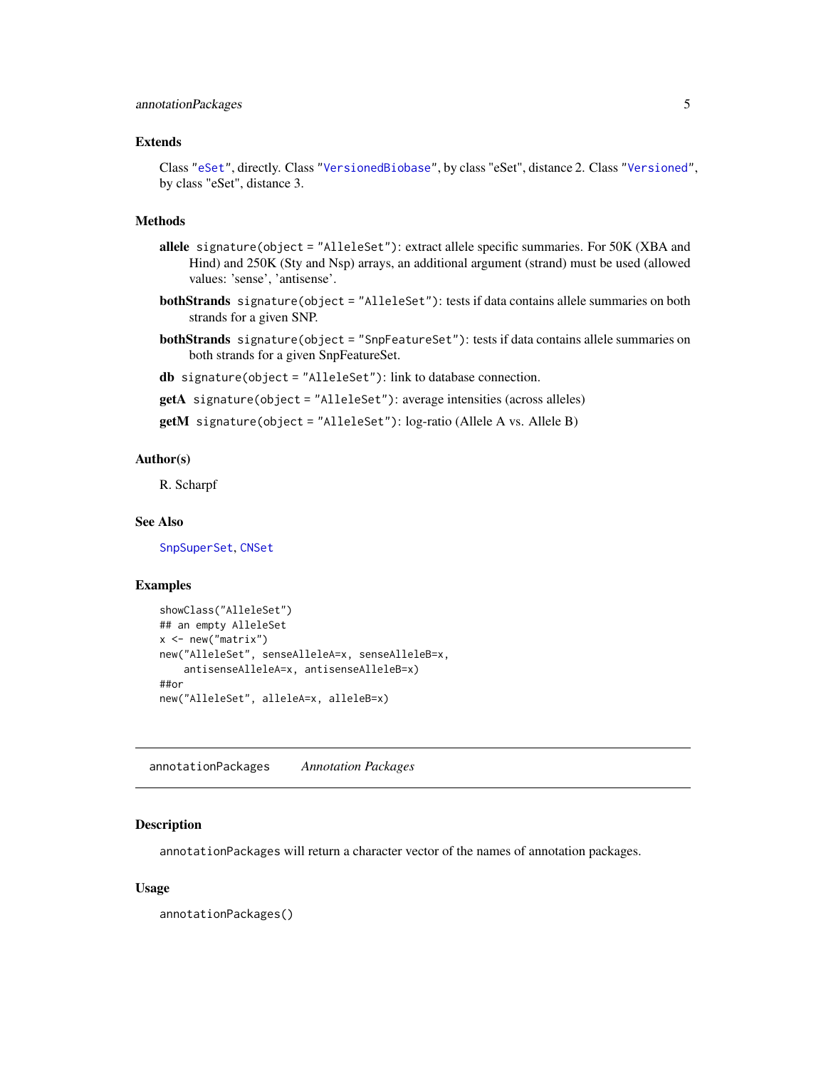### Extends

Class "eSet", directly. Class "VersionedBiobase", by class "eSet", distance 2. Class "Versioned", by class "eSet", distance 3.

### Methods

**allele** `signature(object = "AlleleSet")`: extract allele specific summaries. For 50K (XBA and Hind) and 250K (Sty and Nsp) arrays, an additional argument (strand) must be used (allowed values: 'sense', 'antisense'.

**bothStrands** `signature(object = "AlleleSet")`: tests if data contains allele summaries on both strands for a given SNP.

**bothStrands** `signature(object = "SnpFeatureSet")`: tests if data contains allele summaries on both strands for a given SnpFeatureSet.

**db** `signature(object = "AlleleSet")`: link to database connection.

**getA** `signature(object = "AlleleSet")`: average intensities (across alleles)

**getM** `signature(object = "AlleleSet")`: log-ratio (Allele A vs. Allele B)

### Author(s)

R. Scharpf

### See Also

SnpSuperSet, CNSet

### Examples

```
showClass("AlleleSet")
## an empty AlleleSet
x <- new("matrix")
new("AlleleSet", senseAlleleA=x, senseAlleleB=x,
    antisenseAlleleA=x, antisenseAlleleB=x)
##or
new("AlleleSet", alleleA=x, alleleB=x)
```

---

## annotationPackages *Annotation Packages*

### Description

`annotationPackages` will return a character vector of the names of annotation packages.

### Usage

```
annotationPackages()
```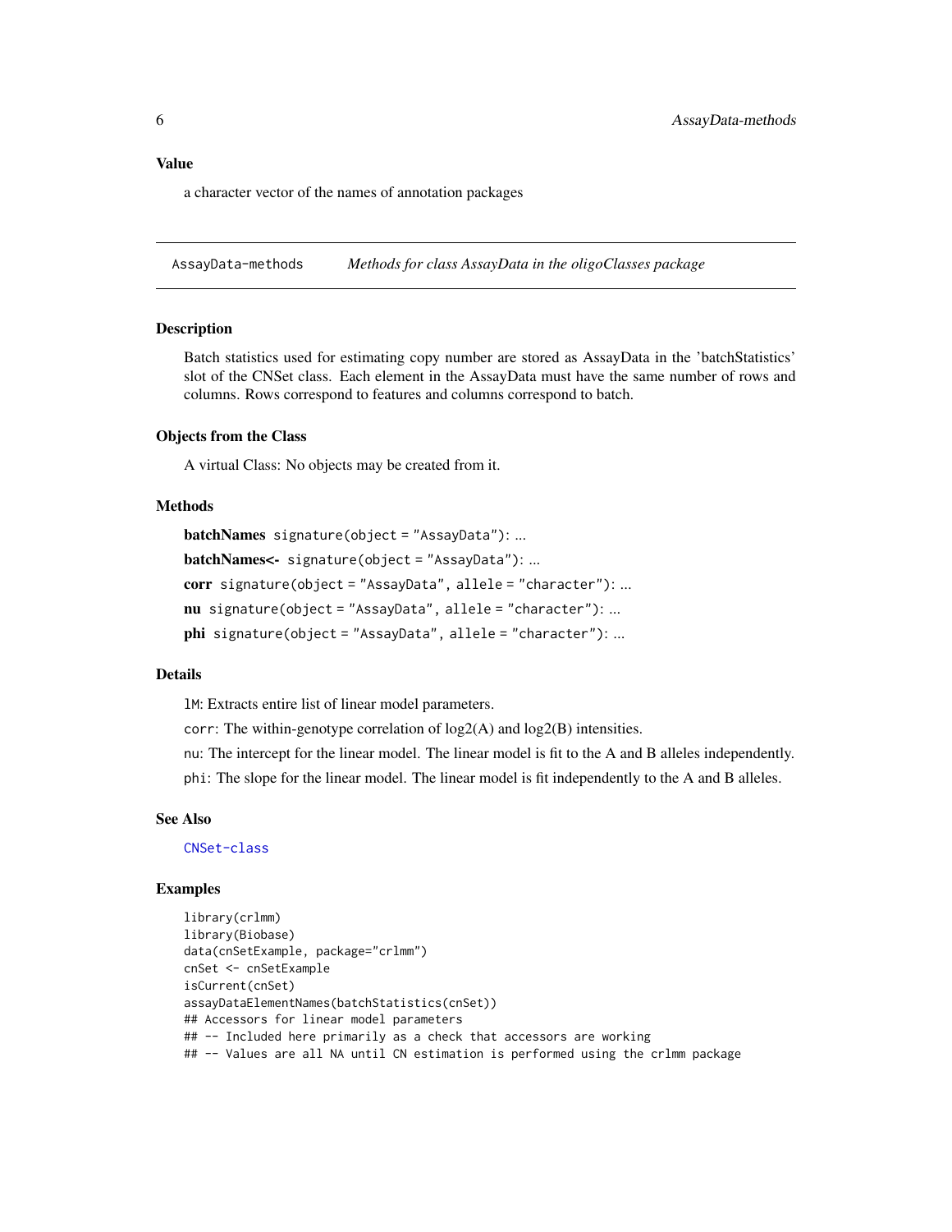## Value

a character vector of the names of annotation packages

---

`AssayData-methods` *Methods for class AssayData in the oligoClasses package*

---

### Description

Batch statistics used for estimating copy number are stored as AssayData in the 'batchStatistics' slot of the CNSet class. Each element in the AssayData must have the same number of rows and columns. Rows correspond to features and columns correspond to batch.

### Objects from the Class

A virtual Class: No objects may be created from it.

### Methods

**batchNames** `signature(object = "AssayData")`: ...

**batchNames<-** `signature(object = "AssayData")`: ...

**corr** `signature(object = "AssayData", allele = "character")`: ...

**nu** `signature(object = "AssayData", allele = "character")`: ...

**phi** `signature(object = "AssayData", allele = "character")`: ...

### Details

`lM`: Extracts entire list of linear model parameters.

`corr`: The within-genotype correlation of log2(A) and log2(B) intensities.

`nu`: The intercept for the linear model. The linear model is fit to the A and B alleles independently.

`phi`: The slope for the linear model. The linear model is fit independently to the A and B alleles.

### See Also

`CNSet-class`

### Examples

```
library(crlmm)
library(Biobase)
data(cnSetExample, package="crlmm")
cnSet <- cnSetExample
isCurrent(cnSet)
assayDataElementNames(batchStatistics(cnSet))
## Accessors for linear model parameters
## -- Included here primarily as a check that accessors are working
## -- Values are all NA until CN estimation is performed using the crlmm package
```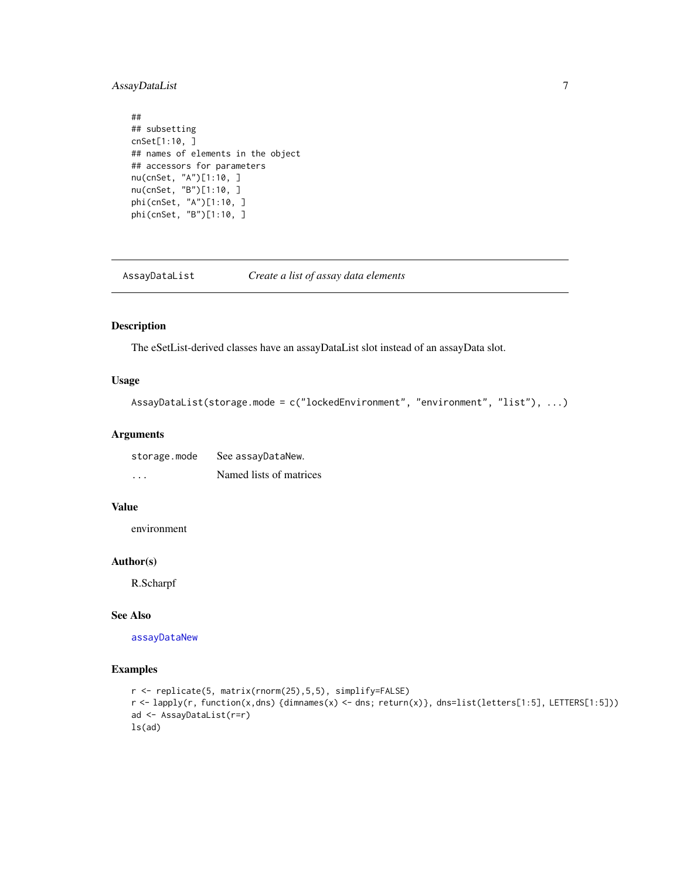```
##
## subsetting
cnSet[1:10, ]
## names of elements in the object
## accessors for parameters
nu(cnSet, "A")[1:10, ]
nu(cnSet, "B")[1:10, ]
phi(cnSet, "A")[1:10, ]
phi(cnSet, "B")[1:10, ]
```

---

## AssayDataList *Create a list of assay data elements*

---

### Description

The eSetList-derived classes have an assayDataList slot instead of an assayData slot.

### Usage

```
AssayDataList(storage.mode = c("lockedEnvironment", "environment", "list"), ...)
```

### Arguments

| | |
|---|---|
| storage.mode | See assayDataNew. |
| ... | Named lists of matrices |

### Value

environment

### Author(s)

R.Scharpf

### See Also

assayDataNew

### Examples

```
r <- replicate(5, matrix(rnorm(25),5,5), simplify=FALSE)
r <- lapply(r, function(x,dns) {dimnames(x) <- dns; return(x)}, dns=list(letters[1:5], LETTERS[1:5]))
ad <- AssayDataList(r=r)
ls(ad)
```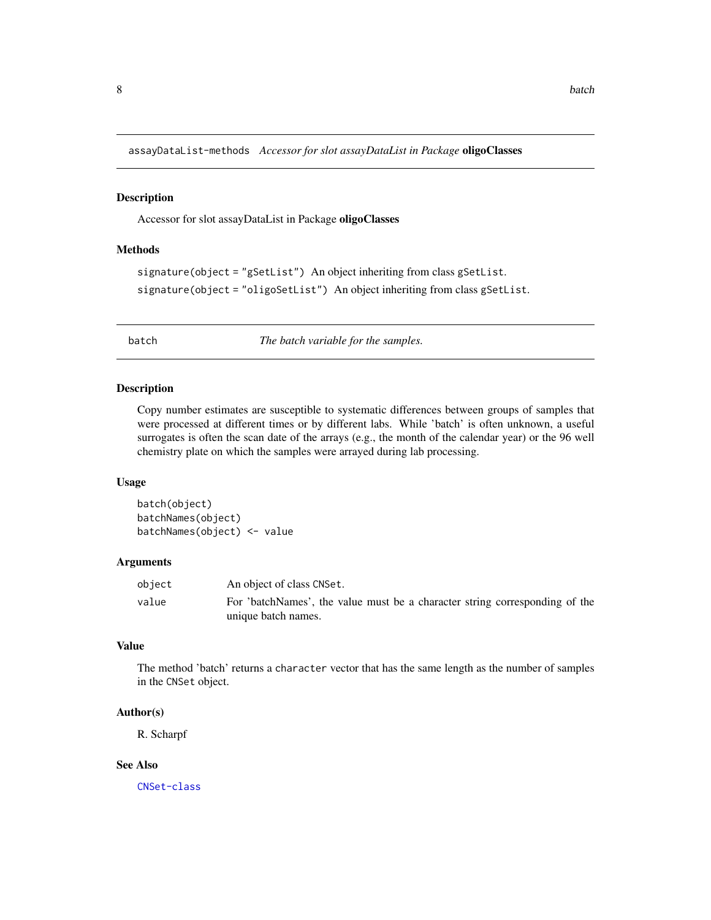## assayDataList-methods *Accessor for slot assayDataList in Package* **oligoClasses**

### Description

Accessor for slot assayDataList in Package **oligoClasses**

### Methods

`signature(object = "gSetList")` An object inheriting from class `gSetList`.

`signature(object = "oligoSetList")` An object inheriting from class `gSetList`.

## batch *The batch variable for the samples.*

### Description

Copy number estimates are susceptible to systematic differences between groups of samples that were processed at different times or by different labs. While 'batch' is often unknown, a useful surrogates is often the scan date of the arrays (e.g., the month of the calendar year) or the 96 well chemistry plate on which the samples were arrayed during lab processing.

### Usage

```
batch(object)
batchNames(object)
batchNames(object) <- value
```

### Arguments

| | |
|---|---|
| `object` | An object of class `CNSet`. |
| `value` | For 'batchNames', the value must be a character string corresponding of the unique batch names. |

### Value

The method 'batch' returns a `character` vector that has the same length as the number of samples in the `CNSet` object.

### Author(s)

R. Scharpf

### See Also

`CNSet-class`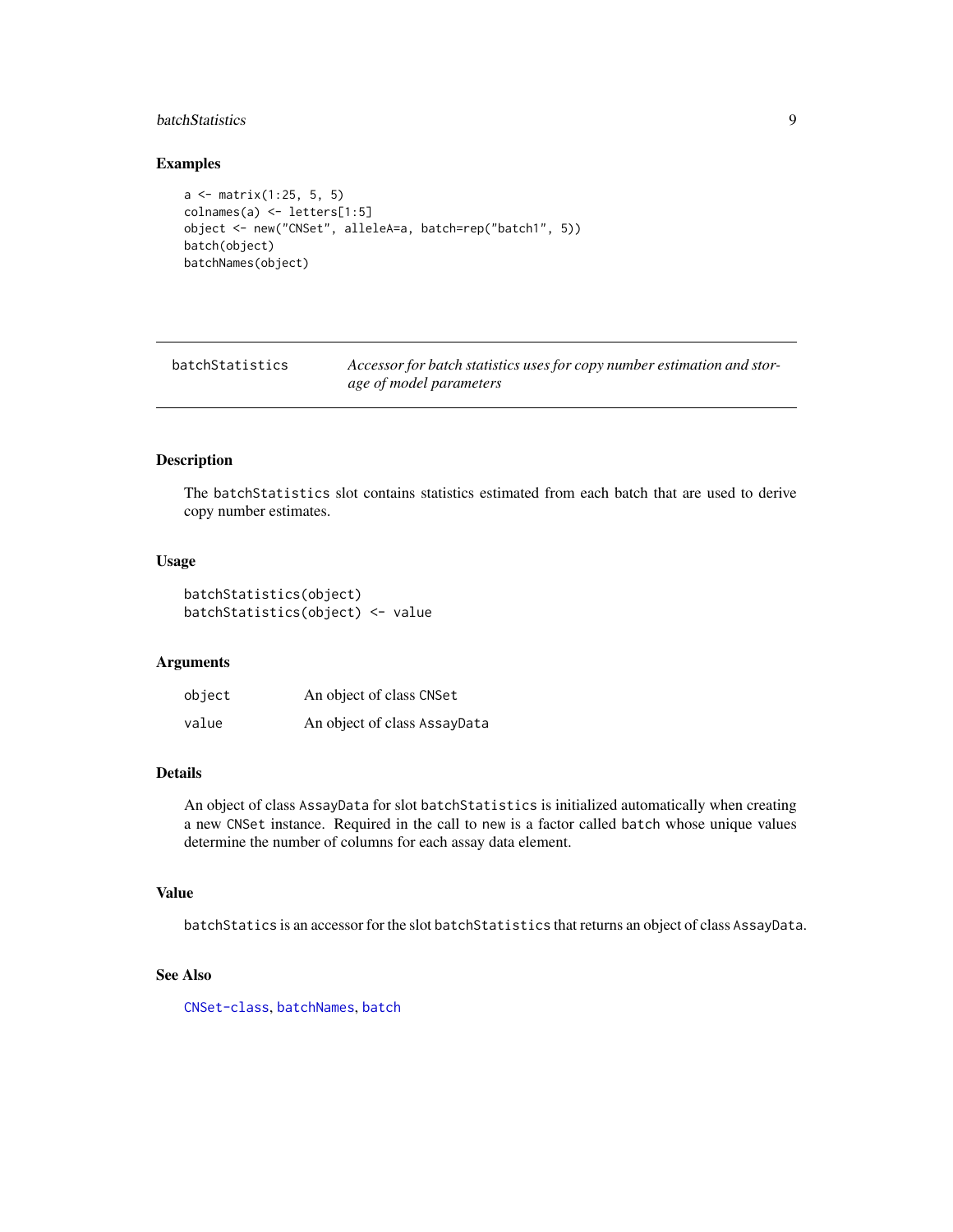## Examples

```
a <- matrix(1:25, 5, 5)
colnames(a) <- letters[1:5]
object <- new("CNSet", alleleA=a, batch=rep("batch1", 5))
batch(object)
batchNames(object)
```

---

# batchStatistics

*Accessor for batch statistics uses for copy number estimation and storage of model parameters*

---

## Description

The `batchStatistics` slot contains statistics estimated from each batch that are used to derive copy number estimates.

## Usage

```
batchStatistics(object)
batchStatistics(object) <- value
```

## Arguments

| | |
|---|---|
| `object` | An object of class `CNSet` |
| `value` | An object of class `AssayData` |

## Details

An object of class `AssayData` for slot `batchStatistics` is initialized automatically when creating a new `CNSet` instance. Required in the call to `new` is a factor called `batch` whose unique values determine the number of columns for each assay data element.

## Value

`batchStatics` is an accessor for the slot `batchStatistics` that returns an object of class `AssayData`.

## See Also

`CNSet-class`, `batchNames`, `batch`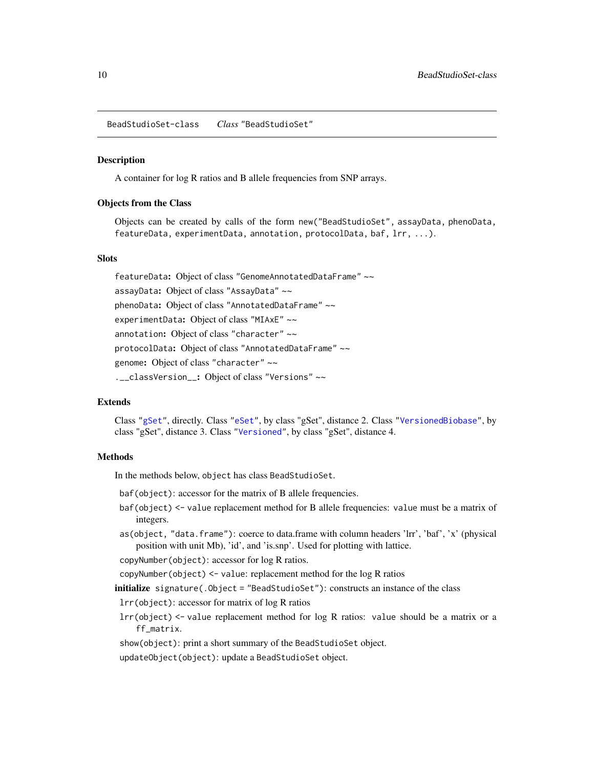BeadStudioSet-class *Class* "BeadStudioSet"

## Description

A container for log R ratios and B allele frequencies from SNP arrays.

## Objects from the Class

Objects can be created by calls of the form `new("BeadStudioSet", assayData, phenoData, featureData, experimentData, annotation, protocolData, baf, lrr, ...)`.

## Slots

`featureData`: Object of class "GenomeAnnotatedDataFrame" ~~

`assayData`: Object of class "AssayData" ~~

`phenoData`: Object of class "AnnotatedDataFrame" ~~

`experimentData`: Object of class "MIAxE" ~~

`annotation`: Object of class "character" ~~

`protocolData`: Object of class "AnnotatedDataFrame" ~~

`genome`: Object of class "character" ~~

`.__classVersion__`: Object of class "Versions" ~~

## Extends

Class "gSet", directly. Class "eSet", by class "gSet", distance 2. Class "VersionedBiobase", by class "gSet", distance 3. Class "Versioned", by class "gSet", distance 4.

## Methods

In the methods below, `object` has class `BeadStudioSet`.

`baf(object)`: accessor for the matrix of B allele frequencies.

`baf(object) <- value` replacement method for B allele frequencies: `value` must be a matrix of integers.

`as(object, "data.frame")`: coerce to data.frame with column headers 'lrr', 'baf', 'x' (physical position with unit Mb), 'id', and 'is.snp'. Used for plotting with lattice.

`copyNumber(object)`: accessor for log R ratios.

`copyNumber(object) <- value`: replacement method for the log R ratios

**initialize** `signature(.Object = "BeadStudioSet")`: constructs an instance of the class

`lrr(object)`: accessor for matrix of log R ratios

`lrr(object) <- value` replacement method for log R ratios: `value` should be a matrix or a `ff_matrix`.

`show(object)`: print a short summary of the `BeadStudioSet` object.

`updateObject(object)`: update a `BeadStudioSet` object.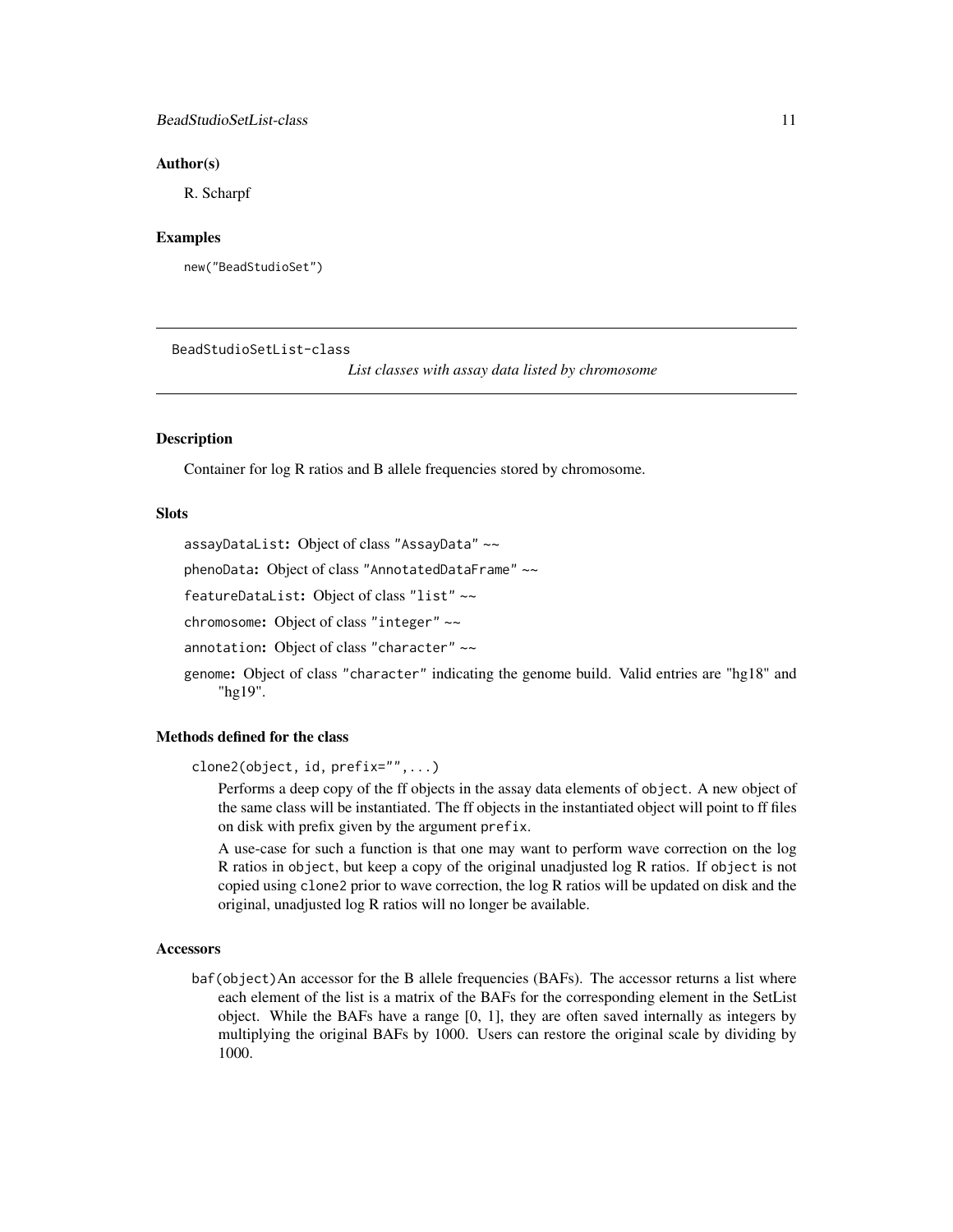### Author(s)

R. Scharpf

### Examples

```
new("BeadStudioSet")
```

---

## BeadStudioSetList-class

*List classes with assay data listed by chromosome*

---

### Description

Container for log R ratios and B allele frequencies stored by chromosome.

### Slots

`assayDataList`: Object of class "AssayData" ~~

`phenoData`: Object of class "AnnotatedDataFrame" ~~

`featureDataList`: Object of class "list" ~~

`chromosome`: Object of class "integer" ~~

`annotation`: Object of class "character" ~~

`genome`: Object of class "character" indicating the genome build. Valid entries are "hg18" and "hg19".

### Methods defined for the class

`clone2(object, id, prefix="",...)`

Performs a deep copy of the ff objects in the assay data elements of `object`. A new object of the same class will be instantiated. The ff objects in the instantiated object will point to ff files on disk with prefix given by the argument `prefix`.

A use-case for such a function is that one may want to perform wave correction on the log R ratios in `object`, but keep a copy of the original unadjusted log R ratios. If `object` is not copied using `clone2` prior to wave correction, the log R ratios will be updated on disk and the original, unadjusted log R ratios will no longer be available.

### Accessors

`baf(object)` An accessor for the B allele frequencies (BAFs). The accessor returns a list where each element of the list is a matrix of the BAFs for the corresponding element in the SetList object. While the BAFs have a range [0, 1], they are often saved internally as integers by multiplying the original BAFs by 1000. Users can restore the original scale by dividing by 1000.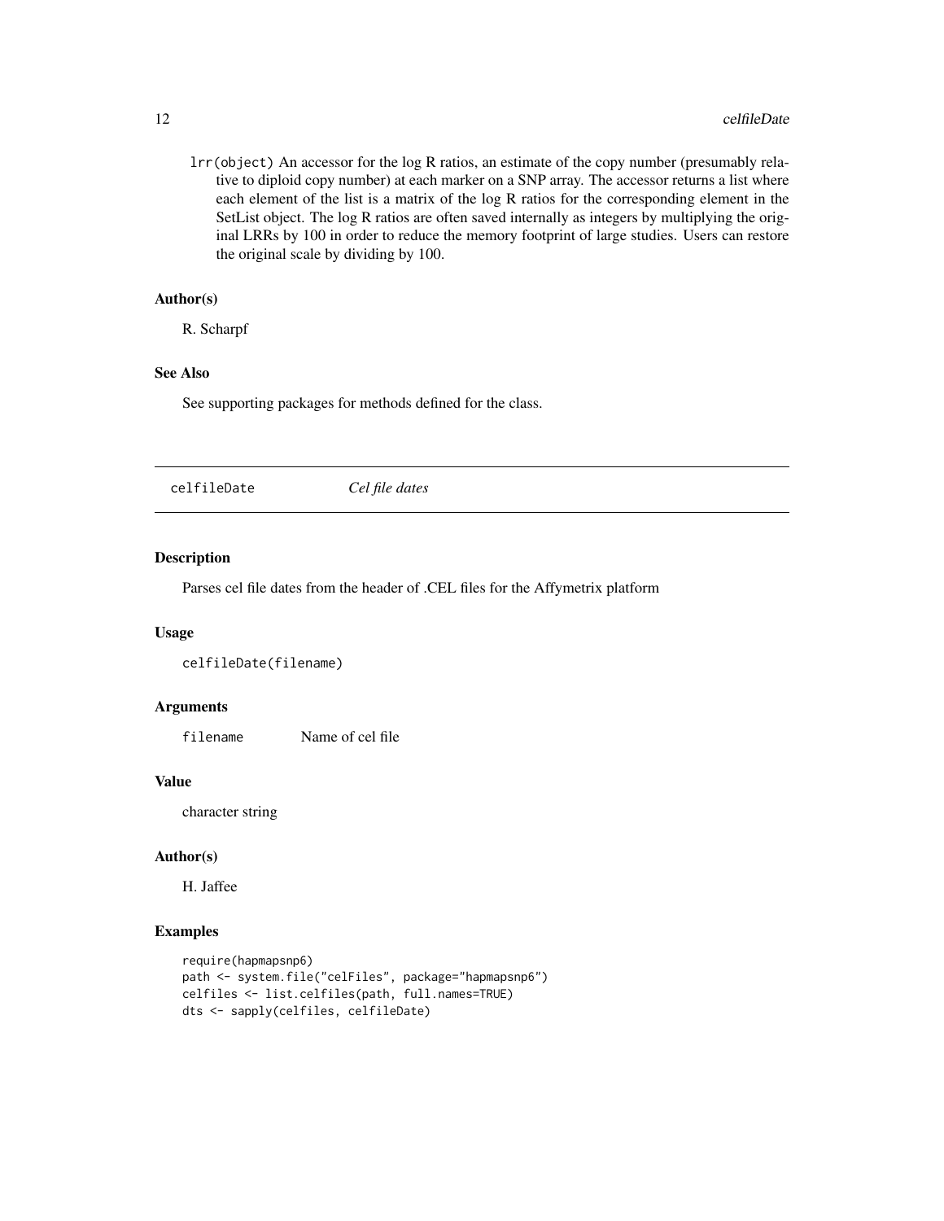`lrr(object)` An accessor for the log R ratios, an estimate of the copy number (presumably relative to diploid copy number) at each marker on a SNP array. The accessor returns a list where each element of the list is a matrix of the log R ratios for the corresponding element in the SetList object. The log R ratios are often saved internally as integers by multiplying the original LRRs by 100 in order to reduce the memory footprint of large studies. Users can restore the original scale by dividing by 100.

### Author(s)

R. Scharpf

### See Also

See supporting packages for methods defined for the class.

---

## celfileDate    *Cel file dates*

---

### Description

Parses cel file dates from the header of .CEL files for the Affymetrix platform

### Usage

```
celfileDate(filename)
```

### Arguments

| | |
|---|---|
| `filename` | Name of cel file |

### Value

character string

### Author(s)

H. Jaffee

### Examples

```
require(hapmapsnp6)
path <- system.file("celFiles", package="hapmapsnp6")
celfiles <- list.celfiles(path, full.names=TRUE)
dts <- sapply(celfiles, celfileDate)
```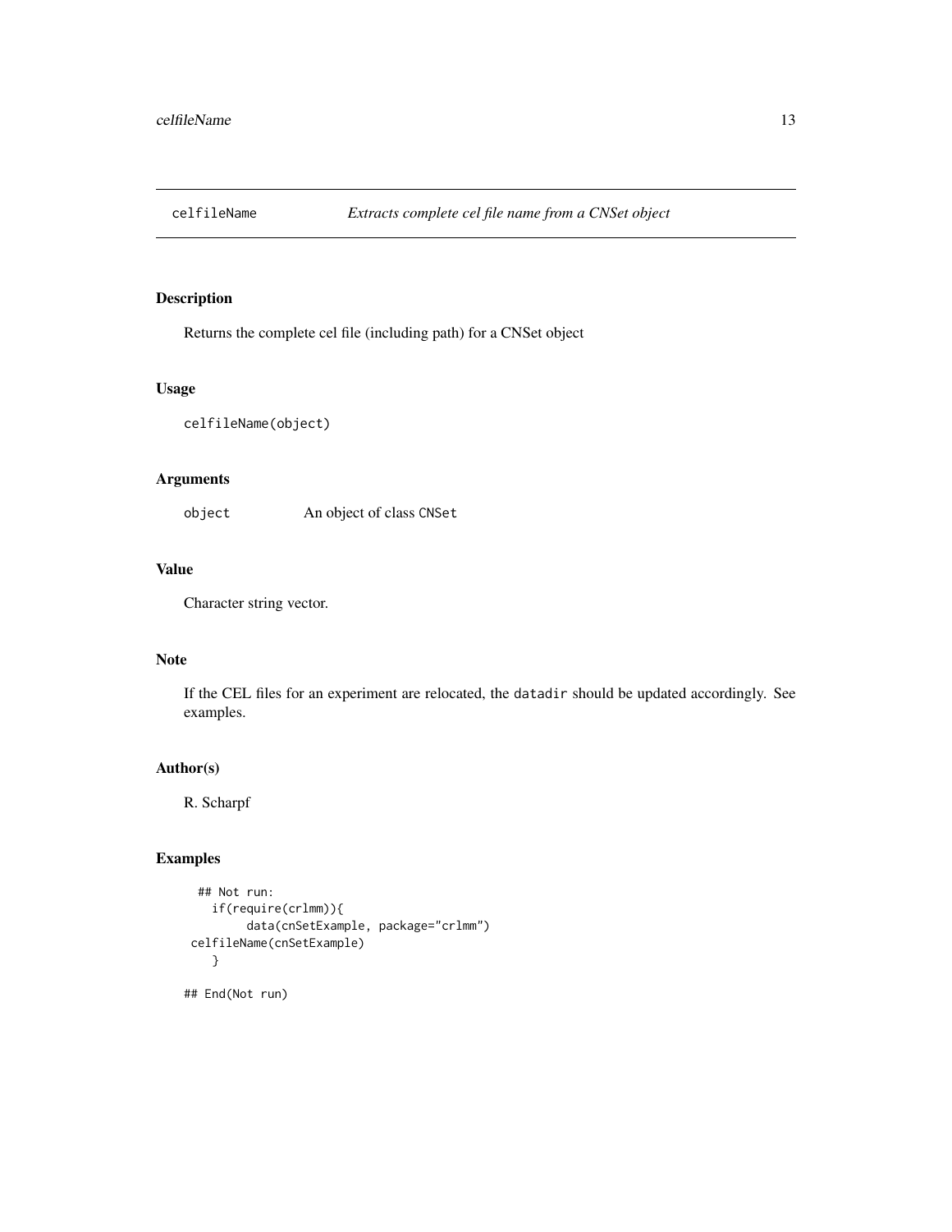# celfileName — *Extracts complete cel file name from a CNSet object*

## Description

Returns the complete cel file (including path) for a CNSet object

## Usage

```
celfileName(object)
```

## Arguments

| | |
|---|---|
| `object` | An object of class `CNSet` |

## Value

Character string vector.

## Note

If the CEL files for an experiment are relocated, the `datadir` should be updated accordingly. See examples.

## Author(s)

R. Scharpf

## Examples

```
  ## Not run:
    if(require(crlmm)){
         data(cnSetExample, package="crlmm")
 celfileName(cnSetExample)
    }

## End(Not run)
```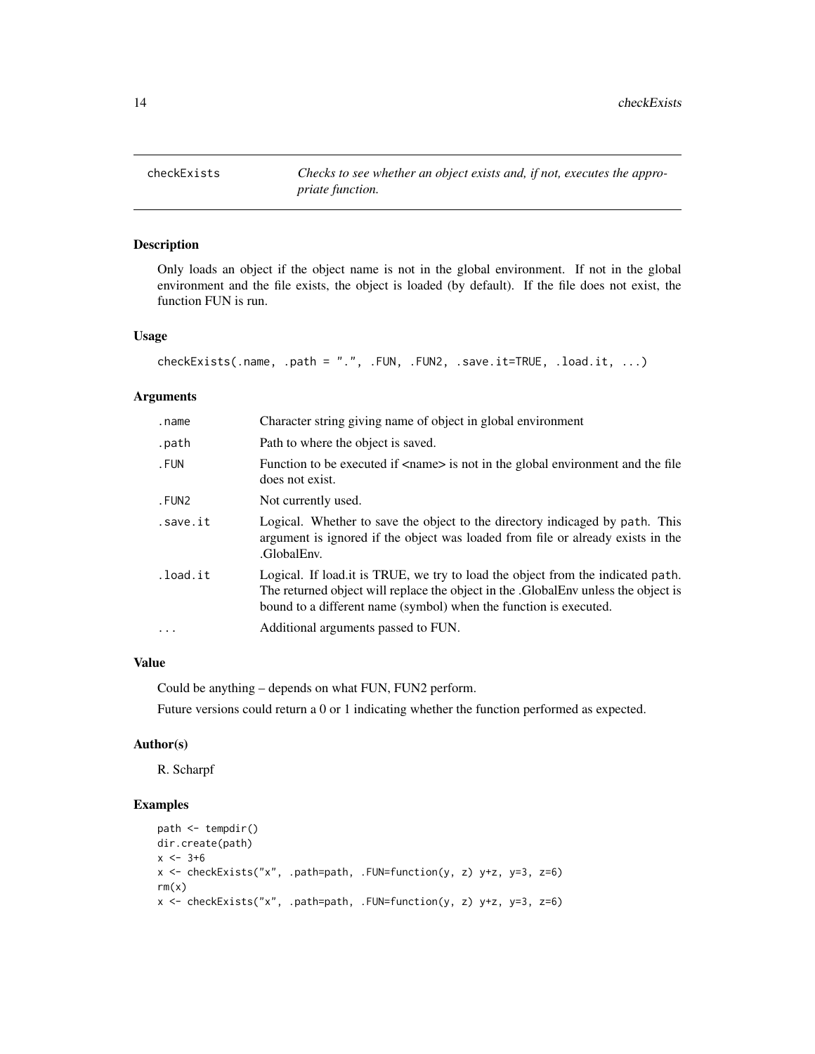# checkExists

*Checks to see whether an object exists and, if not, executes the appropriate function.*

## Description

Only loads an object if the object name is not in the global environment. If not in the global environment and the file exists, the object is loaded (by default). If the file does not exist, the function FUN is run.

## Usage

```
checkExists(.name, .path = ".", .FUN, .FUN2, .save.it=TRUE, .load.it, ...)
```

## Arguments

| | |
|---|---|
| `.name` | Character string giving name of object in global environment |
| `.path` | Path to where the object is saved. |
| `.FUN` | Function to be executed if <name> is not in the global environment and the file does not exist. |
| `.FUN2` | Not currently used. |
| `.save.it` | Logical. Whether to save the object to the directory indicaged by `path`. This argument is ignored if the object was loaded from file or already exists in the .GlobalEnv. |
| `.load.it` | Logical. If load.it is TRUE, we try to load the object from the indicated `path`. The returned object will replace the object in the .GlobalEnv unless the object is bound to a different name (symbol) when the function is executed. |
| `...` | Additional arguments passed to FUN. |

## Value

Could be anything – depends on what FUN, FUN2 perform.

Future versions could return a 0 or 1 indicating whether the function performed as expected.

## Author(s)

R. Scharpf

## Examples

```
path <- tempdir()
dir.create(path)
x <- 3+6
x <- checkExists("x", .path=path, .FUN=function(y, z) y+z, y=3, z=6)
rm(x)
x <- checkExists("x", .path=path, .FUN=function(y, z) y+z, y=3, z=6)
```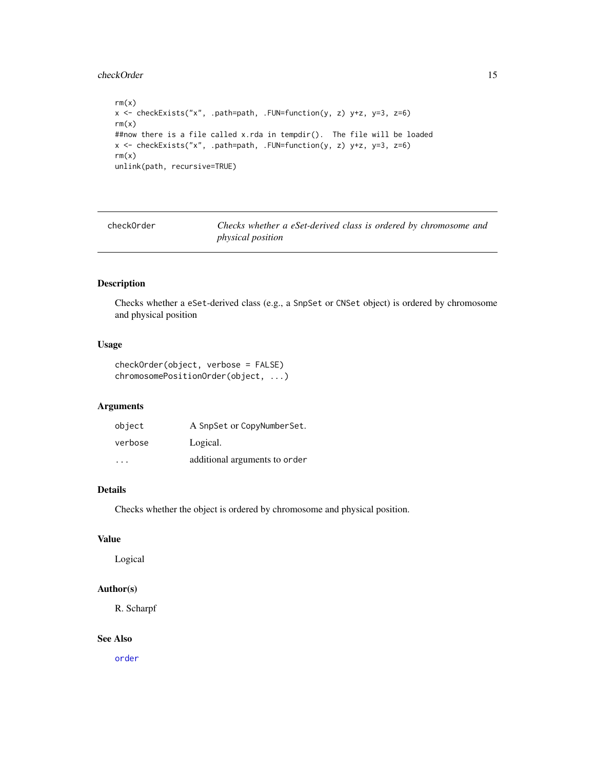```
rm(x)
x <- checkExists("x", .path=path, .FUN=function(y, z) y+z, y=3, z=6)
rm(x)
##now there is a file called x.rda in tempdir().  The file will be loaded
x <- checkExists("x", .path=path, .FUN=function(y, z) y+z, y=3, z=6)
rm(x)
unlink(path, recursive=TRUE)
```

---

## checkOrder — *Checks whether a eSet-derived class is ordered by chromosome and physical position*

### Description

Checks whether a eSet-derived class (e.g., a SnpSet or CNSet object) is ordered by chromosome and physical position

### Usage

```
checkOrder(object, verbose = FALSE)
chromosomePositionOrder(object, ...)
```

### Arguments

| | |
|---|---|
| object | A SnpSet or CopyNumberSet. |
| verbose | Logical. |
| ... | additional arguments to order |

### Details

Checks whether the object is ordered by chromosome and physical position.

### Value

Logical

### Author(s)

R. Scharpf

### See Also

order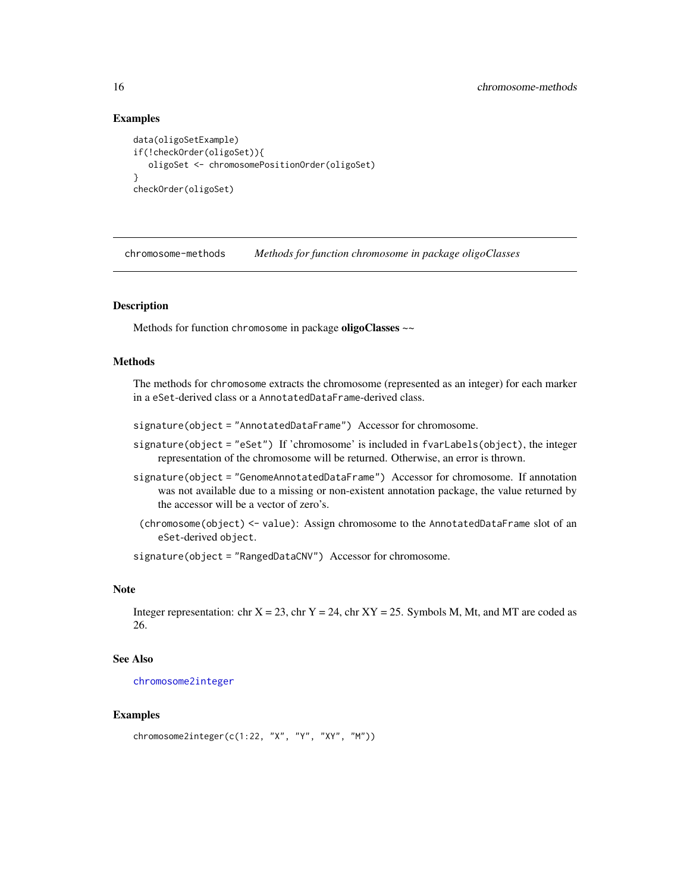## Examples

```
data(oligoSetExample)
if(!checkOrder(oligoSet)){
   oligoSet <- chromosomePositionOrder(oligoSet)
}
checkOrder(oligoSet)
```

---

# chromosome-methods *Methods for function chromosome in package oligoClasses*

---

## Description

Methods for function `chromosome` in package **oligoClasses** ~~

## Methods

The methods for `chromosome` extracts the chromosome (represented as an integer) for each marker in a `eSet`-derived class or a `AnnotatedDataFrame`-derived class.

`signature(object = "AnnotatedDataFrame")` Accessor for chromosome.

`signature(object = "eSet")` If 'chromosome' is included in `fvarLabels(object)`, the integer representation of the chromosome will be returned. Otherwise, an error is thrown.

`signature(object = "GenomeAnnotatedDataFrame")` Accessor for chromosome. If annotation was not available due to a missing or non-existent annotation package, the value returned by the accessor will be a vector of zero's.

`(chromosome(object) <- value)`: Assign chromosome to the `AnnotatedDataFrame` slot of an `eSet`-derived `object`.

`signature(object = "RangedDataCNV")` Accessor for chromosome.

## Note

Integer representation: chr X = 23, chr Y = 24, chr XY = 25. Symbols M, Mt, and MT are coded as 26.

## See Also

chromosome2integer

## Examples

```
chromosome2integer(c(1:22, "X", "Y", "XY", "M"))
```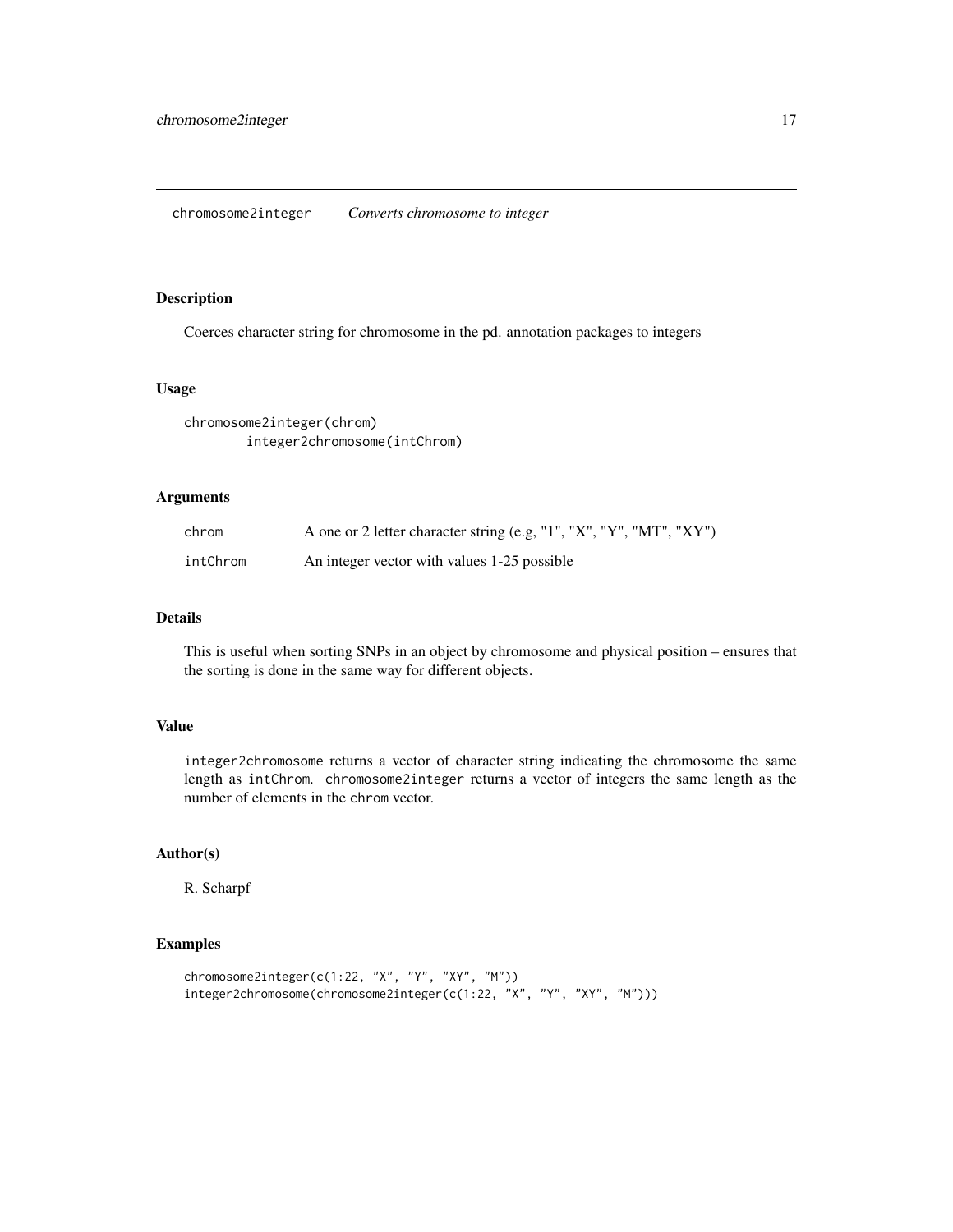# chromosome2integer *Converts chromosome to integer*

## Description

Coerces character string for chromosome in the pd. annotation packages to integers

## Usage

```
chromosome2integer(chrom)
        integer2chromosome(intChrom)
```

## Arguments

| | |
|---|---|
| `chrom` | A one or 2 letter character string (e.g, "1", "X", "Y", "MT", "XY") |
| `intChrom` | An integer vector with values 1-25 possible |

## Details

This is useful when sorting SNPs in an object by chromosome and physical position – ensures that the sorting is done in the same way for different objects.

## Value

`integer2chromosome` returns a vector of character string indicating the chromosome the same length as `intChrom`. `chromosome2integer` returns a vector of integers the same length as the number of elements in the `chrom` vector.

## Author(s)

R. Scharpf

## Examples

```
chromosome2integer(c(1:22, "X", "Y", "XY", "M"))
integer2chromosome(chromosome2integer(c(1:22, "X", "Y", "XY", "M")))
```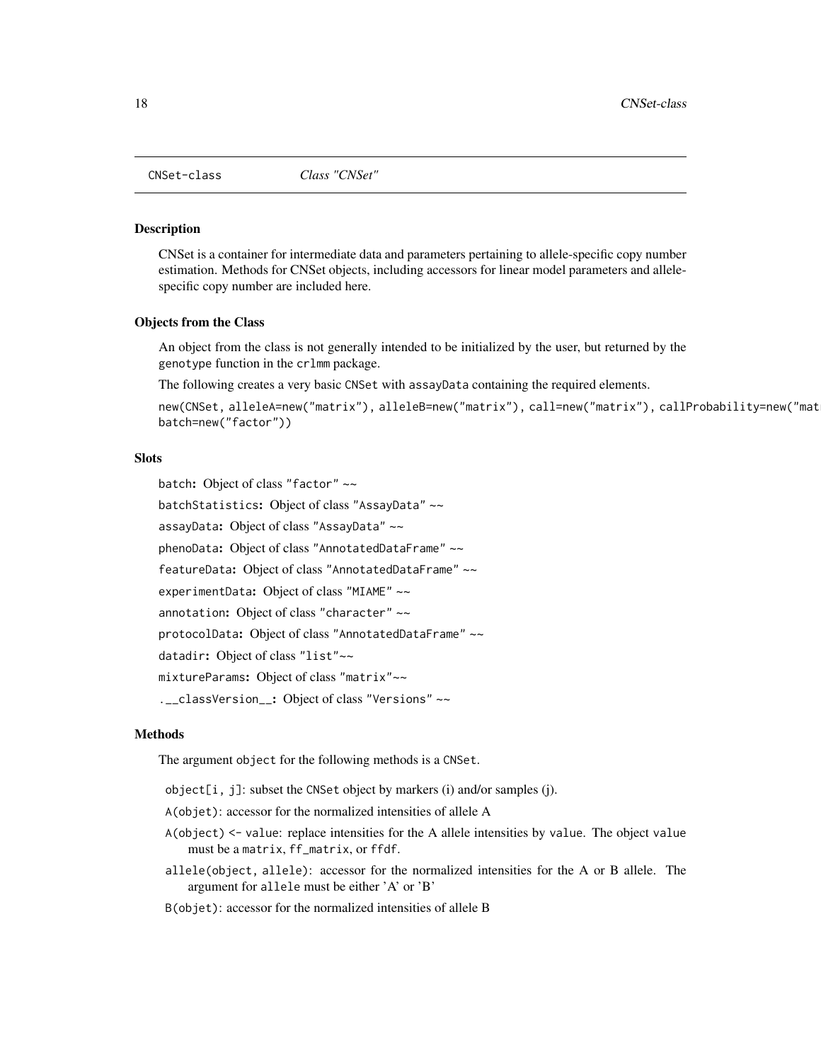CNSet-class *Class "CNSet"*

### Description

CNSet is a container for intermediate data and parameters pertaining to allele-specific copy number estimation. Methods for CNSet objects, including accessors for linear model parameters and allele-specific copy number are included here.

### Objects from the Class

An object from the class is not generally intended to be initialized by the user, but returned by the genotype function in the crlmm package.

The following creates a very basic CNSet with assayData containing the required elements.

```
new(CNSet, alleleA=new("matrix"), alleleB=new("matrix"), call=new("matrix"), callProbability=new("mat
batch=new("factor"))
```

### Slots

batch: Object of class "factor" ~~

batchStatistics: Object of class "AssayData" ~~

assayData: Object of class "AssayData" ~~

phenoData: Object of class "AnnotatedDataFrame" ~~

featureData: Object of class "AnnotatedDataFrame" ~~

experimentData: Object of class "MIAME" ~~

annotation: Object of class "character" ~~

protocolData: Object of class "AnnotatedDataFrame" ~~

datadir: Object of class "list"~~

mixtureParams: Object of class "matrix"~~

.__classVersion__: Object of class "Versions" ~~

### Methods

The argument object for the following methods is a CNSet.

- object[i, j]: subset the CNSet object by markers (i) and/or samples (j).
- A(objet): accessor for the normalized intensities of allele A
- A(object) <- value: replace intensities for the A allele intensities by value. The object value must be a matrix, ff_matrix, or ffdf.
- allele(object, allele): accessor for the normalized intensities for the A or B allele. The argument for allele must be either 'A' or 'B'
- B(objet): accessor for the normalized intensities of allele B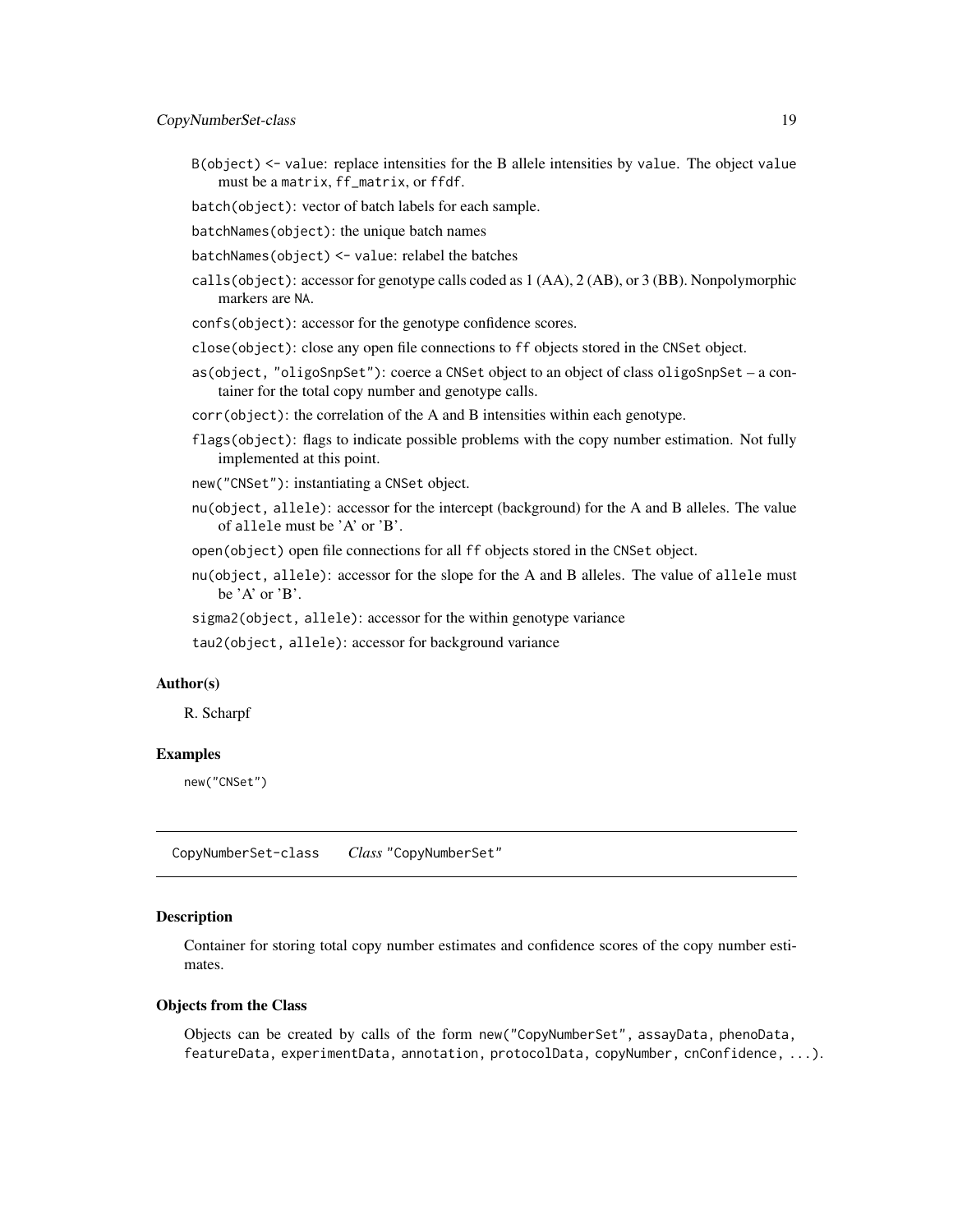- `B(object) <- value`: replace intensities for the B allele intensities by `value`. The object `value` must be a `matrix`, `ff_matrix`, or `ffdf`.
- `batch(object)`: vector of batch labels for each sample.
- `batchNames(object)`: the unique batch names
- `batchNames(object) <- value`: relabel the batches
- `calls(object)`: accessor for genotype calls coded as 1 (AA), 2 (AB), or 3 (BB). Nonpolymorphic markers are `NA`.
- `confs(object)`: accessor for the genotype confidence scores.
- `close(object)`: close any open file connections to `ff` objects stored in the `CNSet` object.
- `as(object, "oligoSnpSet")`: coerce a `CNSet` object to an object of class `oligoSnpSet` – a container for the total copy number and genotype calls.
- `corr(object)`: the correlation of the A and B intensities within each genotype.
- `flags(object)`: flags to indicate possible problems with the copy number estimation. Not fully implemented at this point.
- `new("CNSet")`: instantiating a `CNSet` object.
- `nu(object, allele)`: accessor for the intercept (background) for the A and B alleles. The value of `allele` must be 'A' or 'B'.
- `open(object)` open file connections for all `ff` objects stored in the `CNSet` object.
- `nu(object, allele)`: accessor for the slope for the A and B alleles. The value of `allele` must be 'A' or 'B'.
- `sigma2(object, allele)`: accessor for the within genotype variance
- `tau2(object, allele)`: accessor for background variance

### Author(s)

R. Scharpf

### Examples

```
new("CNSet")
```

---

## CopyNumberSet-class — *Class* "CopyNumberSet"

---

### Description

Container for storing total copy number estimates and confidence scores of the copy number estimates.

### Objects from the Class

Objects can be created by calls of the form `new("CopyNumberSet", assayData, phenoData, featureData, experimentData, annotation, protocolData, copyNumber, cnConfidence, ...)`.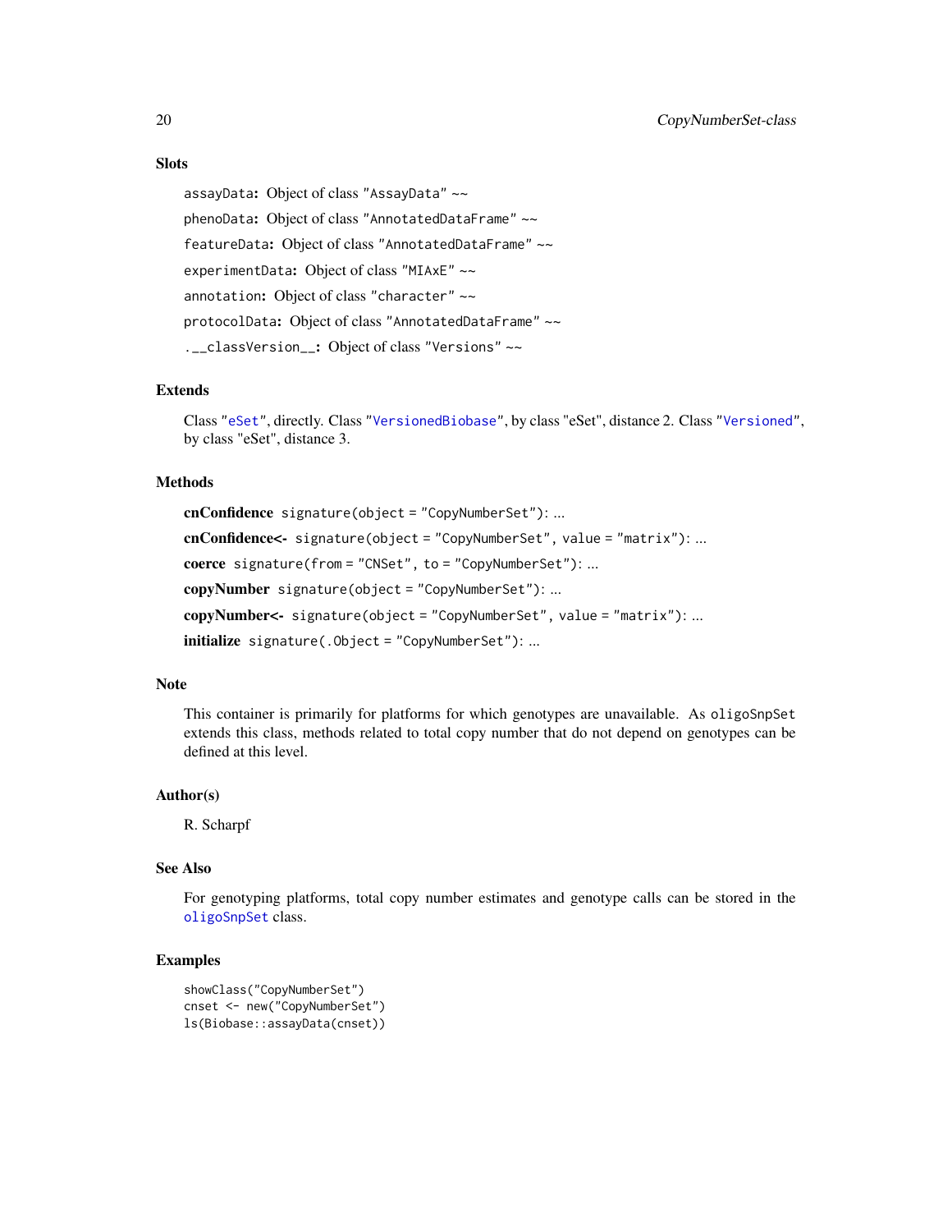### Slots

`assayData`**:** Object of class `"AssayData"` ~~

`phenoData`**:** Object of class `"AnnotatedDataFrame"` ~~

`featureData`**:** Object of class `"AnnotatedDataFrame"` ~~

`experimentData`**:** Object of class `"MIAxE"` ~~

`annotation`**:** Object of class `"character"` ~~

`protocolData`**:** Object of class `"AnnotatedDataFrame"` ~~

`.__classVersion__`**:** Object of class `"Versions"` ~~

### Extends

Class `"eSet"`, directly. Class `"VersionedBiobase"`, by class "eSet", distance 2. Class `"Versioned"`, by class "eSet", distance 3.

### Methods

**cnConfidence** `signature(object = "CopyNumberSet")`: ...

**cnConfidence<-** `signature(object = "CopyNumberSet", value = "matrix")`: ...

**coerce** `signature(from = "CNSet", to = "CopyNumberSet")`: ...

**copyNumber** `signature(object = "CopyNumberSet")`: ...

**copyNumber<-** `signature(object = "CopyNumberSet", value = "matrix")`: ...

**initialize** `signature(.Object = "CopyNumberSet")`: ...

### Note

This container is primarily for platforms for which genotypes are unavailable. As `oligoSnpSet` extends this class, methods related to total copy number that do not depend on genotypes can be defined at this level.

### Author(s)

R. Scharpf

### See Also

For genotyping platforms, total copy number estimates and genotype calls can be stored in the `oligoSnpSet` class.

### Examples

```
showClass("CopyNumberSet")
cnset <- new("CopyNumberSet")
ls(Biobase::assayData(cnset))
```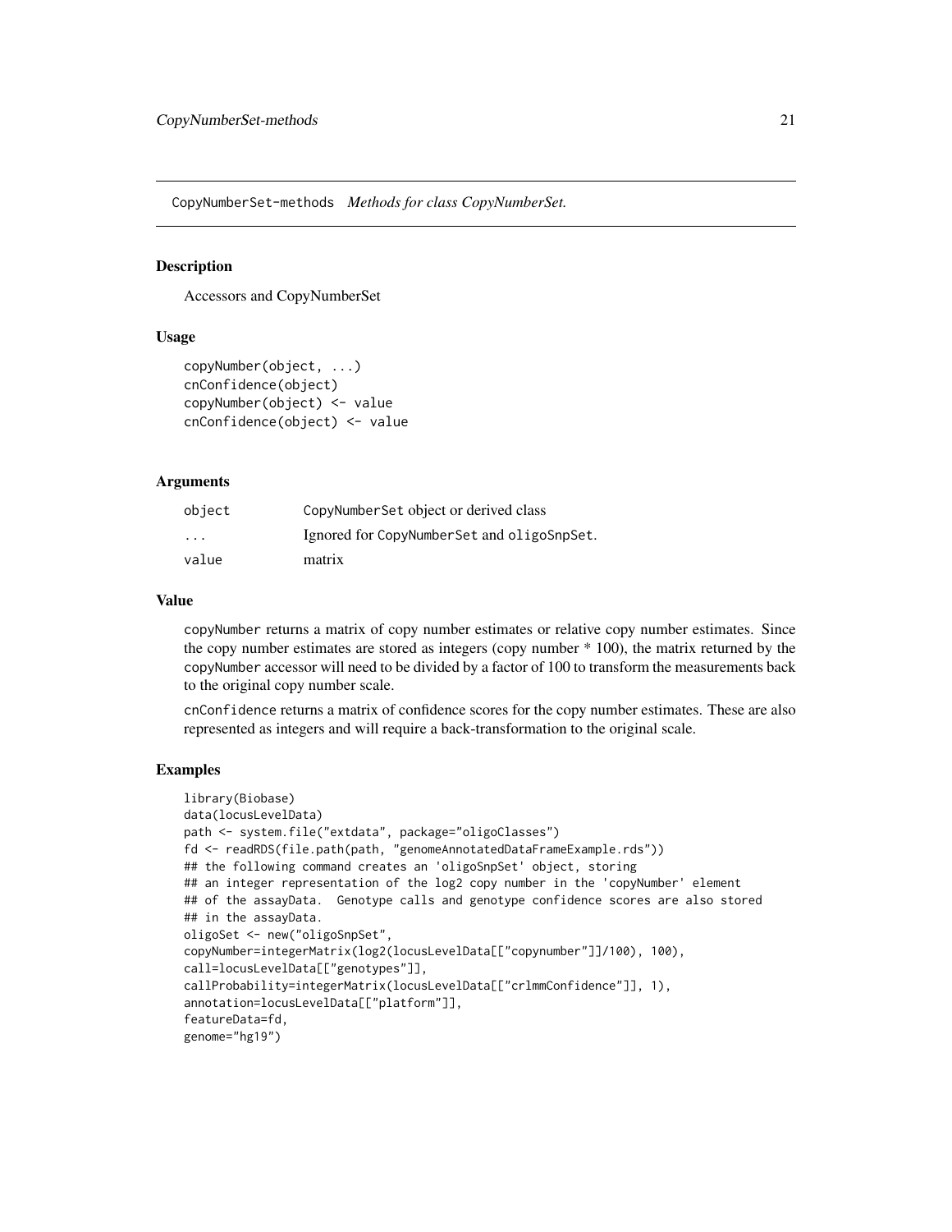CopyNumberSet-methods *Methods for class CopyNumberSet.*

## Description

Accessors and CopyNumberSet

## Usage

```
copyNumber(object, ...)
cnConfidence(object)
copyNumber(object) <- value
cnConfidence(object) <- value
```

## Arguments

| | |
|---|---|
| object | CopyNumberSet object or derived class |
| ... | Ignored for CopyNumberSet and oligoSnpSet. |
| value | matrix |

## Value

copyNumber returns a matrix of copy number estimates or relative copy number estimates. Since the copy number estimates are stored as integers (copy number * 100), the matrix returned by the copyNumber accessor will need to be divided by a factor of 100 to transform the measurements back to the original copy number scale.

cnConfidence returns a matrix of confidence scores for the copy number estimates. These are also represented as integers and will require a back-transformation to the original scale.

## Examples

```
library(Biobase)
data(locusLevelData)
path <- system.file("extdata", package="oligoClasses")
fd <- readRDS(file.path(path, "genomeAnnotatedDataFrameExample.rds"))
## the following command creates an 'oligoSnpSet' object, storing
## an integer representation of the log2 copy number in the 'copyNumber' element
## of the assayData.  Genotype calls and genotype confidence scores are also stored
## in the assayData.
oligoSet <- new("oligoSnpSet",
copyNumber=integerMatrix(log2(locusLevelData[["copynumber"]]/100), 100),
call=locusLevelData[["genotypes"]],
callProbability=integerMatrix(locusLevelData[["crlmmConfidence"]], 1),
annotation=locusLevelData[["platform"]],
featureData=fd,
genome="hg19")
```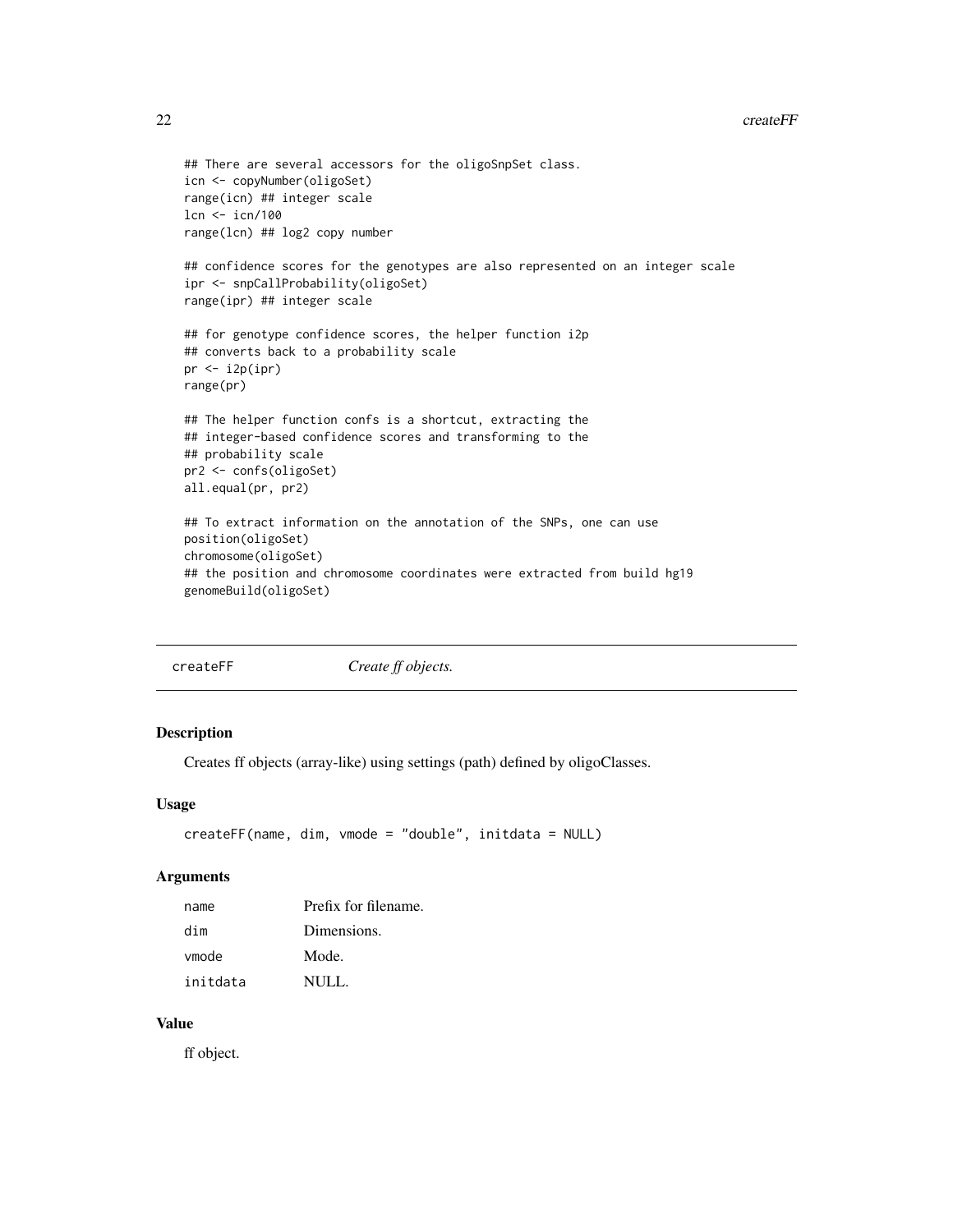```
## There are several accessors for the oligoSnpSet class.
icn <- copyNumber(oligoSet)
range(icn) ## integer scale
lcn <- icn/100
range(lcn) ## log2 copy number

## confidence scores for the genotypes are also represented on an integer scale
ipr <- snpCallProbability(oligoSet)
range(ipr) ## integer scale

## for genotype confidence scores, the helper function i2p
## converts back to a probability scale
pr <- i2p(ipr)
range(pr)

## The helper function confs is a shortcut, extracting the
## integer-based confidence scores and transforming to the
## probability scale
pr2 <- confs(oligoSet)
all.equal(pr, pr2)

## To extract information on the annotation of the SNPs, one can use
position(oligoSet)
chromosome(oligoSet)
## the position and chromosome coordinates were extracted from build hg19
genomeBuild(oligoSet)
```

## createFF *Create ff objects.*

### Description

Creates ff objects (array-like) using settings (path) defined by oligoClasses.

### Usage

```
createFF(name, dim, vmode = "double", initdata = NULL)
```

### Arguments

| | |
|---|---|
| name | Prefix for filename. |
| dim | Dimensions. |
| vmode | Mode. |
| initdata | NULL. |

### Value

ff object.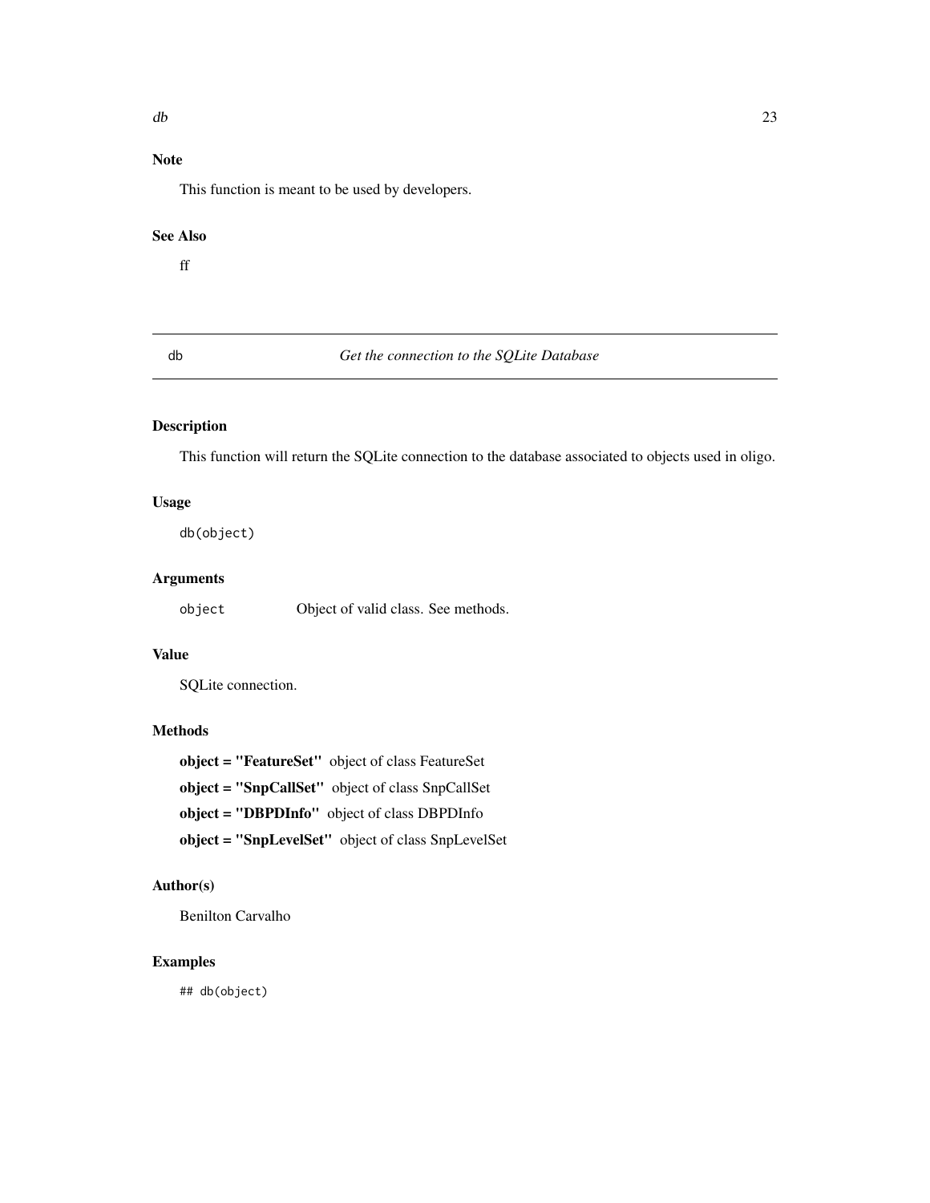## Note

This function is meant to be used by developers.

## See Also

ff

---

# db — *Get the connection to the SQLite Database*

## Description

This function will return the SQLite connection to the database associated to objects used in oligo.

## Usage

```
db(object)
```

## Arguments

`object` Object of valid class. See methods.

## Value

SQLite connection.

## Methods

**object = "FeatureSet"** object of class FeatureSet

**object = "SnpCallSet"** object of class SnpCallSet

**object = "DBPDInfo"** object of class DBPDInfo

**object = "SnpLevelSet"** object of class SnpLevelSet

## Author(s)

Benilton Carvalho

## Examples

```
## db(object)
```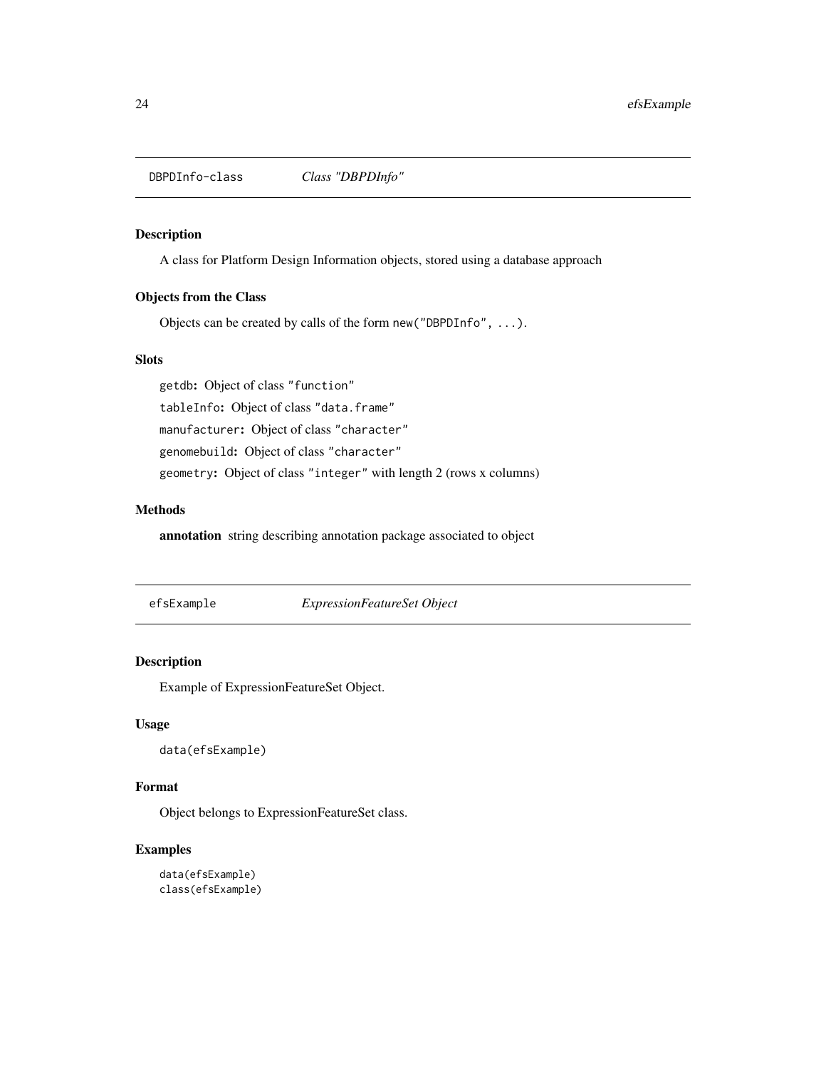## DBPDInfo-class *Class "DBPDInfo"*

### Description

A class for Platform Design Information objects, stored using a database approach

### Objects from the Class

Objects can be created by calls of the form `new("DBPDInfo", ...)`.

### Slots

`getdb`: Object of class `"function"`

`tableInfo`: Object of class `"data.frame"`

`manufacturer`: Object of class `"character"`

`genomebuild`: Object of class `"character"`

`geometry`: Object of class `"integer"` with length 2 (rows x columns)

### Methods

**annotation** string describing annotation package associated to object

## efsExample *ExpressionFeatureSet Object*

### Description

Example of ExpressionFeatureSet Object.

### Usage

```
data(efsExample)
```

### Format

Object belongs to ExpressionFeatureSet class.

### Examples

```
data(efsExample)
class(efsExample)
```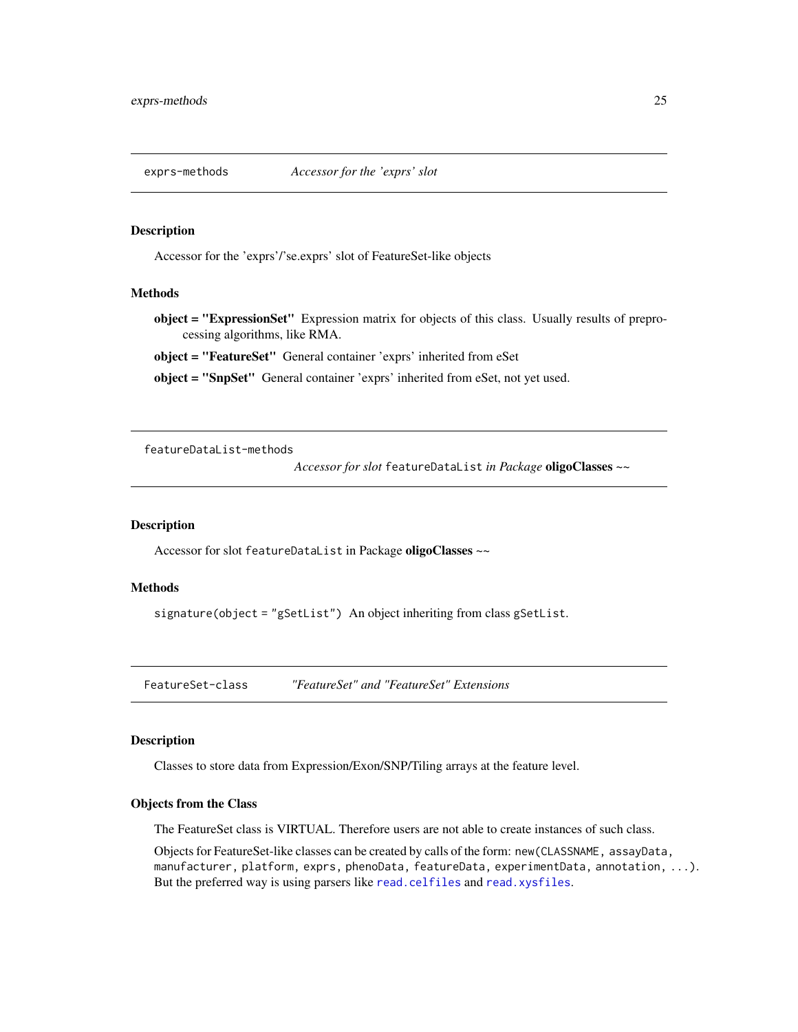## exprs-methods *Accessor for the 'exprs' slot*

### Description

Accessor for the 'exprs'/'se.exprs' slot of FeatureSet-like objects

### Methods

**object = "ExpressionSet"** Expression matrix for objects of this class. Usually results of preprocessing algorithms, like RMA.

**object = "FeatureSet"** General container 'exprs' inherited from eSet

**object = "SnpSet"** General container 'exprs' inherited from eSet, not yet used.

## featureDataList-methods *Accessor for slot `featureDataList` in Package **oligoClasses** ~~*

### Description

Accessor for slot `featureDataList` in Package **oligoClasses** ~~

### Methods

`signature(object = "gSetList")` An object inheriting from class `gSetList`.

## FeatureSet-class *"FeatureSet" and "FeatureSet" Extensions*

### Description

Classes to store data from Expression/Exon/SNP/Tiling arrays at the feature level.

### Objects from the Class

The FeatureSet class is VIRTUAL. Therefore users are not able to create instances of such class.

Objects for FeatureSet-like classes can be created by calls of the form: `new(CLASSNAME, assayData, manufacturer, platform, exprs, phenoData, featureData, experimentData, annotation, ...)`. But the preferred way is using parsers like `read.celfiles` and `read.xysfiles`.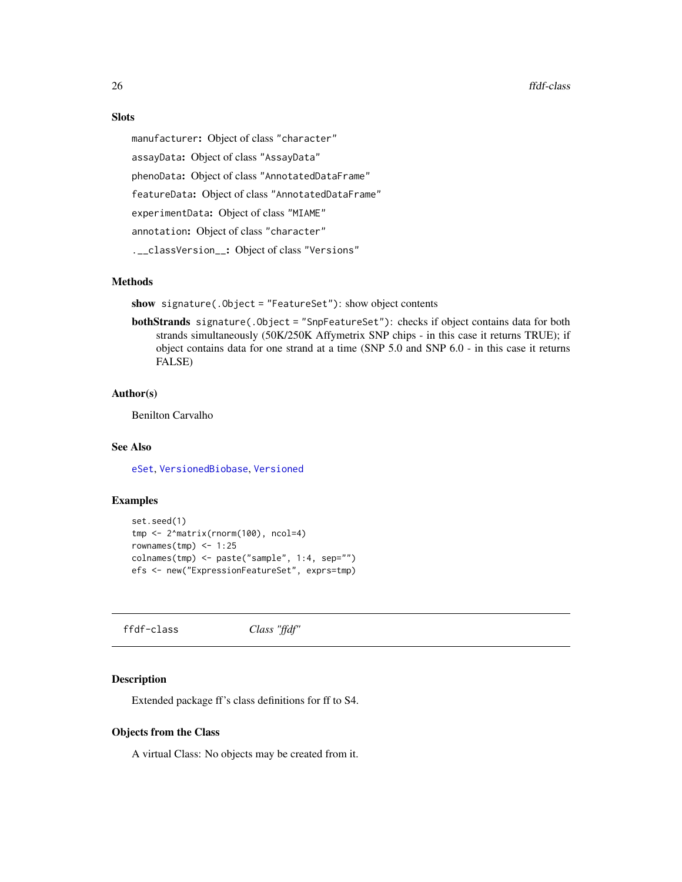### Slots

`manufacturer`: Object of class "character"

`assayData`: Object of class "AssayData"

`phenoData`: Object of class "AnnotatedDataFrame"

`featureData`: Object of class "AnnotatedDataFrame"

`experimentData`: Object of class "MIAME"

`annotation`: Object of class "character"

`.__classVersion__`: Object of class "Versions"

### Methods

**show** `signature(.Object = "FeatureSet")`: show object contents

**bothStrands** `signature(.Object = "SnpFeatureSet")`: checks if object contains data for both strands simultaneously (50K/250K Affymetrix SNP chips - in this case it returns TRUE); if object contains data for one strand at a time (SNP 5.0 and SNP 6.0 - in this case it returns FALSE)

### Author(s)

Benilton Carvalho

### See Also

eSet, VersionedBiobase, Versioned

### Examples

```
set.seed(1)
tmp <- 2^matrix(rnorm(100), ncol=4)
rownames(tmp) <- 1:25
colnames(tmp) <- paste("sample", 1:4, sep="")
efs <- new("ExpressionFeatureSet", exprs=tmp)
```

---

## ffdf-class — *Class "ffdf"*

### Description

Extended package ff's class definitions for ff to S4.

### Objects from the Class

A virtual Class: No objects may be created from it.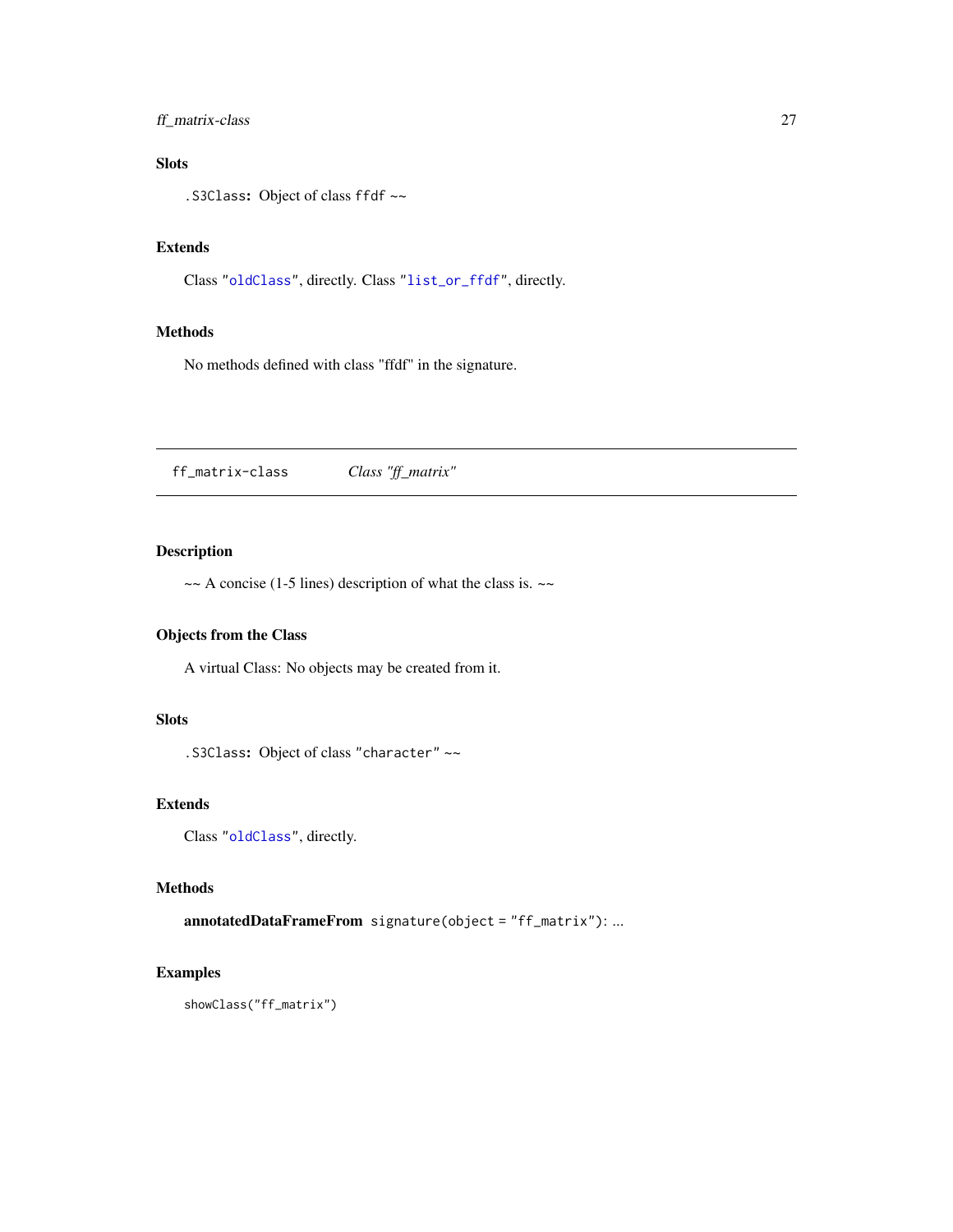### Slots

`.S3Class`: Object of class `ffdf` ~~

### Extends

Class "`oldClass`", directly. Class "`list_or_ffdf`", directly.

### Methods

No methods defined with class "ffdf" in the signature.

---

## ff_matrix-class — *Class "ff_matrix"*

---

### Description

~~ A concise (1-5 lines) description of what the class is. ~~

### Objects from the Class

A virtual Class: No objects may be created from it.

### Slots

`.S3Class`: Object of class `"character"` ~~

### Extends

Class "`oldClass`", directly.

### Methods

**annotatedDataFrameFrom** `signature(object = "ff_matrix")`: ...

### Examples

```
showClass("ff_matrix")
```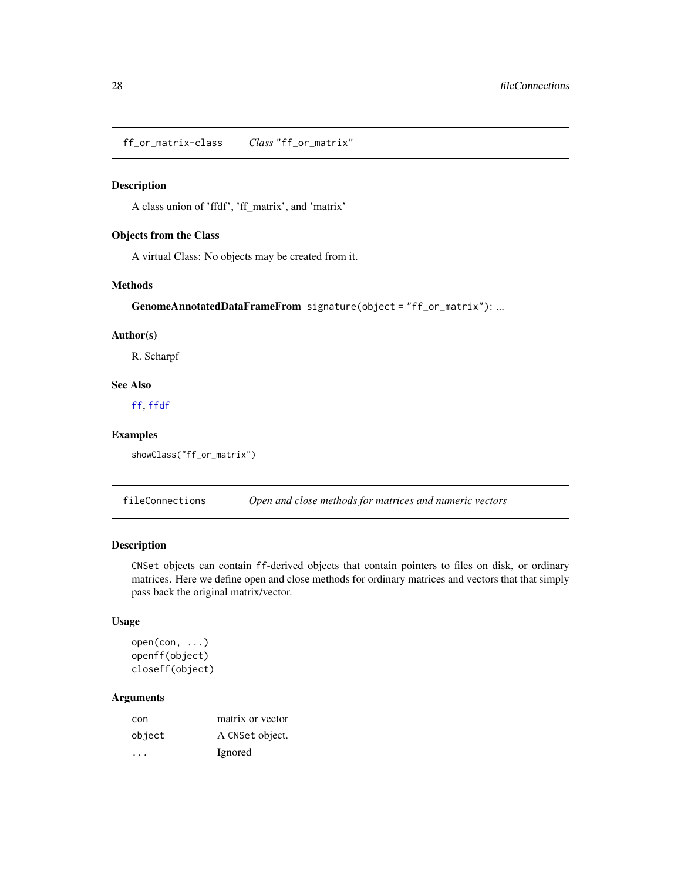## ff_or_matrix-class    *Class* "ff_or_matrix"

### Description

A class union of 'ffdf', 'ff_matrix', and 'matrix'

### Objects from the Class

A virtual Class: No objects may be created from it.

### Methods

**GenomeAnnotatedDataFrameFrom** `signature(object = "ff_or_matrix")`: ...

### Author(s)

R. Scharpf

### See Also

`ff`, `ffdf`

### Examples

```
showClass("ff_or_matrix")
```

## fileConnections    *Open and close methods for matrices and numeric vectors*

### Description

`CNSet` objects can contain `ff`-derived objects that contain pointers to files on disk, or ordinary matrices. Here we define open and close methods for ordinary matrices and vectors that that simply pass back the original matrix/vector.

### Usage

```
open(con, ...)
openff(object)
closeff(object)
```

### Arguments

| | |
|---|---|
| `con` | matrix or vector |
| `object` | A `CNSet` object. |
| `...` | Ignored |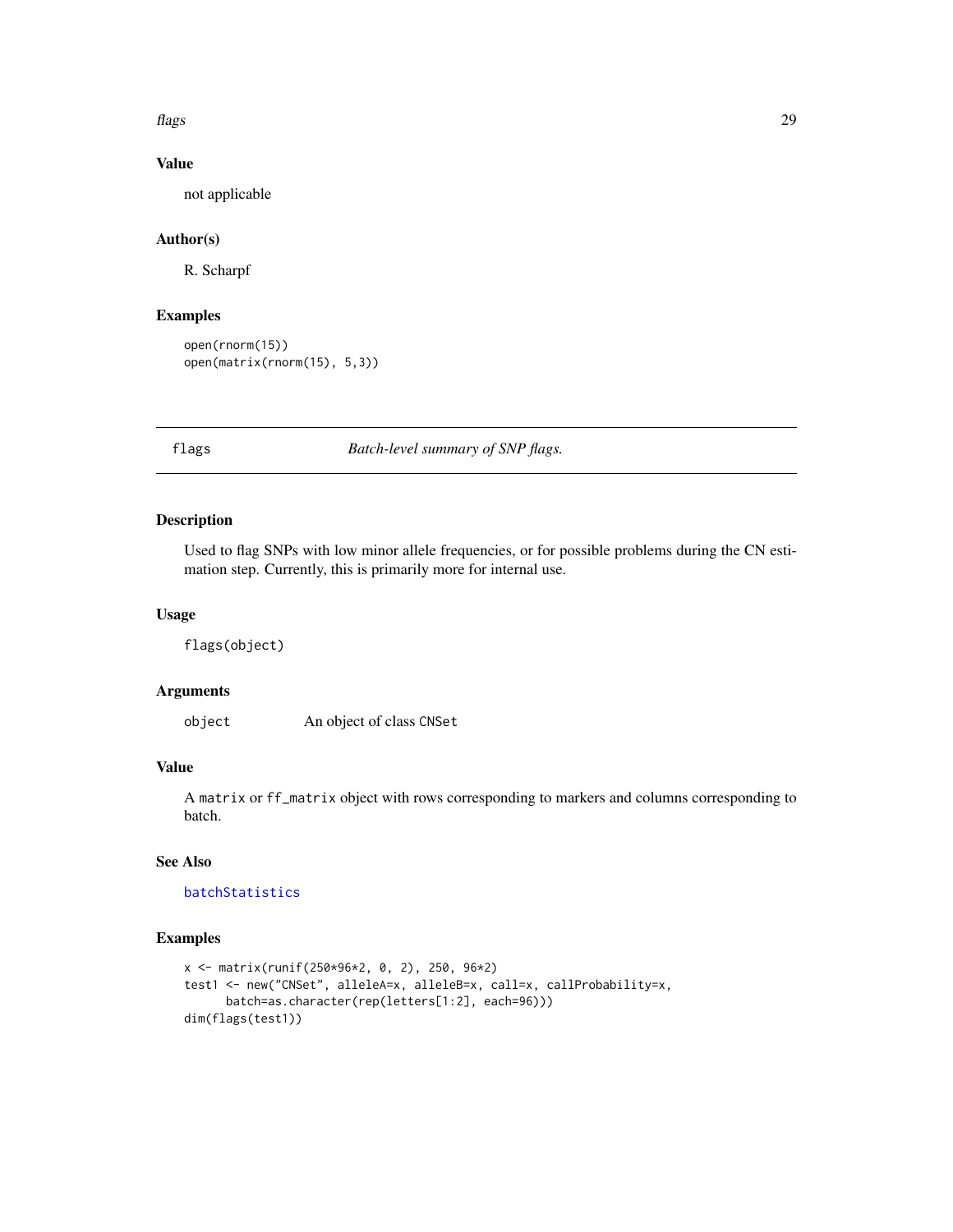### Value

not applicable

### Author(s)

R. Scharpf

### Examples

```
open(rnorm(15))
open(matrix(rnorm(15), 5,3))
```

---

## flags — *Batch-level summary of SNP flags.*

---

### Description

Used to flag SNPs with low minor allele frequencies, or for possible problems during the CN estimation step. Currently, this is primarily more for internal use.

### Usage

```
flags(object)
```

### Arguments

| | |
|---|---|
| `object` | An object of class `CNSet` |

### Value

A `matrix` or `ff_matrix` object with rows corresponding to markers and columns corresponding to batch.

### See Also

`batchStatistics`

### Examples

```
x <- matrix(runif(250*96*2, 0, 2), 250, 96*2)
test1 <- new("CNSet", alleleA=x, alleleB=x, call=x, callProbability=x,
      batch=as.character(rep(letters[1:2], each=96)))
dim(flags(test1))
```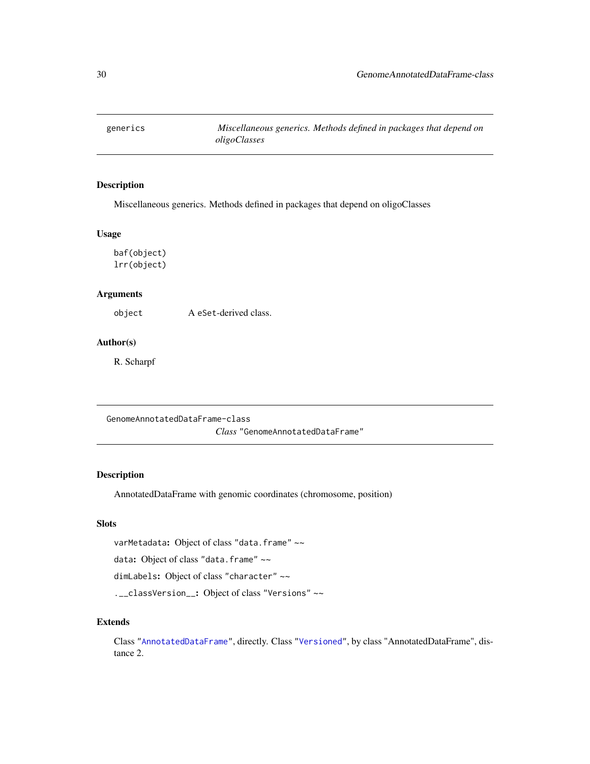## generics — *Miscellaneous generics. Methods defined in packages that depend on oligoClasses*

### Description

Miscellaneous generics. Methods defined in packages that depend on oligoClasses

### Usage

```
baf(object)
lrr(object)
```

### Arguments

| | |
|---|---|
| `object` | A `eSet`-derived class. |

### Author(s)

R. Scharpf

## GenomeAnnotatedDataFrame-class — *Class* "GenomeAnnotatedDataFrame"

### Description

AnnotatedDataFrame with genomic coordinates (chromosome, position)

### Slots

`varMetadata`**:** Object of class `"data.frame"` ~~

`data`**:** Object of class `"data.frame"` ~~

`dimLabels`**:** Object of class `"character"` ~~

`.__classVersion__`**:** Object of class `"Versions"` ~~

### Extends

Class "`AnnotatedDataFrame`", directly. Class "`Versioned`", by class "AnnotatedDataFrame", distance 2.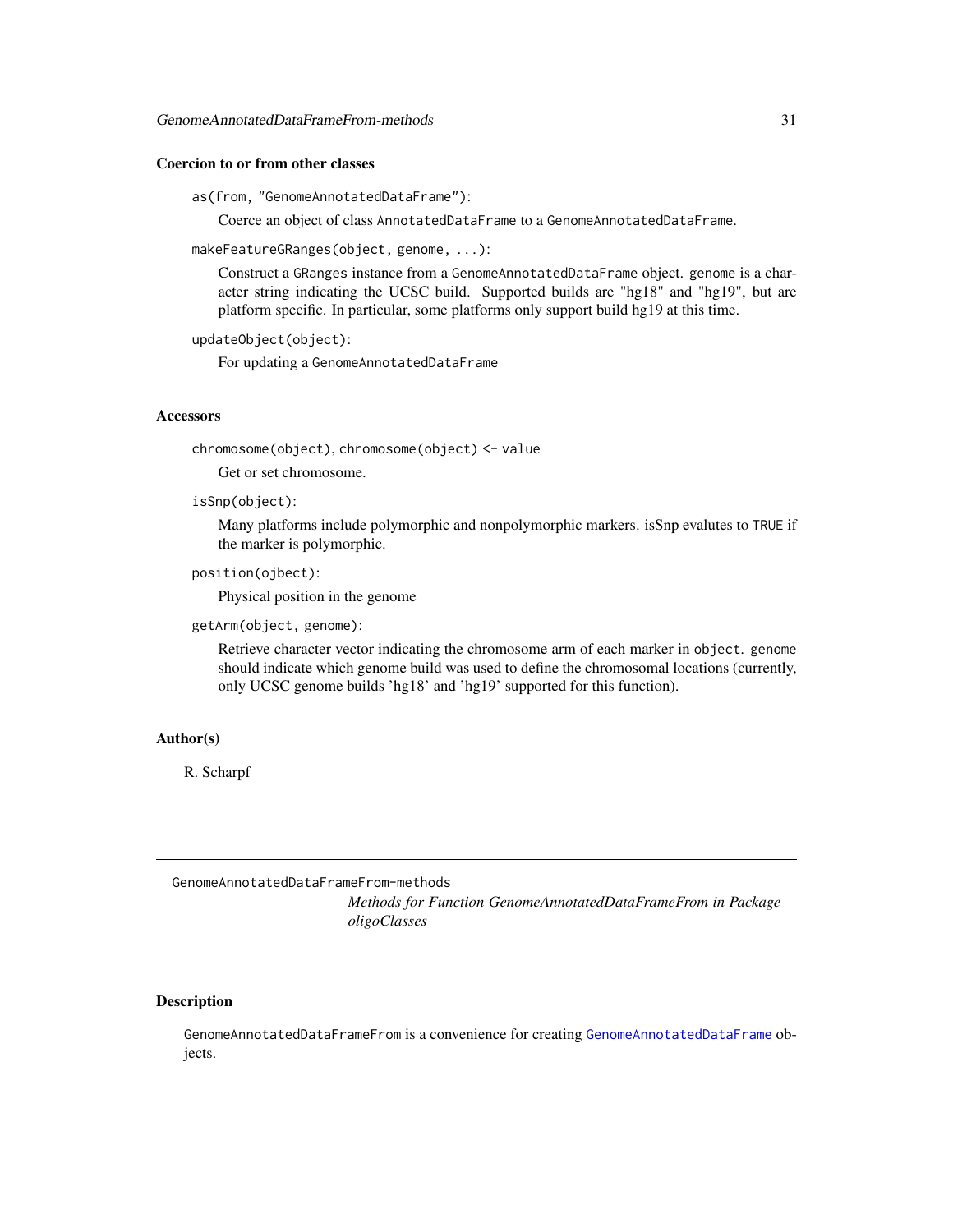### Coercion to or from other classes

`as(from, "GenomeAnnotatedDataFrame")`:
: Coerce an object of class `AnnotatedDataFrame` to a `GenomeAnnotatedDataFrame`.

`makeFeatureGRanges(object, genome, ...)`:
: Construct a `GRanges` instance from a `GenomeAnnotatedDataFrame` object. `genome` is a character string indicating the UCSC build. Supported builds are "hg18" and "hg19", but are platform specific. In particular, some platforms only support build hg19 at this time.

`updateObject(object)`:
: For updating a `GenomeAnnotatedDataFrame`

### Accessors

`chromosome(object)`, `chromosome(object) <- value`
: Get or set chromosome.

`isSnp(object)`:
: Many platforms include polymorphic and nonpolymorphic markers. isSnp evalutes to `TRUE` if the marker is polymorphic.

`position(ojbect)`:
: Physical position in the genome

`getArm(object, genome)`:
: Retrieve character vector indicating the chromosome arm of each marker in `object`. `genome` should indicate which genome build was used to define the chromosomal locations (currently, only UCSC genome builds 'hg18' and 'hg19' supported for this function).

### Author(s)

R. Scharpf

---

## GenomeAnnotatedDataFrameFrom-methods

*Methods for Function GenomeAnnotatedDataFrameFrom in Package oligoClasses*

---

### Description

`GenomeAnnotatedDataFrameFrom` is a convenience for creating `GenomeAnnotatedDataFrame` objects.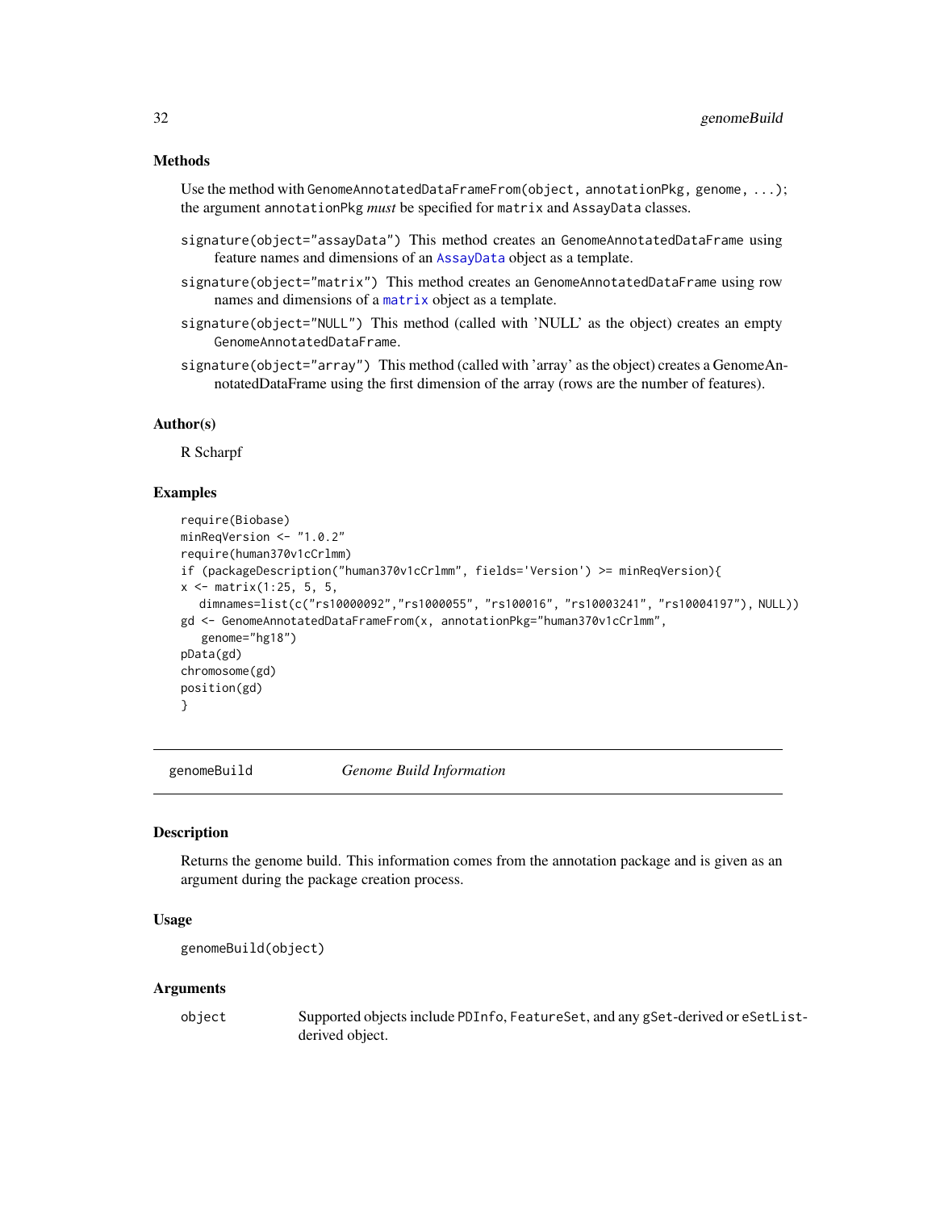### Methods

Use the method with `GenomeAnnotatedDataFrameFrom(object, annotationPkg, genome, ...)`; the argument `annotationPkg` *must* be specified for `matrix` and `AssayData` classes.

`signature(object="assayData")` This method creates an `GenomeAnnotatedDataFrame` using feature names and dimensions of an `AssayData` object as a template.

`signature(object="matrix")` This method creates an `GenomeAnnotatedDataFrame` using row names and dimensions of a `matrix` object as a template.

`signature(object="NULL")` This method (called with 'NULL' as the object) creates an empty `GenomeAnnotatedDataFrame`.

`signature(object="array")` This method (called with 'array' as the object) creates a GenomeAnnotatedDataFrame using the first dimension of the array (rows are the number of features).

### Author(s)

R Scharpf

### Examples

```
require(Biobase)
minReqVersion <- "1.0.2"
require(human370v1cCrlmm)
if (packageDescription("human370v1cCrlmm", fields='Version') >= minReqVersion){
x <- matrix(1:25, 5, 5,
   dimnames=list(c("rs10000092","rs1000055", "rs100016", "rs10003241", "rs10004197"), NULL))
gd <- GenomeAnnotatedDataFrameFrom(x, annotationPkg="human370v1cCrlmm",
    genome="hg18")
pData(gd)
chromosome(gd)
position(gd)
}
```

---

## genomeBuild &nbsp;&nbsp;&nbsp;&nbsp; *Genome Build Information*

---

### Description

Returns the genome build. This information comes from the annotation package and is given as an argument during the package creation process.

### Usage

```
genomeBuild(object)
```

### Arguments

| | |
|---|---|
| `object` | Supported objects include `PDInfo`, `FeatureSet`, and any `gSet`-derived or `eSetList`-derived object. |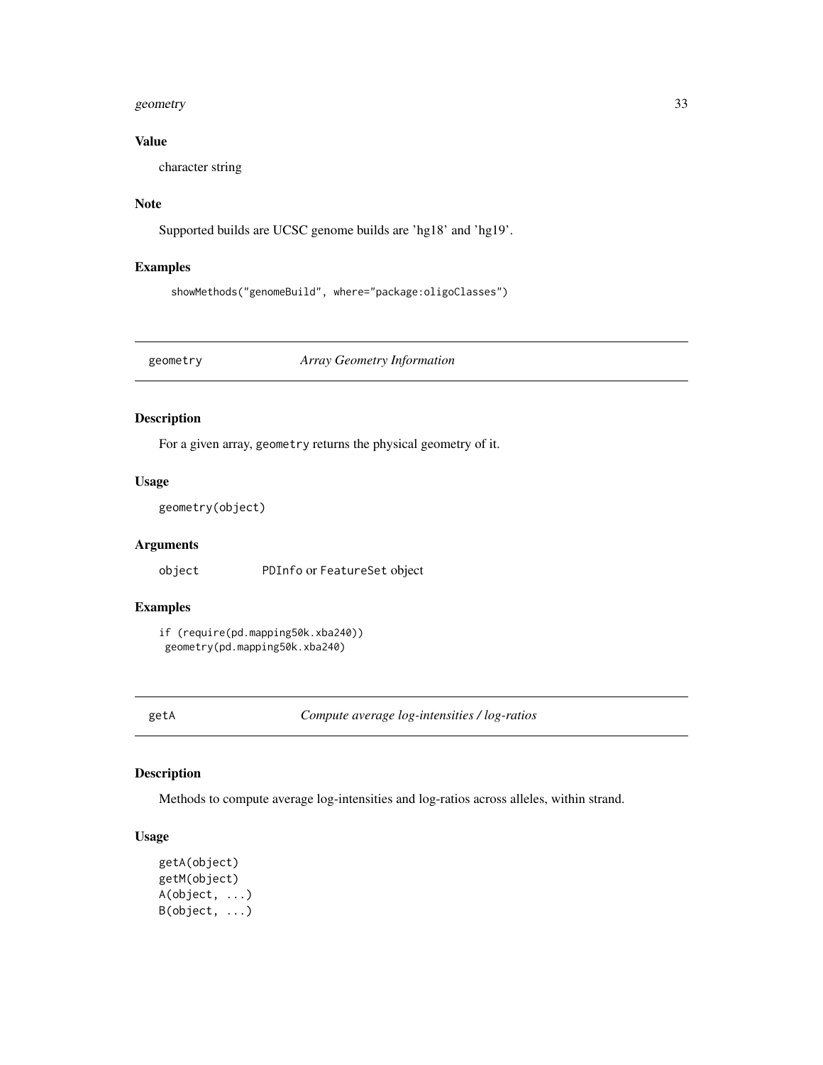### Value

character string

### Note

Supported builds are UCSC genome builds are 'hg18' and 'hg19'.

### Examples

```
showMethods("genomeBuild", where="package:oligoClasses")
```

---

## geometry — *Array Geometry Information*

### Description

For a given array, geometry returns the physical geometry of it.

### Usage

```
geometry(object)
```

### Arguments

| | |
|---|---|
| object | PDInfo or FeatureSet object |

### Examples

```
if (require(pd.mapping50k.xba240))
 geometry(pd.mapping50k.xba240)
```

---

## getA — *Compute average log-intensities / log-ratios*

### Description

Methods to compute average log-intensities and log-ratios across alleles, within strand.

### Usage

```
getA(object)
getM(object)
A(object, ...)
B(object, ...)
```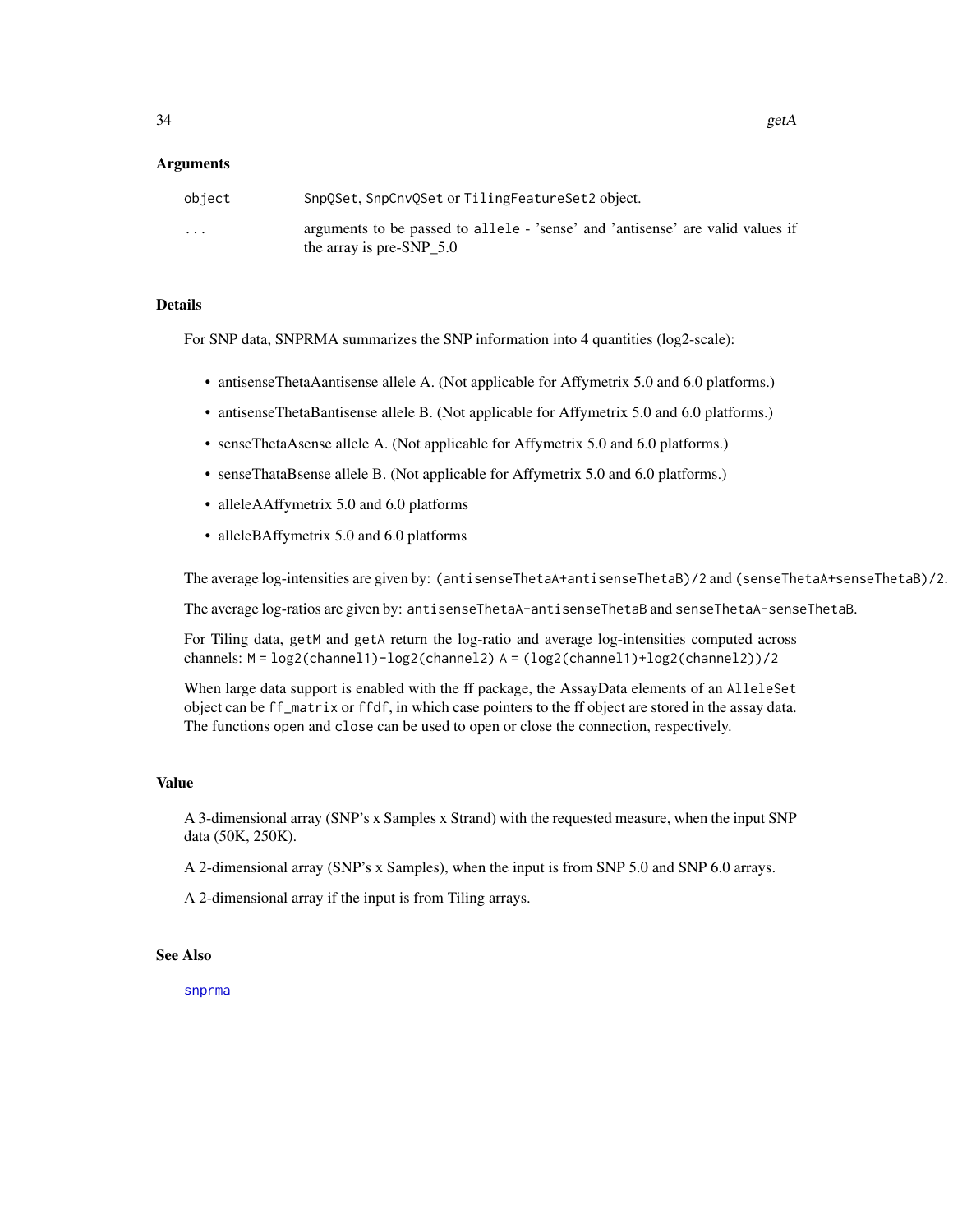### Arguments

| | |
|---|---|
| object | SnpQSet, SnpCnvQSet or TilingFeatureSet2 object. |
| ... | arguments to be passed to allele - 'sense' and 'antisense' are valid values if the array is pre-SNP_5.0 |

### Details

For SNP data, SNPRMA summarizes the SNP information into 4 quantities (log2-scale):

- antisenseThetaAantisense allele A. (Not applicable for Affymetrix 5.0 and 6.0 platforms.)
- antisenseThetaBantisense allele B. (Not applicable for Affymetrix 5.0 and 6.0 platforms.)
- senseThetaAsense allele A. (Not applicable for Affymetrix 5.0 and 6.0 platforms.)
- senseThataBsense allele B. (Not applicable for Affymetrix 5.0 and 6.0 platforms.)
- alleleAAffymetrix 5.0 and 6.0 platforms
- alleleBAffymetrix 5.0 and 6.0 platforms

The average log-intensities are given by: `(antisenseThetaA+antisenseThetaB)/2` and `(senseThetaA+senseThetaB)/2`.

The average log-ratios are given by: `antisenseThetaA-antisenseThetaB` and `senseThetaA-senseThetaB`.

For Tiling data, `getM` and `getA` return the log-ratio and average log-intensities computed across channels: `M = log2(channel1)-log2(channel2)` `A = (log2(channel1)+log2(channel2))/2`

When large data support is enabled with the ff package, the AssayData elements of an `AlleleSet` object can be `ff_matrix` or `ffdf`, in which case pointers to the ff object are stored in the assay data. The functions `open` and `close` can be used to open or close the connection, respectively.

### Value

A 3-dimensional array (SNP's x Samples x Strand) with the requested measure, when the input SNP data (50K, 250K).

A 2-dimensional array (SNP's x Samples), when the input is from SNP 5.0 and SNP 6.0 arrays.

A 2-dimensional array if the input is from Tiling arrays.

### See Also

snprma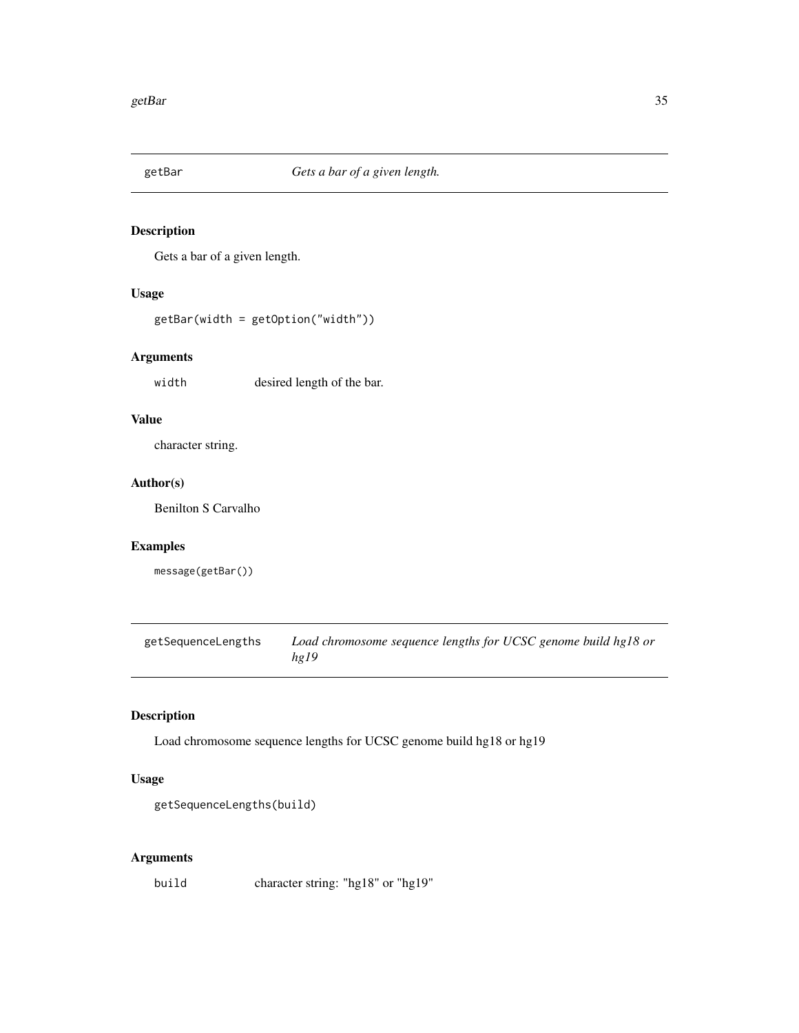## getBar — *Gets a bar of a given length.*

### Description

Gets a bar of a given length.

### Usage

```
getBar(width = getOption("width"))
```

### Arguments

| | |
|---|---|
| `width` | desired length of the bar. |

### Value

character string.

### Author(s)

Benilton S Carvalho

### Examples

```
message(getBar())
```

## getSequenceLengths — *Load chromosome sequence lengths for UCSC genome build hg18 or hg19*

### Description

Load chromosome sequence lengths for UCSC genome build hg18 or hg19

### Usage

```
getSequenceLengths(build)
```

### Arguments

| | |
|---|---|
| `build` | character string: "hg18" or "hg19" |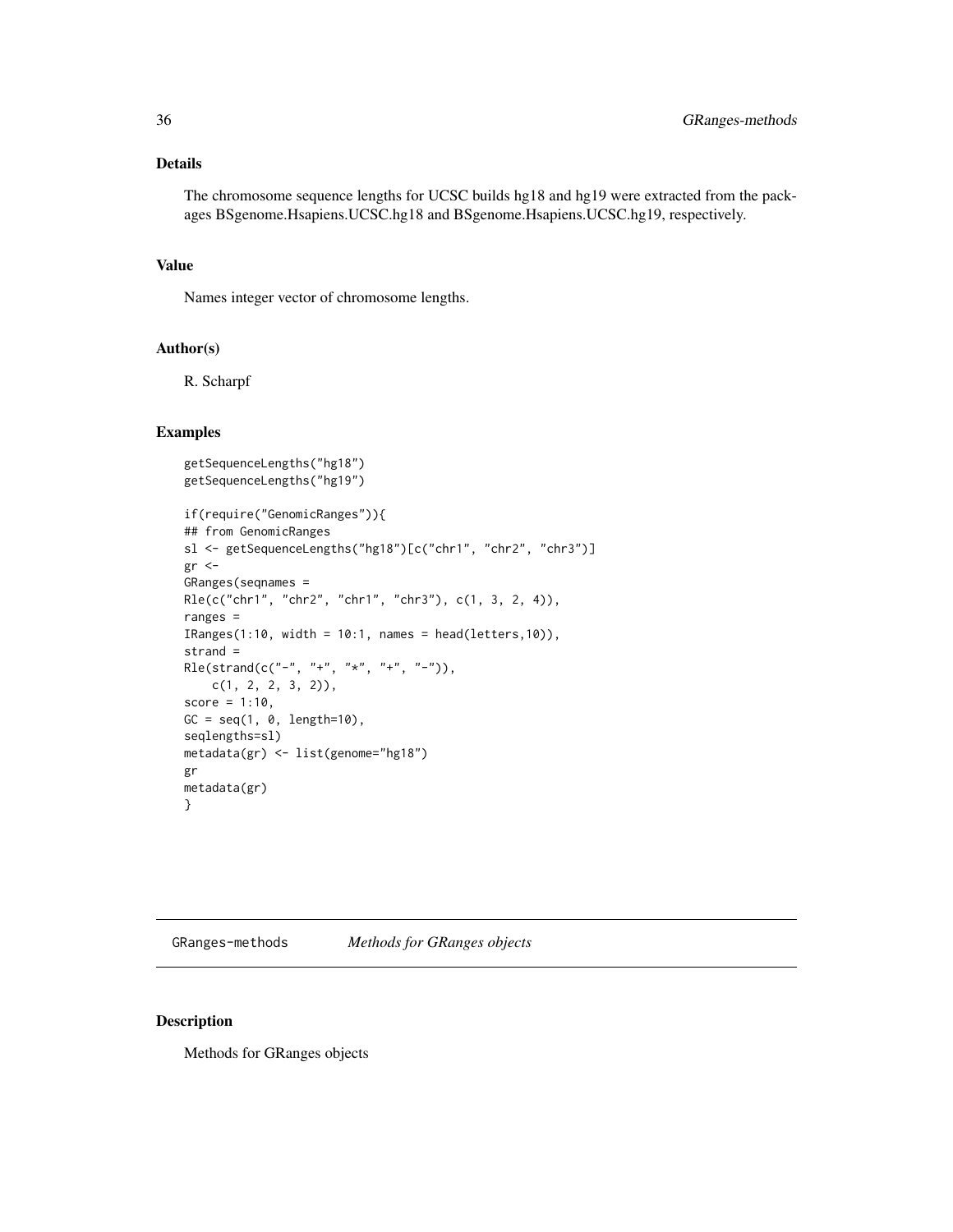## Details

The chromosome sequence lengths for UCSC builds hg18 and hg19 were extracted from the packages BSgenome.Hsapiens.UCSC.hg18 and BSgenome.Hsapiens.UCSC.hg19, respectively.

## Value

Names integer vector of chromosome lengths.

## Author(s)

R. Scharpf

## Examples

```
getSequenceLengths("hg18")
getSequenceLengths("hg19")

if(require("GenomicRanges")){
## from GenomicRanges
sl <- getSequenceLengths("hg18")[c("chr1", "chr2", "chr3")]
gr <-
GRanges(seqnames =
Rle(c("chr1", "chr2", "chr1", "chr3"), c(1, 3, 2, 4)),
ranges =
IRanges(1:10, width = 10:1, names = head(letters,10)),
strand =
Rle(strand(c("-", "+", "*", "+", "-")),
    c(1, 2, 2, 3, 2)),
score = 1:10,
GC = seq(1, 0, length=10),
seqlengths=sl)
metadata(gr) <- list(genome="hg18")
gr
metadata(gr)
}
```

---

# GRanges-methods *Methods for GRanges objects*

## Description

Methods for GRanges objects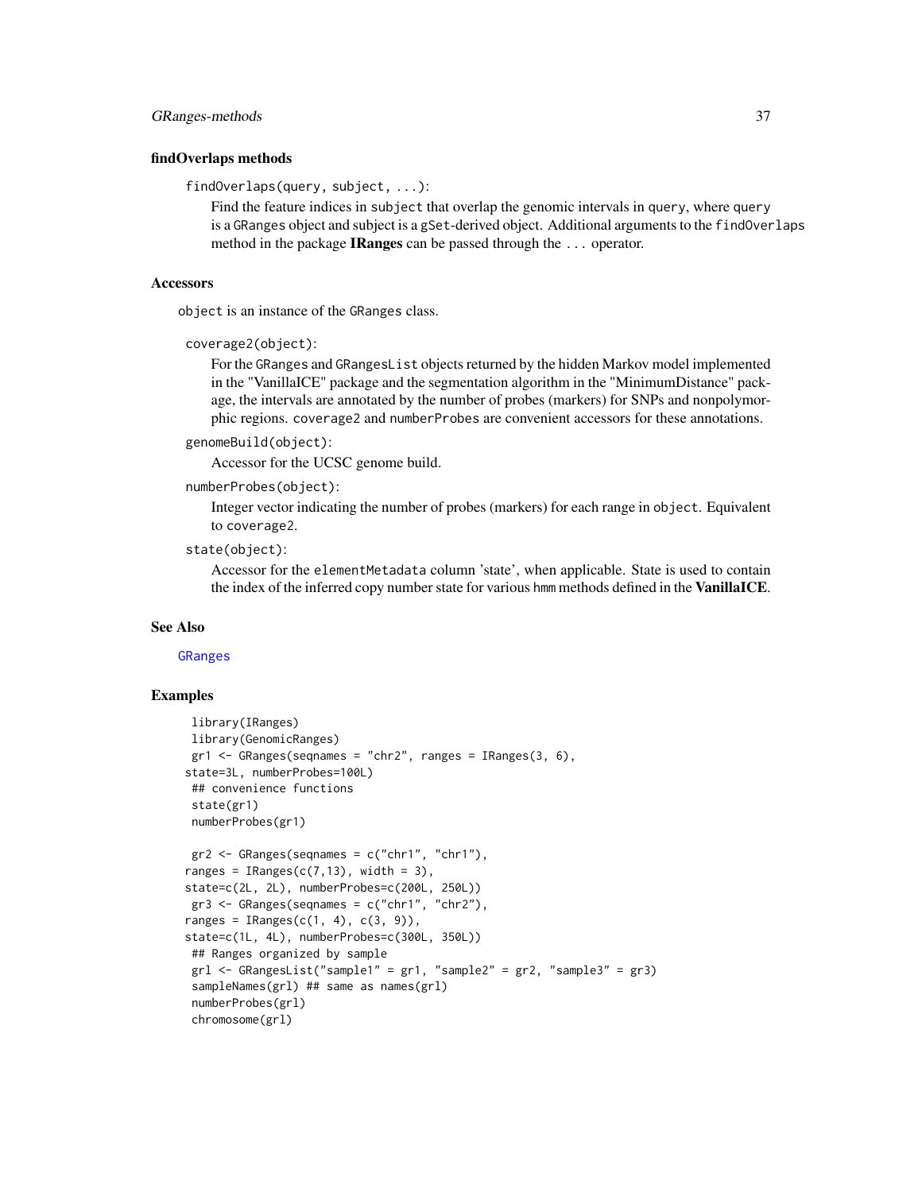### findOverlaps methods

`findOverlaps(query, subject, ...)`:
: Find the feature indices in `subject` that overlap the genomic intervals in `query`, where `query` is a `GRanges` object and subject is a `gSet`-derived object. Additional arguments to the `findOverlaps` method in the package **IRanges** can be passed through the `...` operator.

### Accessors

`object` is an instance of the `GRanges` class.

`coverage2(object)`:
: For the `GRanges` and `GRangesList` objects returned by the hidden Markov model implemented in the "VanillaICE" package and the segmentation algorithm in the "MinimumDistance" package, the intervals are annotated by the number of probes (markers) for SNPs and nonpolymorphic regions. `coverage2` and `numberProbes` are convenient accessors for these annotations.

`genomeBuild(object)`:
: Accessor for the UCSC genome build.

`numberProbes(object)`:
: Integer vector indicating the number of probes (markers) for each range in `object`. Equivalent to `coverage2`.

`state(object)`:
: Accessor for the `elementMetadata` column 'state', when applicable. State is used to contain the index of the inferred copy number state for various `hmm` methods defined in the **VanillaICE**.

### See Also

`GRanges`

### Examples

```
 library(IRanges)
 library(GenomicRanges)
 gr1 <- GRanges(seqnames = "chr2", ranges = IRanges(3, 6),
state=3L, numberProbes=100L)
 ## convenience functions
 state(gr1)
 numberProbes(gr1)

 gr2 <- GRanges(seqnames = c("chr1", "chr1"),
ranges = IRanges(c(7,13), width = 3),
state=c(2L, 2L), numberProbes=c(200L, 250L))
 gr3 <- GRanges(seqnames = c("chr1", "chr2"),
ranges = IRanges(c(1, 4), c(3, 9)),
state=c(1L, 4L), numberProbes=c(300L, 350L))
 ## Ranges organized by sample
 grl <- GRangesList("sample1" = gr1, "sample2" = gr2, "sample3" = gr3)
 sampleNames(grl) ## same as names(grl)
 numberProbes(grl)
 chromosome(grl)
```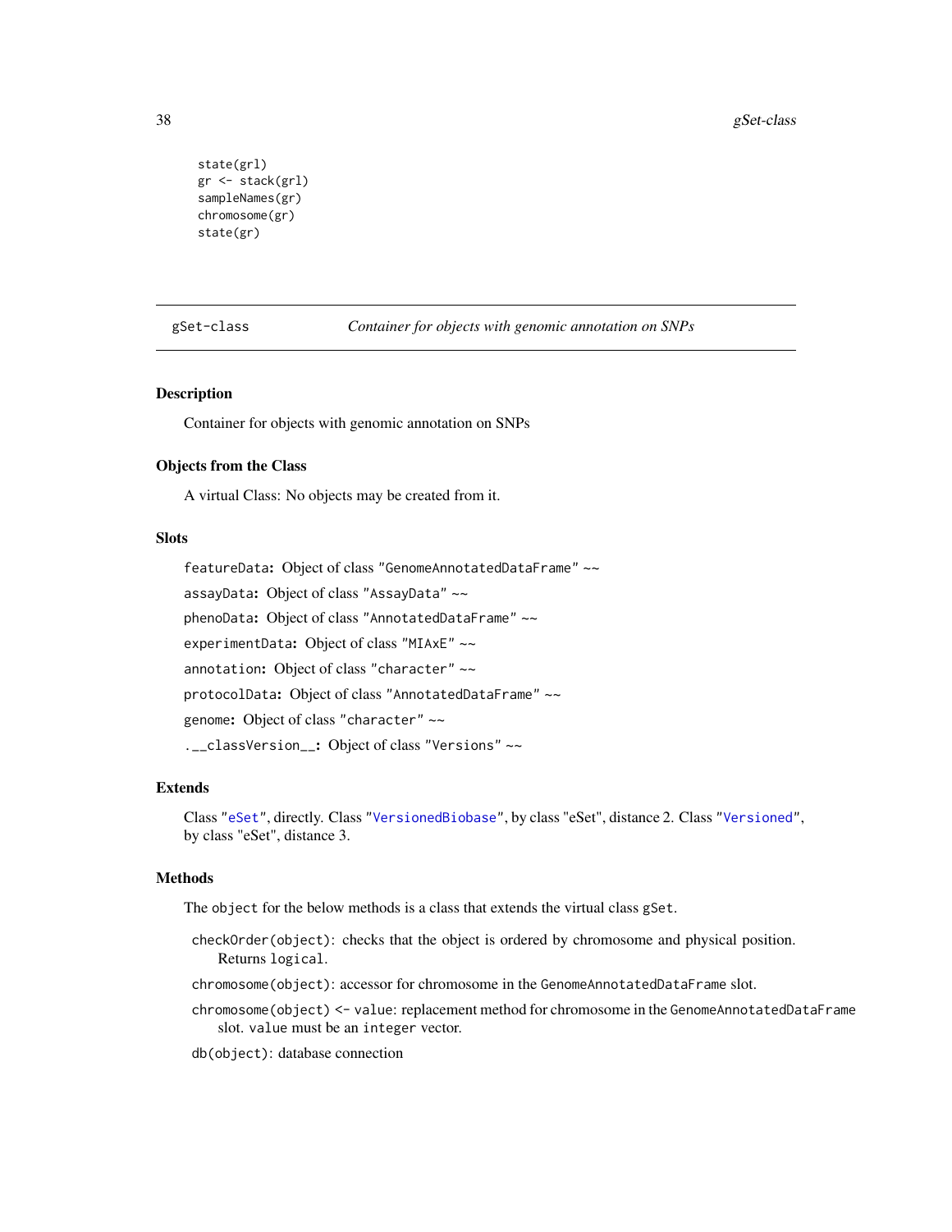```
state(grl)
gr <- stack(grl)
sampleNames(gr)
chromosome(gr)
state(gr)
```

---

## gSet-class *Container for objects with genomic annotation on SNPs*

---

### Description

Container for objects with genomic annotation on SNPs

### Objects from the Class

A virtual Class: No objects may be created from it.

### Slots

`featureData`**:** Object of class `"GenomeAnnotatedDataFrame"` ~~

`assayData`**:** Object of class `"AssayData"` ~~

`phenoData`**:** Object of class `"AnnotatedDataFrame"` ~~

`experimentData`**:** Object of class `"MIAxE"` ~~

`annotation`**:** Object of class `"character"` ~~

`protocolData`**:** Object of class `"AnnotatedDataFrame"` ~~

`genome`**:** Object of class `"character"` ~~

`.__classVersion__`**:** Object of class `"Versions"` ~~

### Extends

Class `"eSet"`, directly. Class `"VersionedBiobase"`, by class "eSet", distance 2. Class `"Versioned"`, by class "eSet", distance 3.

### Methods

The `object` for the below methods is a class that extends the virtual class `gSet`.

`checkOrder(object)`: checks that the object is ordered by chromosome and physical position. Returns `logical`.

`chromosome(object)`: accessor for chromosome in the `GenomeAnnotatedDataFrame` slot.

`chromosome(object) <- value`: replacement method for chromosome in the `GenomeAnnotatedDataFrame` slot. `value` must be an `integer` vector.

`db(object)`: database connection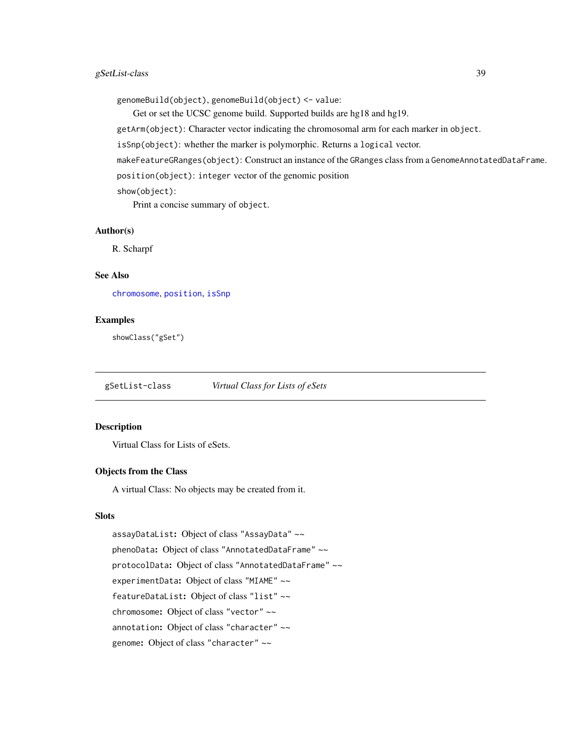`genomeBuild(object)`, `genomeBuild(object) <- value`:
  Get or set the UCSC genome build. Supported builds are hg18 and hg19.

`getArm(object)`: Character vector indicating the chromosomal arm for each marker in `object`.

`isSnp(object)`: whether the marker is polymorphic. Returns a `logical` vector.

`makeFeatureGRanges(object)`: Construct an instance of the `GRanges` class from a `GenomeAnnotatedDataFrame`.

`position(object)`: `integer` vector of the genomic position

`show(object)`:
  Print a concise summary of `object`.

### Author(s)

R. Scharpf

### See Also

`chromosome`, `position`, `isSnp`

### Examples

```
showClass("gSet")
```

---

## gSetList-class    *Virtual Class for Lists of eSets*

---

### Description

Virtual Class for Lists of eSets.

### Objects from the Class

A virtual Class: No objects may be created from it.

### Slots

**`assayDataList`**: Object of class `"AssayData"` ~~

**`phenoData`**: Object of class `"AnnotatedDataFrame"` ~~

**`protocolData`**: Object of class `"AnnotatedDataFrame"` ~~

**`experimentData`**: Object of class `"MIAME"` ~~

**`featureDataList`**: Object of class `"list"` ~~

**`chromosome`**: Object of class `"vector"` ~~

**`annotation`**: Object of class `"character"` ~~

**`genome`**: Object of class `"character"` ~~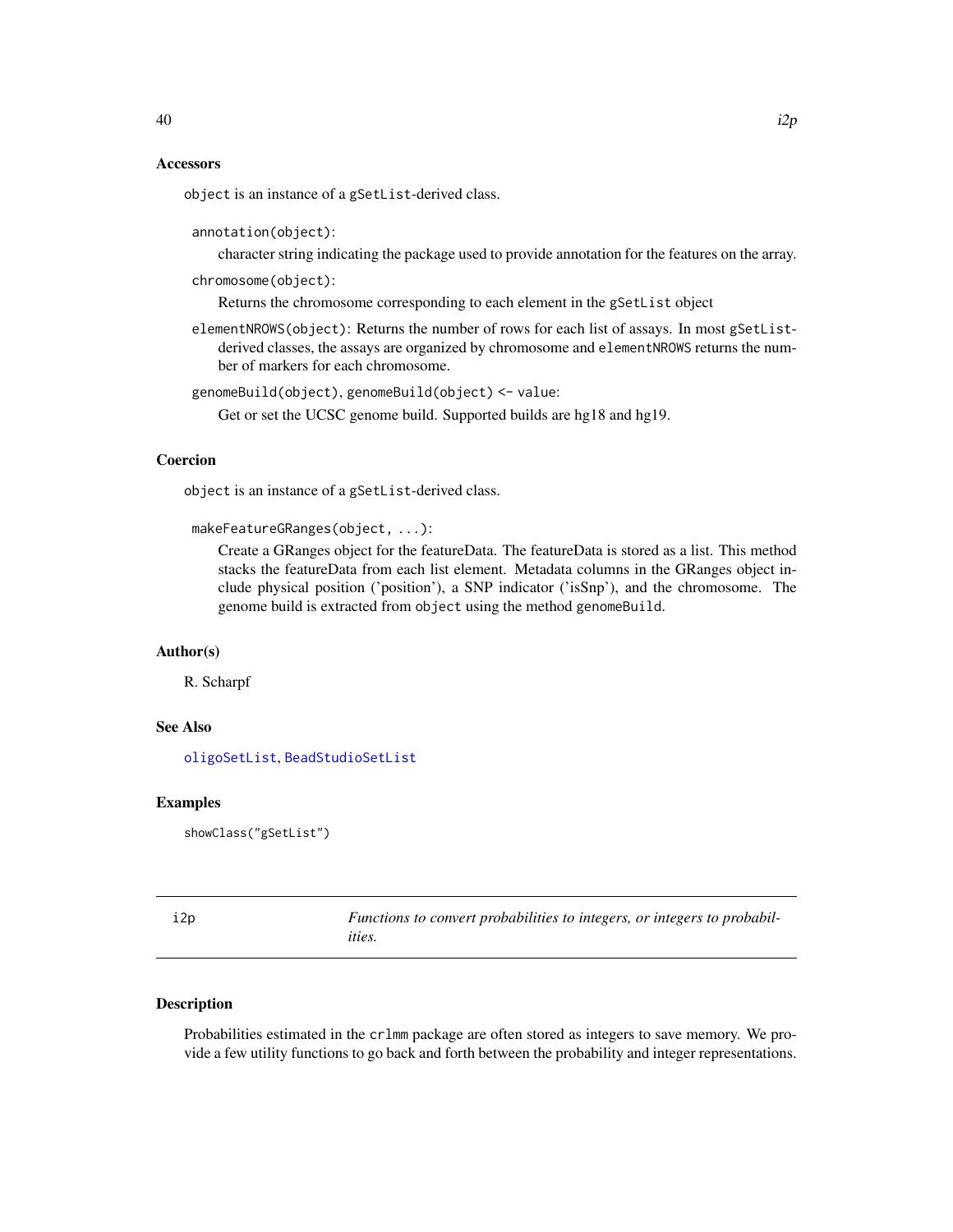### Accessors

`object` is an instance of a `gSetList`-derived class.

`annotation(object)`:
: character string indicating the package used to provide annotation for the features on the array.

`chromosome(object)`:
: Returns the chromosome corresponding to each element in the `gSetList` object

`elementNROWS(object)`: Returns the number of rows for each list of assays. In most `gSetList`-derived classes, the assays are organized by chromosome and `elementNROWS` returns the number of markers for each chromosome.

`genomeBuild(object)`, `genomeBuild(object) <- value`:
: Get or set the UCSC genome build. Supported builds are hg18 and hg19.

### Coercion

`object` is an instance of a `gSetList`-derived class.

`makeFeatureGRanges(object, ...)`:
: Create a GRanges object for the featureData. The featureData is stored as a list. This method stacks the featureData from each list element. Metadata columns in the GRanges object include physical position ('position'), a SNP indicator ('isSnp'), and the chromosome. The genome build is extracted from `object` using the method `genomeBuild`.

### Author(s)

R. Scharpf

### See Also

`oligoSetList`, `BeadStudioSetList`

### Examples

```
showClass("gSetList")
```

---

## i2p — *Functions to convert probabilities to integers, or integers to probabilities.*

---

### Description

Probabilities estimated in the `crlmm` package are often stored as integers to save memory. We provide a few utility functions to go back and forth between the probability and integer representations.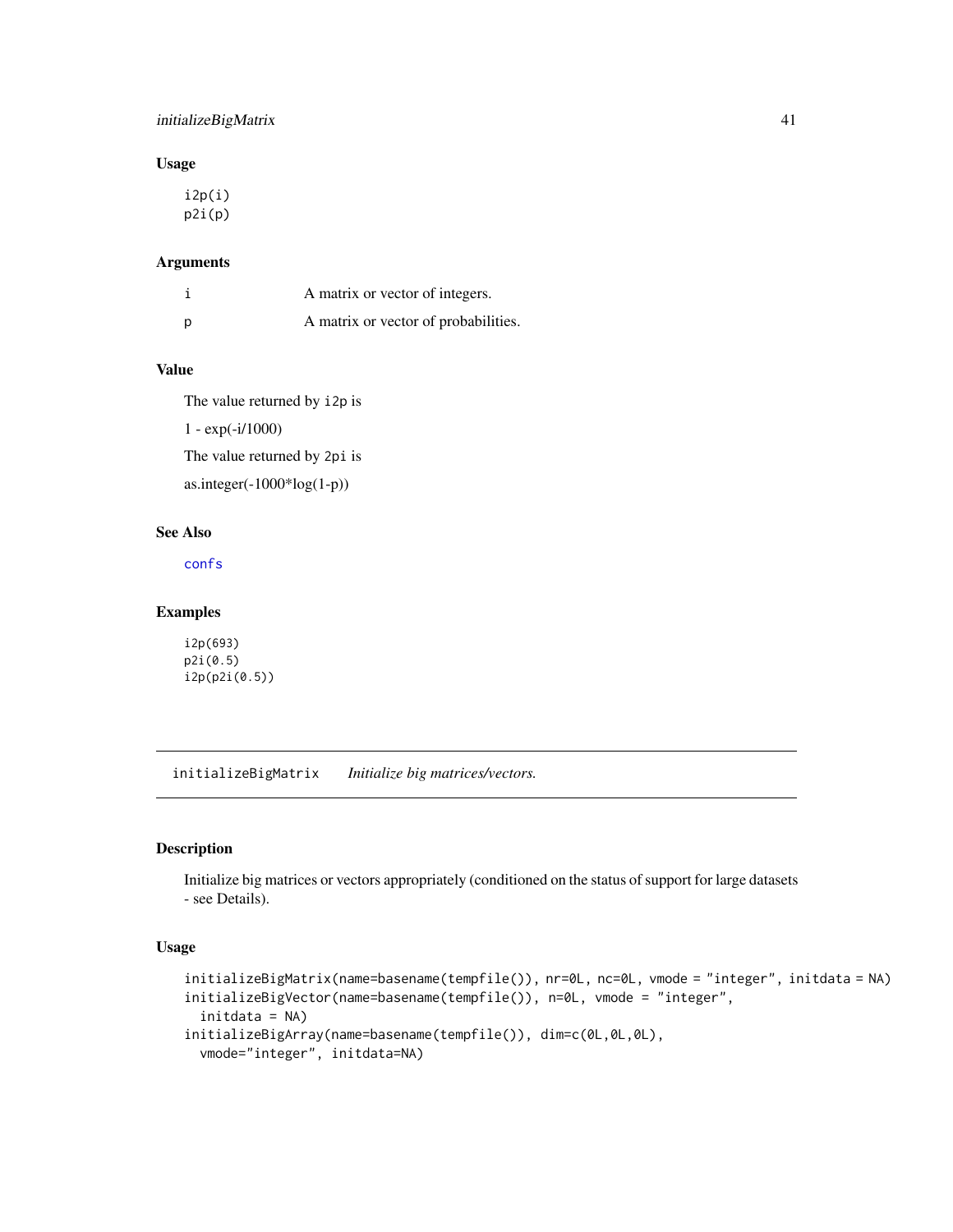### Usage

```
i2p(i)
p2i(p)
```

### Arguments

| | |
|---|---|
| i | A matrix or vector of integers. |
| p | A matrix or vector of probabilities. |

### Value

The value returned by `i2p` is

1 - exp(-i/1000)

The value returned by `2pi` is

as.integer(-1000*log(1-p))

### See Also

`confs`

### Examples

```
i2p(693)
p2i(0.5)
i2p(p2i(0.5))
```

---

## initializeBigMatrix *Initialize big matrices/vectors.*

---

### Description

Initialize big matrices or vectors appropriately (conditioned on the status of support for large datasets - see Details).

### Usage

```
initializeBigMatrix(name=basename(tempfile()), nr=0L, nc=0L, vmode = "integer", initdata = NA)
initializeBigVector(name=basename(tempfile()), n=0L, vmode = "integer",
  initdata = NA)
initializeBigArray(name=basename(tempfile()), dim=c(0L,0L,0L),
  vmode="integer", initdata=NA)
```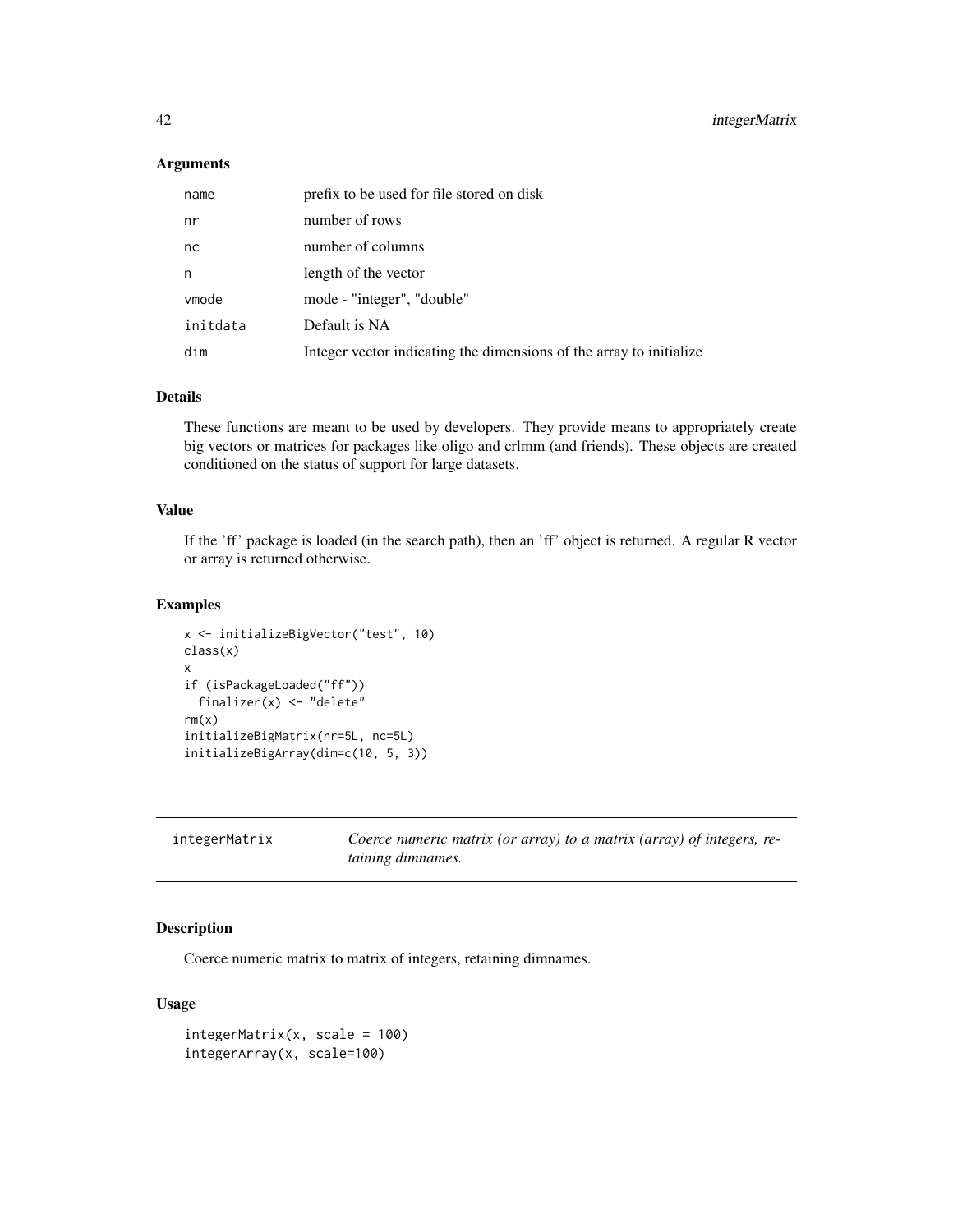### Arguments

| | |
|---|---|
| name | prefix to be used for file stored on disk |
| nr | number of rows |
| nc | number of columns |
| n | length of the vector |
| vmode | mode - "integer", "double" |
| initdata | Default is NA |
| dim | Integer vector indicating the dimensions of the array to initialize |

### Details

These functions are meant to be used by developers. They provide means to appropriately create big vectors or matrices for packages like oligo and crlmm (and friends). These objects are created conditioned on the status of support for large datasets.

### Value

If the 'ff' package is loaded (in the search path), then an 'ff' object is returned. A regular R vector or array is returned otherwise.

### Examples

```
x <- initializeBigVector("test", 10)
class(x)
x
if (isPackageLoaded("ff"))
  finalizer(x) <- "delete"
rm(x)
initializeBigMatrix(nr=5L, nc=5L)
initializeBigArray(dim=c(10, 5, 3))
```

---

## integerMatrix — *Coerce numeric matrix (or array) to a matrix (array) of integers, retaining dimnames.*

---

### Description

Coerce numeric matrix to matrix of integers, retaining dimnames.

### Usage

```
integerMatrix(x, scale = 100)
integerArray(x, scale=100)
```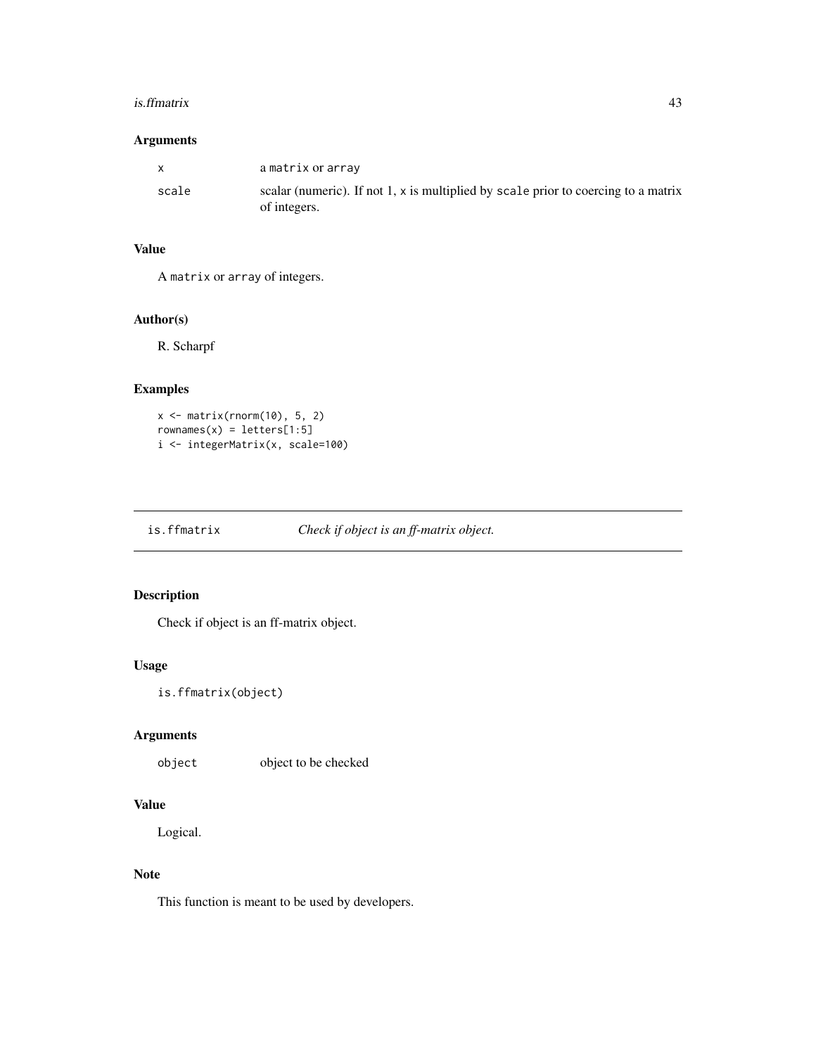### Arguments

| | |
|---|---|
| x | a matrix or array |
| scale | scalar (numeric). If not 1, x is multiplied by scale prior to coercing to a matrix of integers. |

### Value

A matrix or array of integers.

### Author(s)

R. Scharpf

### Examples

```
x <- matrix(rnorm(10), 5, 2)
rownames(x) = letters[1:5]
i <- integerMatrix(x, scale=100)
```

---

## is.ffmatrix *Check if object is an ff-matrix object.*

---

### Description

Check if object is an ff-matrix object.

### Usage

```
is.ffmatrix(object)
```

### Arguments

| | |
|---|---|
| object | object to be checked |

### Value

Logical.

### Note

This function is meant to be used by developers.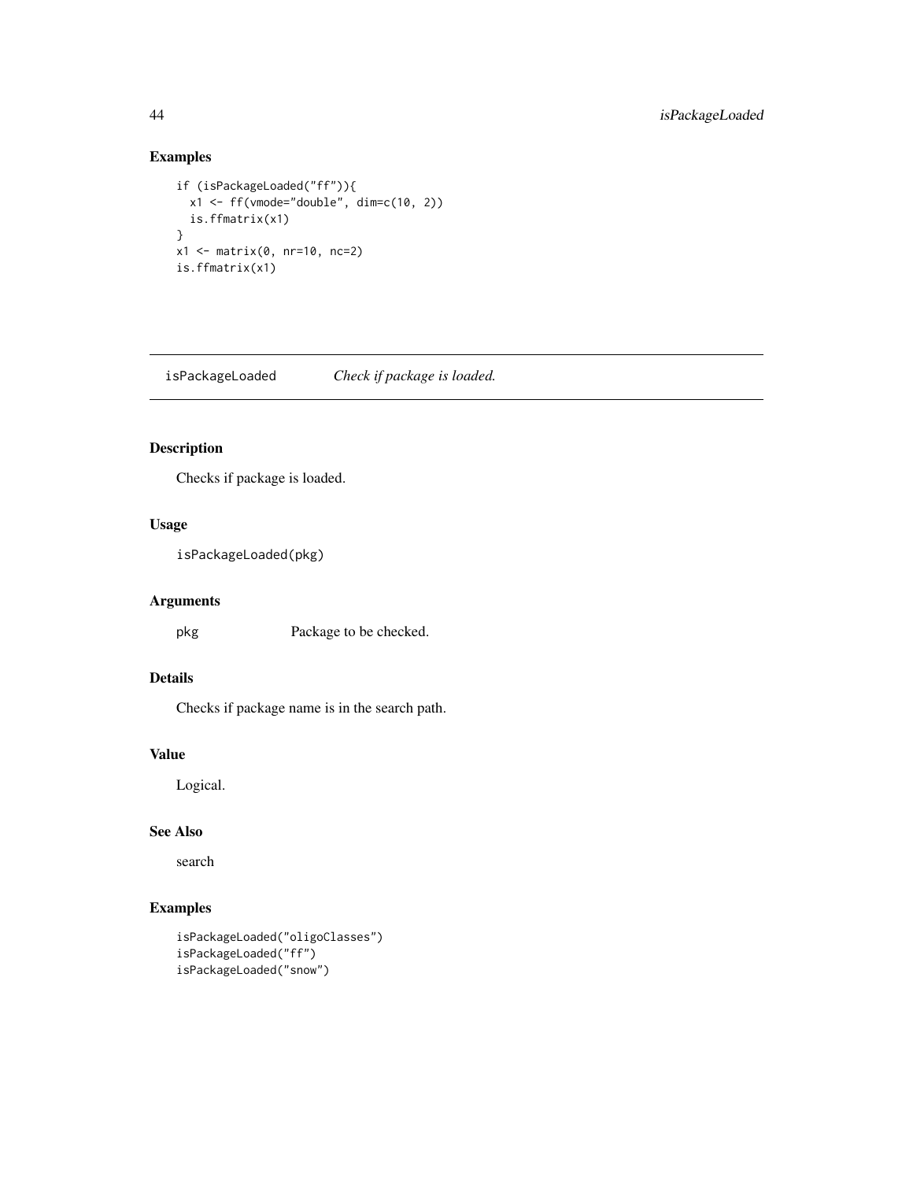## Examples

```
if (isPackageLoaded("ff")){
  x1 <- ff(vmode="double", dim=c(10, 2))
  is.ffmatrix(x1)
}
x1 <- matrix(0, nr=10, nc=2)
is.ffmatrix(x1)
```

---

# isPackageLoaded    *Check if package is loaded.*

---

## Description

Checks if package is loaded.

## Usage

```
isPackageLoaded(pkg)
```

## Arguments

| | |
|---|---|
| pkg | Package to be checked. |

## Details

Checks if package name is in the search path.

## Value

Logical.

## See Also

search

## Examples

```
isPackageLoaded("oligoClasses")
isPackageLoaded("ff")
isPackageLoaded("snow")
```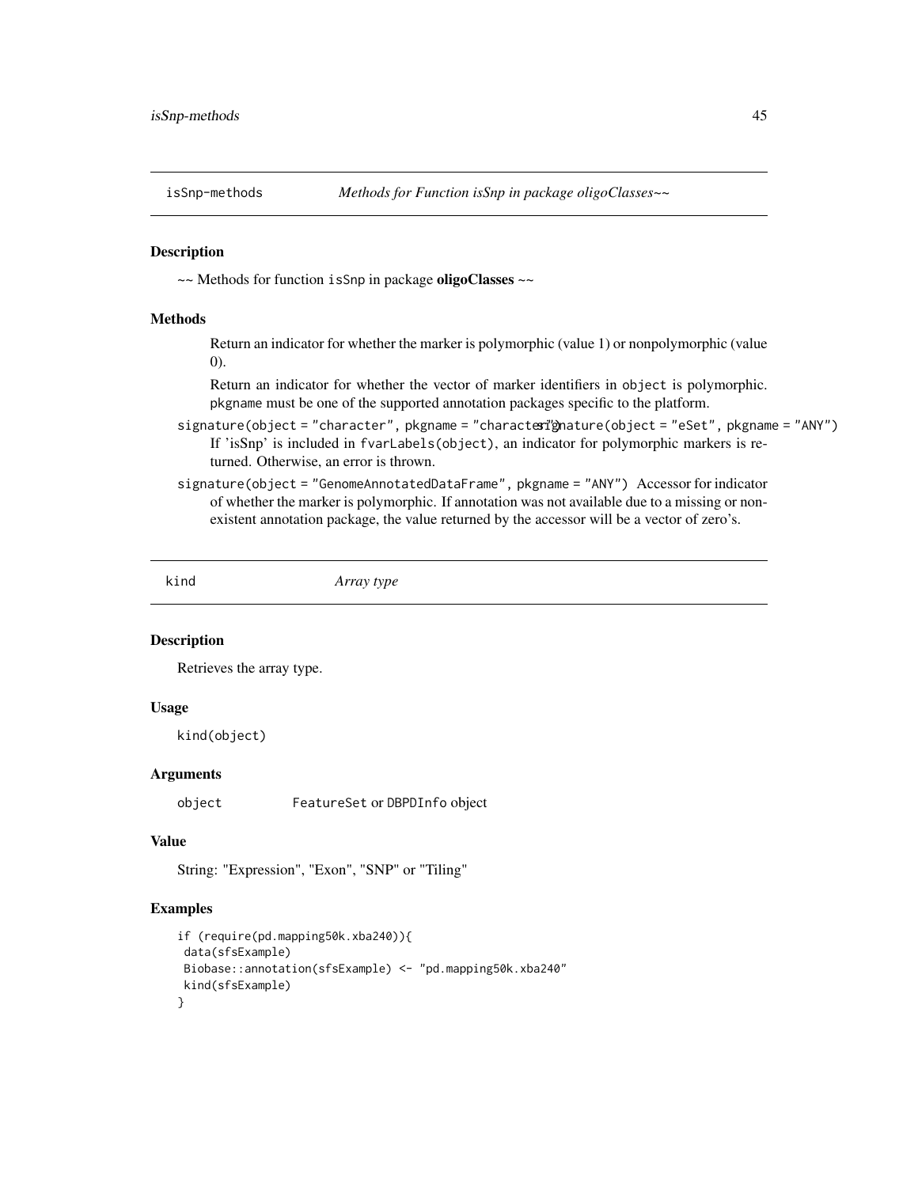## isSnp-methods *Methods for Function isSnp in package oligoClasses~~*

### Description

~~ Methods for function `isSnp` in package **oligoClasses** ~~

### Methods

Return an indicator for whether the marker is polymorphic (value 1) or nonpolymorphic (value 0).

Return an indicator for whether the vector of marker identifiers in `object` is polymorphic. `pkgname` must be one of the supported annotation packages specific to the platform.

`signature(object = "character", pkgname = "character")` `signature(object = "eSet", pkgname = "ANY")` If 'isSnp' is included in `fvarLabels(object)`, an indicator for polymorphic markers is returned. Otherwise, an error is thrown.

`signature(object = "GenomeAnnotatedDataFrame", pkgname = "ANY")` Accessor for indicator of whether the marker is polymorphic. If annotation was not available due to a missing or nonexistent annotation package, the value returned by the accessor will be a vector of zero's.

## kind *Array type*

### Description

Retrieves the array type.

### Usage

```
kind(object)
```

### Arguments

object FeatureSet or DBPDInfo object

### Value

String: "Expression", "Exon", "SNP" or "Tiling"

### Examples

```
if (require(pd.mapping50k.xba240)){
 data(sfsExample)
 Biobase::annotation(sfsExample) <- "pd.mapping50k.xba240"
 kind(sfsExample)
}
```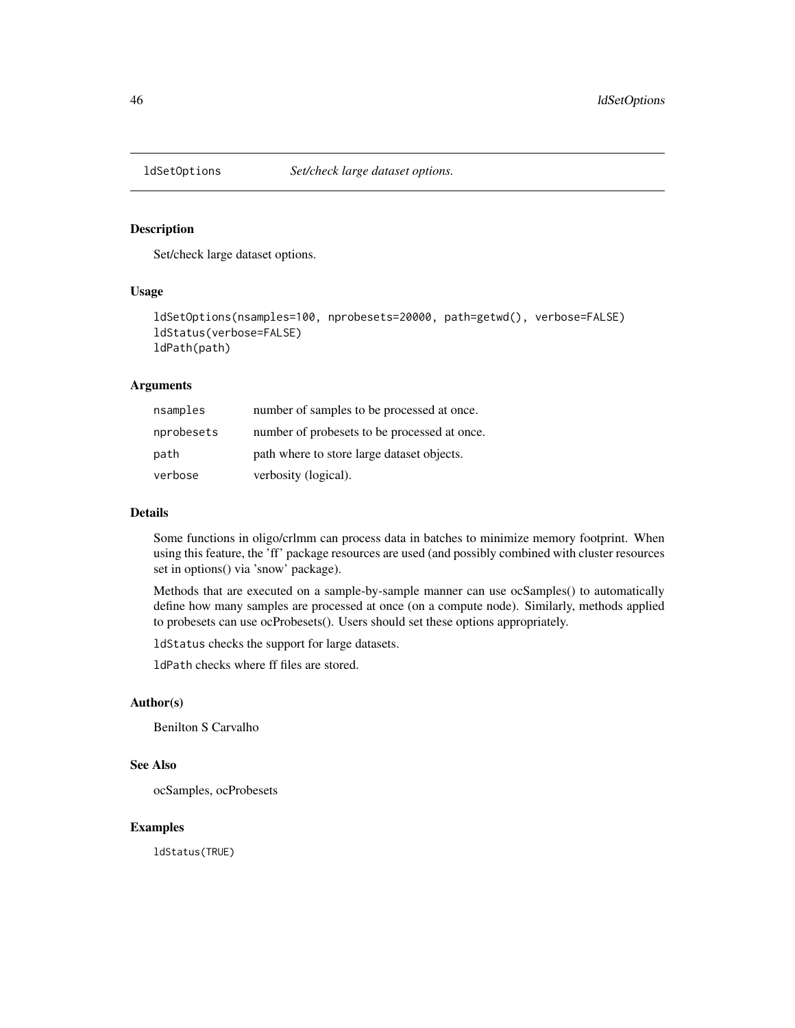# ldSetOptions *Set/check large dataset options.*

## Description

Set/check large dataset options.

## Usage

```
ldSetOptions(nsamples=100, nprobesets=20000, path=getwd(), verbose=FALSE)
ldStatus(verbose=FALSE)
ldPath(path)
```

## Arguments

| | |
|---|---|
| nsamples | number of samples to be processed at once. |
| nprobesets | number of probesets to be processed at once. |
| path | path where to store large dataset objects. |
| verbose | verbosity (logical). |

## Details

Some functions in oligo/crlmm can process data in batches to minimize memory footprint. When using this feature, the 'ff' package resources are used (and possibly combined with cluster resources set in options() via 'snow' package).

Methods that are executed on a sample-by-sample manner can use ocSamples() to automatically define how many samples are processed at once (on a compute node). Similarly, methods applied to probesets can use ocProbesets(). Users should set these options appropriately.

`ldStatus` checks the support for large datasets.

`ldPath` checks where ff files are stored.

## Author(s)

Benilton S Carvalho

## See Also

ocSamples, ocProbesets

## Examples

```
ldStatus(TRUE)
```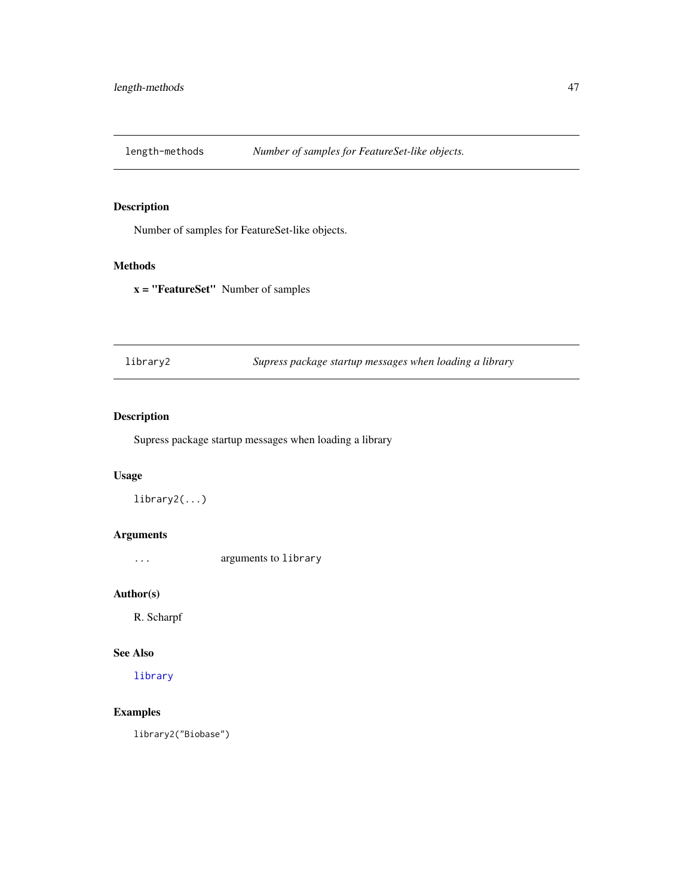## length-methods *Number of samples for FeatureSet-like objects.*

### Description

Number of samples for FeatureSet-like objects.

### Methods

**x = "FeatureSet"** Number of samples

## library2 *Supress package startup messages when loading a library*

### Description

Supress package startup messages when loading a library

### Usage

```
library2(...)
```

### Arguments

| | |
|---|---|
| `...` | arguments to `library` |

### Author(s)

R. Scharpf

### See Also

`library`

### Examples

```
library2("Biobase")
```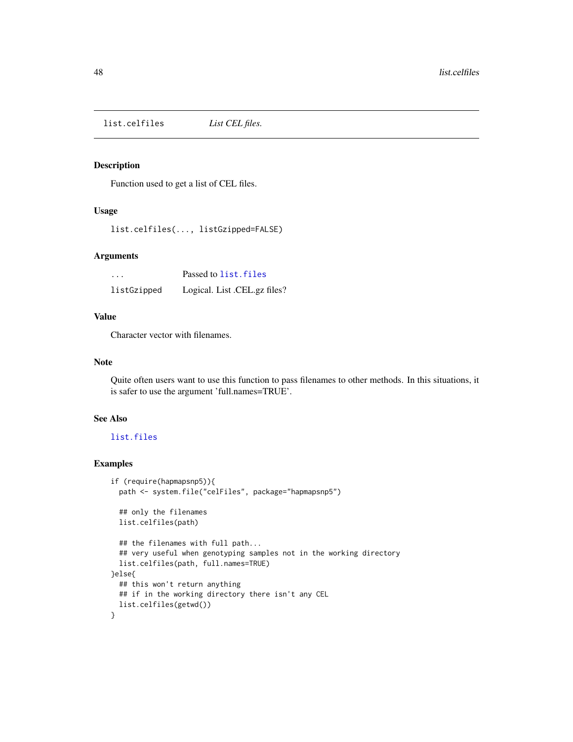## list.celfiles *List CEL files.*

### Description

Function used to get a list of CEL files.

### Usage

```
list.celfiles(..., listGzipped=FALSE)
```

### Arguments

| | |
|---|---|
| ... | Passed to list.files |
| listGzipped | Logical. List .CEL.gz files? |

### Value

Character vector with filenames.

### Note

Quite often users want to use this function to pass filenames to other methods. In this situations, it is safer to use the argument 'full.names=TRUE'.

### See Also

list.files

### Examples

```
if (require(hapmapsnp5)){
  path <- system.file("celFiles", package="hapmapsnp5")

  ## only the filenames
  list.celfiles(path)

  ## the filenames with full path...
  ## very useful when genotyping samples not in the working directory
  list.celfiles(path, full.names=TRUE)
}else{
  ## this won't return anything
  ## if in the working directory there isn't any CEL
  list.celfiles(getwd())
}
```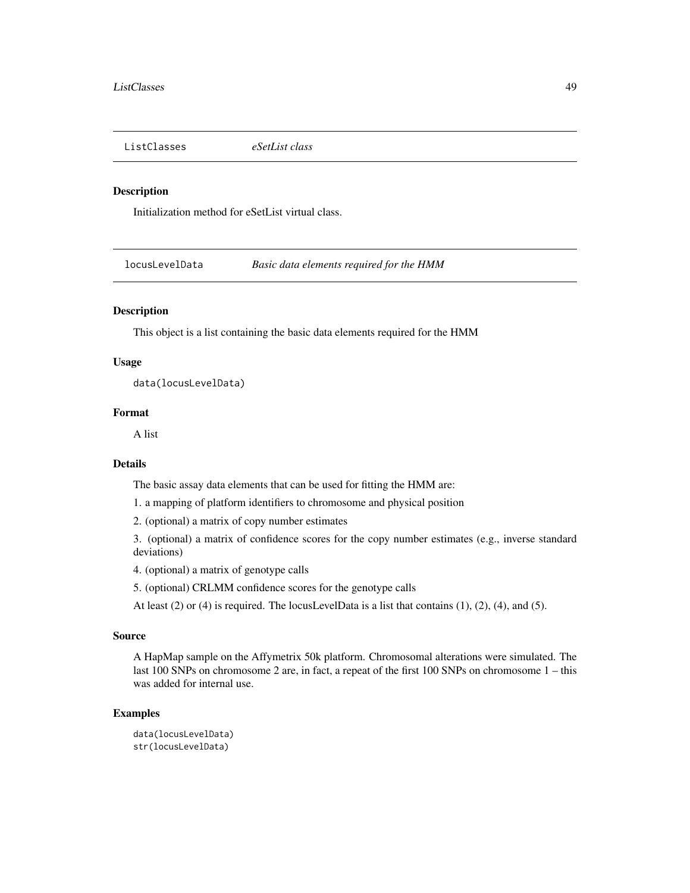## ListClasses *eSetList class*

### Description

Initialization method for eSetList virtual class.

## locusLevelData *Basic data elements required for the HMM*

### Description

This object is a list containing the basic data elements required for the HMM

### Usage

```
data(locusLevelData)
```

### Format

A list

### Details

The basic assay data elements that can be used for fitting the HMM are:

1. a mapping of platform identifiers to chromosome and physical position

2. (optional) a matrix of copy number estimates

3. (optional) a matrix of confidence scores for the copy number estimates (e.g., inverse standard deviations)

4. (optional) a matrix of genotype calls

5. (optional) CRLMM confidence scores for the genotype calls

At least (2) or (4) is required. The locusLevelData is a list that contains (1), (2), (4), and (5).

### Source

A HapMap sample on the Affymetrix 50k platform. Chromosomal alterations were simulated. The last 100 SNPs on chromosome 2 are, in fact, a repeat of the first 100 SNPs on chromosome 1 – this was added for internal use.

### Examples

```
data(locusLevelData)
str(locusLevelData)
```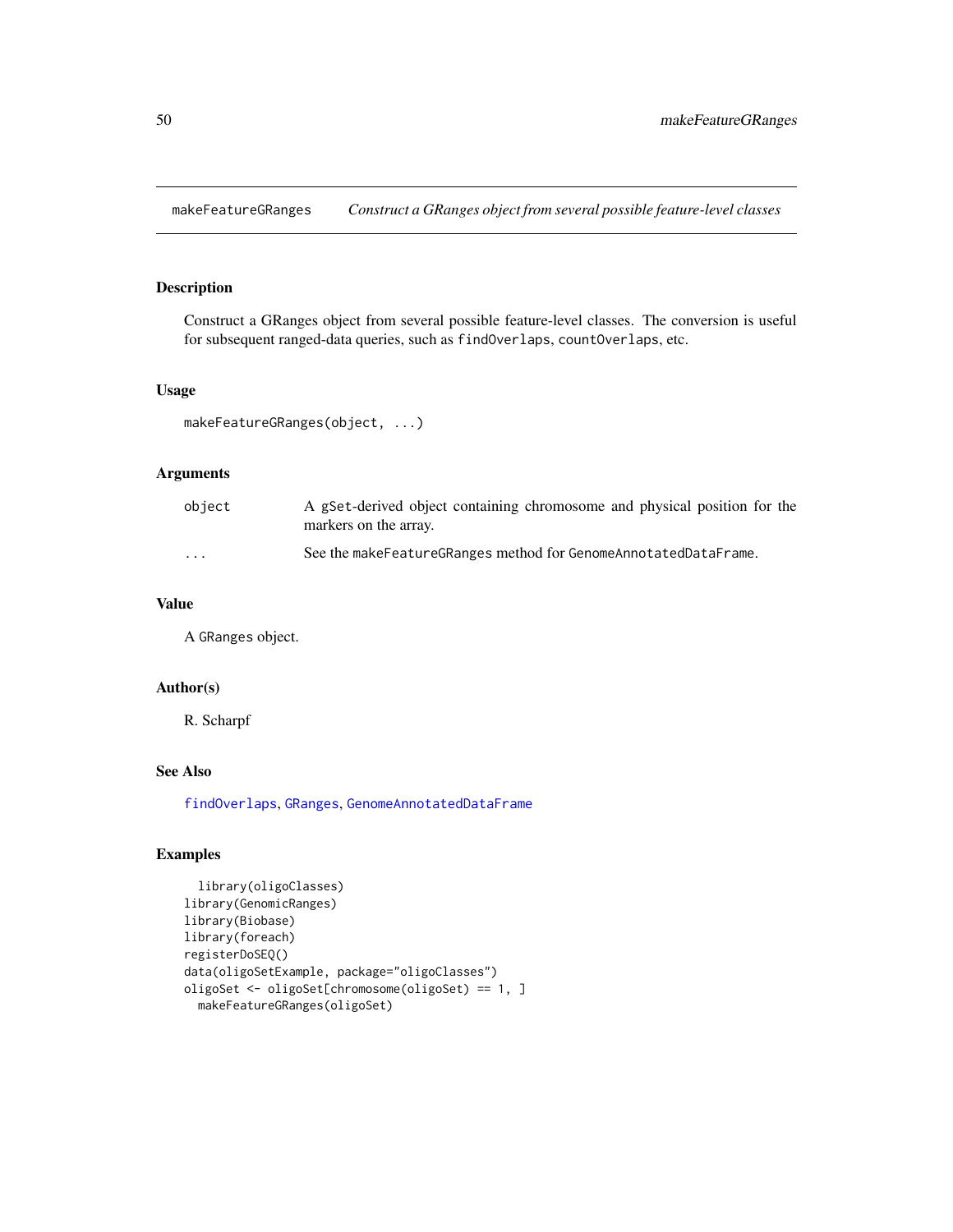# makeFeatureGRanges

*Construct a GRanges object from several possible feature-level classes*

## Description

Construct a GRanges object from several possible feature-level classes. The conversion is useful for subsequent ranged-data queries, such as `findOverlaps`, `countOverlaps`, etc.

## Usage

```
makeFeatureGRanges(object, ...)
```

## Arguments

| | |
|---|---|
| `object` | A `gSet`-derived object containing chromosome and physical position for the markers on the array. |
| `...` | See the `makeFeatureGRanges` method for `GenomeAnnotatedDataFrame`. |

## Value

A `GRanges` object.

## Author(s)

R. Scharpf

## See Also

`findOverlaps`, `GRanges`, `GenomeAnnotatedDataFrame`

## Examples

```
  library(oligoClasses)
library(GenomicRanges)
library(Biobase)
library(foreach)
registerDoSEQ()
data(oligoSetExample, package="oligoClasses")
oligoSet <- oligoSet[chromosome(oligoSet) == 1, ]
  makeFeatureGRanges(oligoSet)
```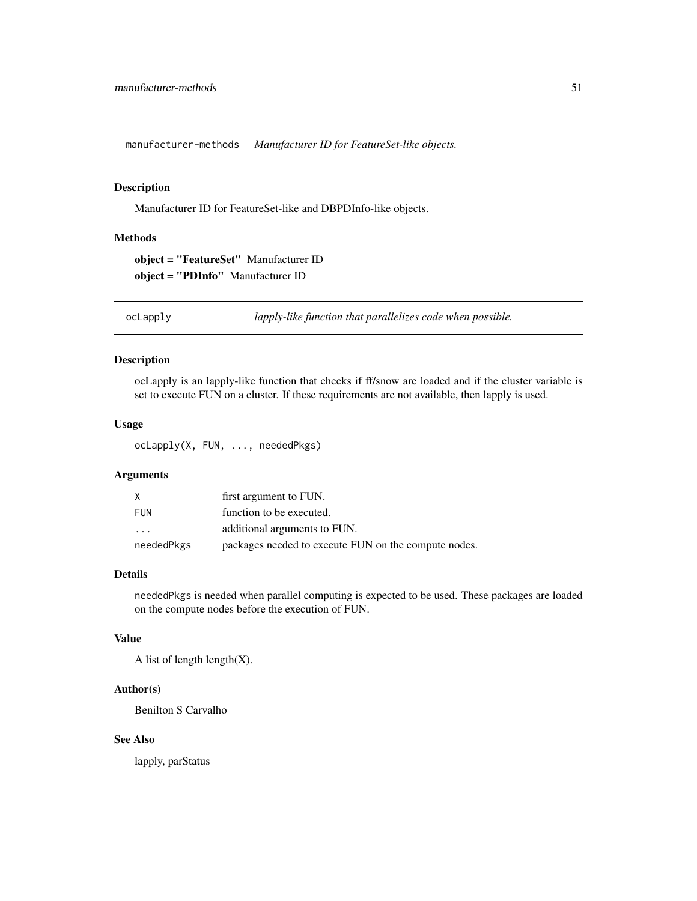## manufacturer-methods *Manufacturer ID for FeatureSet-like objects.*

### Description

Manufacturer ID for FeatureSet-like and DBPDInfo-like objects.

### Methods

**object = "FeatureSet"** Manufacturer ID

**object = "PDInfo"** Manufacturer ID

## ocLapply *lapply-like function that parallelizes code when possible.*

### Description

ocLapply is an lapply-like function that checks if ff/snow are loaded and if the cluster variable is set to execute FUN on a cluster. If these requirements are not available, then lapply is used.

### Usage

```
ocLapply(X, FUN, ..., neededPkgs)
```

### Arguments

| | |
|---|---|
| X | first argument to FUN. |
| FUN | function to be executed. |
| ... | additional arguments to FUN. |
| neededPkgs | packages needed to execute FUN on the compute nodes. |

### Details

`neededPkgs` is needed when parallel computing is expected to be used. These packages are loaded on the compute nodes before the execution of FUN.

### Value

A list of length length(X).

### Author(s)

Benilton S Carvalho

### See Also

lapply, parStatus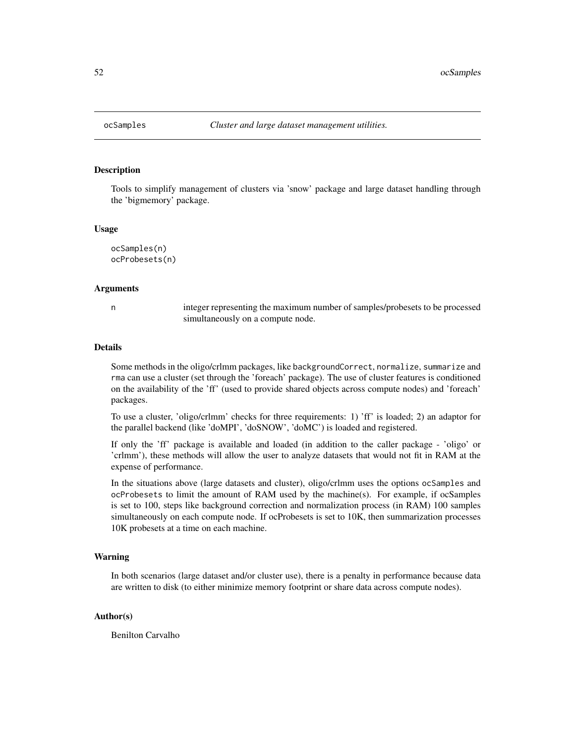ocSamples *Cluster and large dataset management utilities.*

## Description

Tools to simplify management of clusters via 'snow' package and large dataset handling through the 'bigmemory' package.

## Usage

```
ocSamples(n)
ocProbesets(n)
```

## Arguments

n integer representing the maximum number of samples/probesets to be processed simultaneously on a compute node.

## Details

Some methods in the oligo/crlmm packages, like `backgroundCorrect`, `normalize`, `summarize` and `rma` can use a cluster (set through the 'foreach' package). The use of cluster features is conditioned on the availability of the 'ff' (used to provide shared objects across compute nodes) and 'foreach' packages.

To use a cluster, 'oligo/crlmm' checks for three requirements: 1) 'ff' is loaded; 2) an adaptor for the parallel backend (like 'doMPI', 'doSNOW', 'doMC') is loaded and registered.

If only the 'ff' package is available and loaded (in addition to the caller package - 'oligo' or 'crlmm'), these methods will allow the user to analyze datasets that would not fit in RAM at the expense of performance.

In the situations above (large datasets and cluster), oligo/crlmm uses the options `ocSamples` and `ocProbesets` to limit the amount of RAM used by the machine(s). For example, if ocSamples is set to 100, steps like background correction and normalization process (in RAM) 100 samples simultaneously on each compute node. If ocProbesets is set to 10K, then summarization processes 10K probesets at a time on each machine.

## Warning

In both scenarios (large dataset and/or cluster use), there is a penalty in performance because data are written to disk (to either minimize memory footprint or share data across compute nodes).

## Author(s)

Benilton Carvalho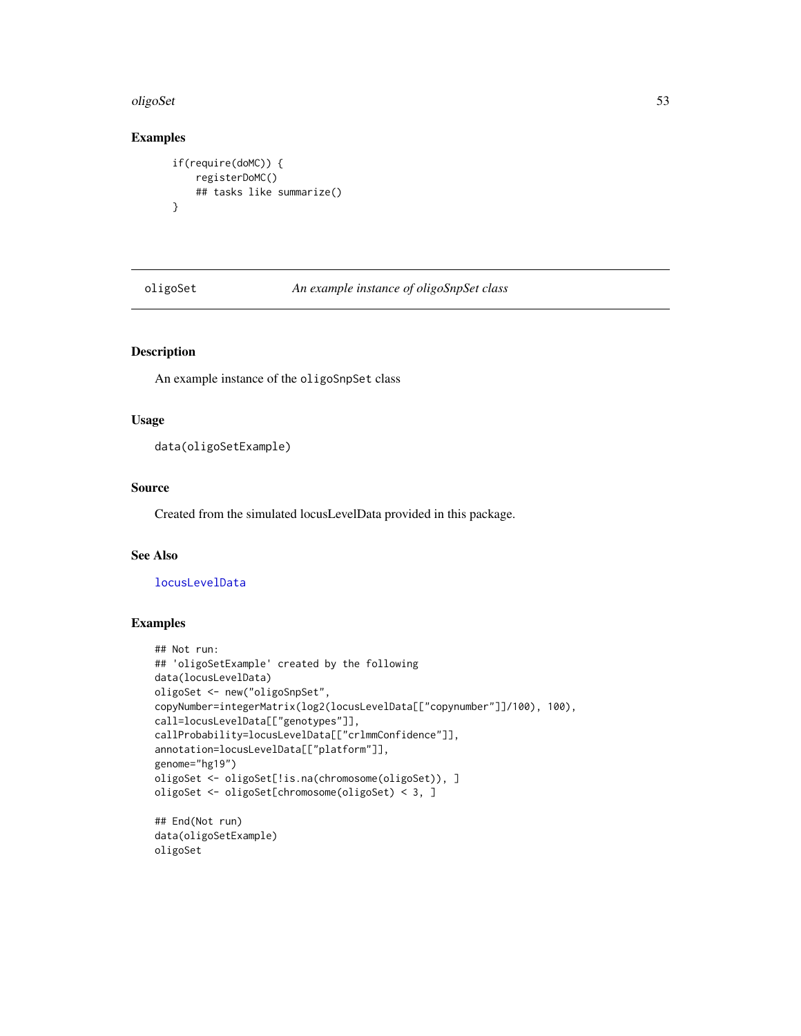## Examples

```
if(require(doMC)) {
    registerDoMC()
    ## tasks like summarize()
}
```

---

oligoSet — *An example instance of oligoSnpSet class*

---

## Description

An example instance of the `oligoSnpSet` class

## Usage

```
data(oligoSetExample)
```

## Source

Created from the simulated locusLevelData provided in this package.

## See Also

locusLevelData

## Examples

```
## Not run:
## 'oligoSetExample' created by the following
data(locusLevelData)
oligoSet <- new("oligoSnpSet",
copyNumber=integerMatrix(log2(locusLevelData[["copynumber"]]/100), 100),
call=locusLevelData[["genotypes"]],
callProbability=locusLevelData[["crlmmConfidence"]],
annotation=locusLevelData[["platform"]],
genome="hg19")
oligoSet <- oligoSet[!is.na(chromosome(oligoSet)), ]
oligoSet <- oligoSet[chromosome(oligoSet) < 3, ]

## End(Not run)
data(oligoSetExample)
oligoSet
```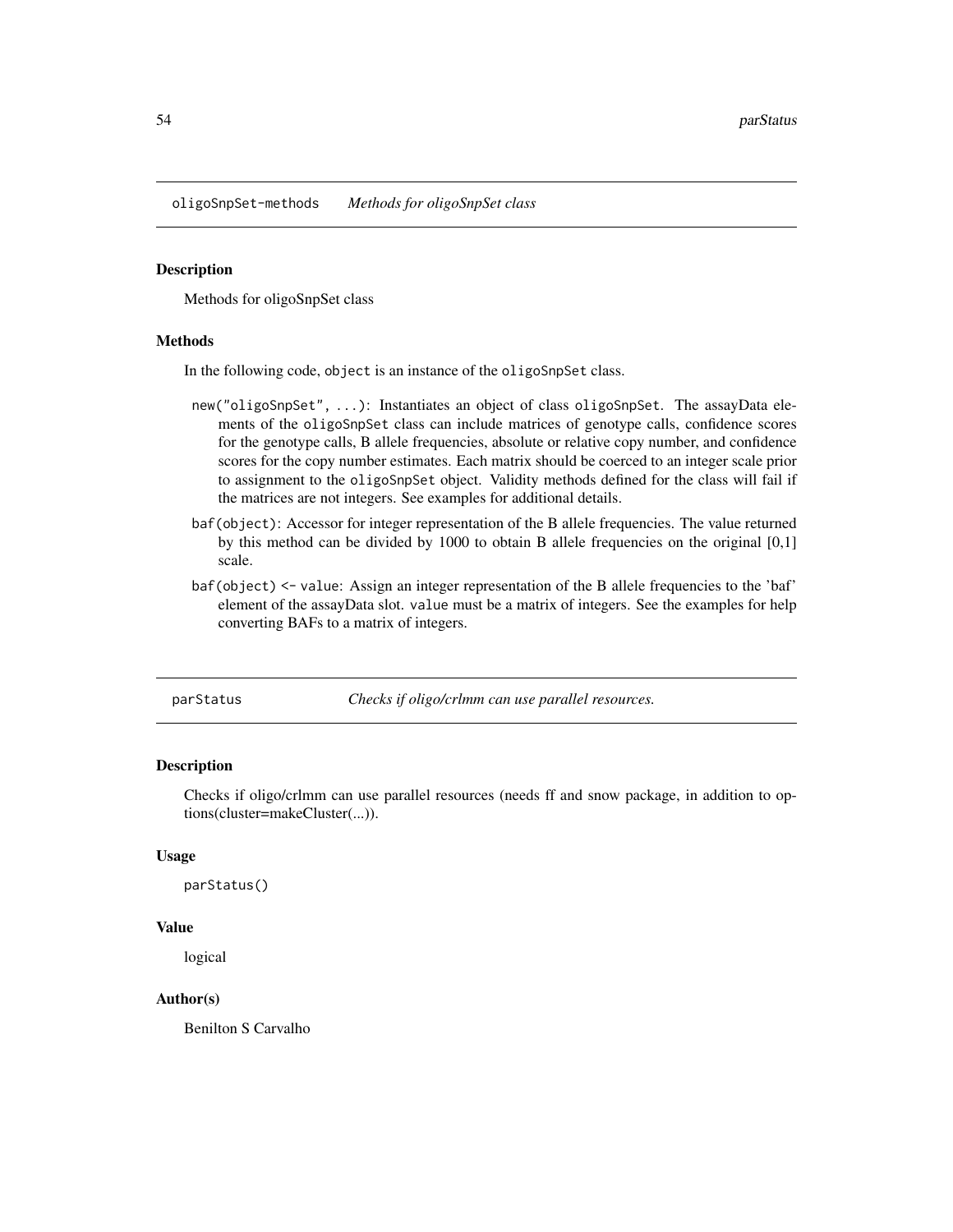## oligoSnpSet-methods *Methods for oligoSnpSet class*

### Description

Methods for oligoSnpSet class

### Methods

In the following code, `object` is an instance of the `oligoSnpSet` class.

- `new("oligoSnpSet", ...)`: Instantiates an object of class `oligoSnpSet`. The assayData elements of the `oligoSnpSet` class can include matrices of genotype calls, confidence scores for the genotype calls, B allele frequencies, absolute or relative copy number, and confidence scores for the copy number estimates. Each matrix should be coerced to an integer scale prior to assignment to the `oligoSnpSet` object. Validity methods defined for the class will fail if the matrices are not integers. See examples for additional details.
- `baf(object)`: Accessor for integer representation of the B allele frequencies. The value returned by this method can be divided by 1000 to obtain B allele frequencies on the original [0,1] scale.
- `baf(object) <- value`: Assign an integer representation of the B allele frequencies to the 'baf' element of the assayData slot. `value` must be a matrix of integers. See the examples for help converting BAFs to a matrix of integers.

## parStatus *Checks if oligo/crlmm can use parallel resources.*

### Description

Checks if oligo/crlmm can use parallel resources (needs ff and snow package, in addition to options(cluster=makeCluster(...)).

### Usage

```
parStatus()
```

### Value

logical

### Author(s)

Benilton S Carvalho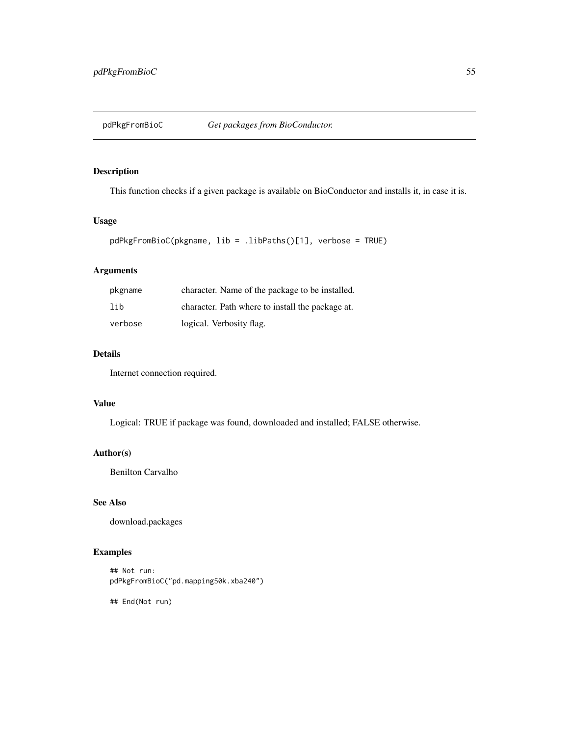## pdPkgFromBioC    *Get packages from BioConductor.*

### Description

This function checks if a given package is available on BioConductor and installs it, in case it is.

### Usage

```
pdPkgFromBioC(pkgname, lib = .libPaths()[1], verbose = TRUE)
```

### Arguments

| | |
|---|---|
| `pkgname` | character. Name of the package to be installed. |
| `lib` | character. Path where to install the package at. |
| `verbose` | logical. Verbosity flag. |

### Details

Internet connection required.

### Value

Logical: TRUE if package was found, downloaded and installed; FALSE otherwise.

### Author(s)

Benilton Carvalho

### See Also

download.packages

### Examples

```
## Not run:
pdPkgFromBioC("pd.mapping50k.xba240")

## End(Not run)
```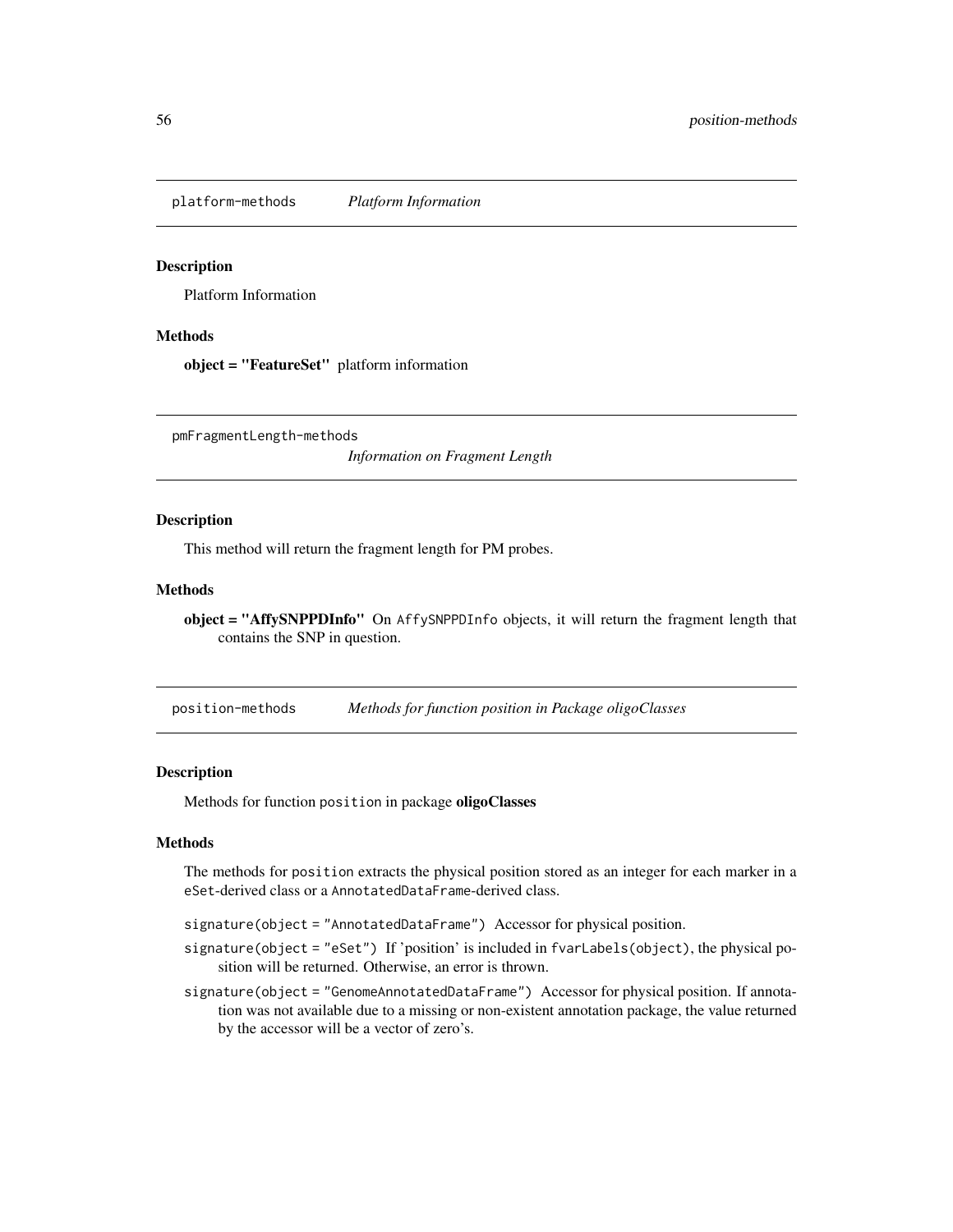## platform-methods *Platform Information*

### Description

Platform Information

### Methods

**object = "FeatureSet"** platform information

## pmFragmentLength-methods *Information on Fragment Length*

### Description

This method will return the fragment length for PM probes.

### Methods

**object = "AffySNPPDInfo"** On `AffySNPPDInfo` objects, it will return the fragment length that contains the SNP in question.

## position-methods *Methods for function position in Package oligoClasses*

### Description

Methods for function `position` in package **oligoClasses**

### Methods

The methods for `position` extracts the physical position stored as an integer for each marker in a `eSet`-derived class or a `AnnotatedDataFrame`-derived class.

`signature(object = "AnnotatedDataFrame")` Accessor for physical position.

`signature(object = "eSet")` If 'position' is included in `fvarLabels(object)`, the physical position will be returned. Otherwise, an error is thrown.

`signature(object = "GenomeAnnotatedDataFrame")` Accessor for physical position. If annotation was not available due to a missing or non-existent annotation package, the value returned by the accessor will be a vector of zero's.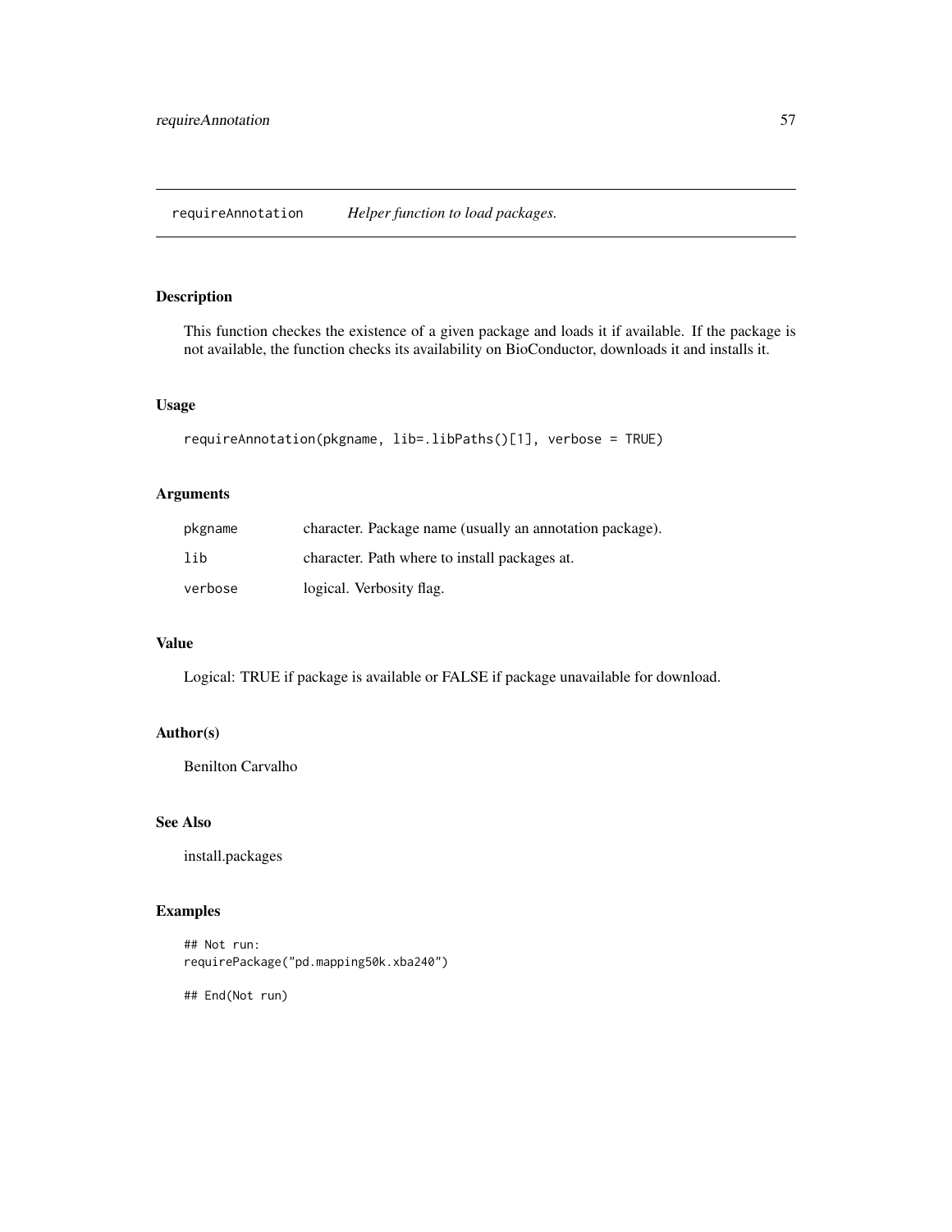## requireAnnotation *Helper function to load packages.*

### Description

This function checkes the existence of a given package and loads it if available. If the package is not available, the function checks its availability on BioConductor, downloads it and installs it.

### Usage

```
requireAnnotation(pkgname, lib=.libPaths()[1], verbose = TRUE)
```

### Arguments

| | |
|---|---|
| `pkgname` | character. Package name (usually an annotation package). |
| `lib` | character. Path where to install packages at. |
| `verbose` | logical. Verbosity flag. |

### Value

Logical: TRUE if package is available or FALSE if package unavailable for download.

### Author(s)

Benilton Carvalho

### See Also

install.packages

### Examples

```
## Not run:
requirePackage("pd.mapping50k.xba240")

## End(Not run)
```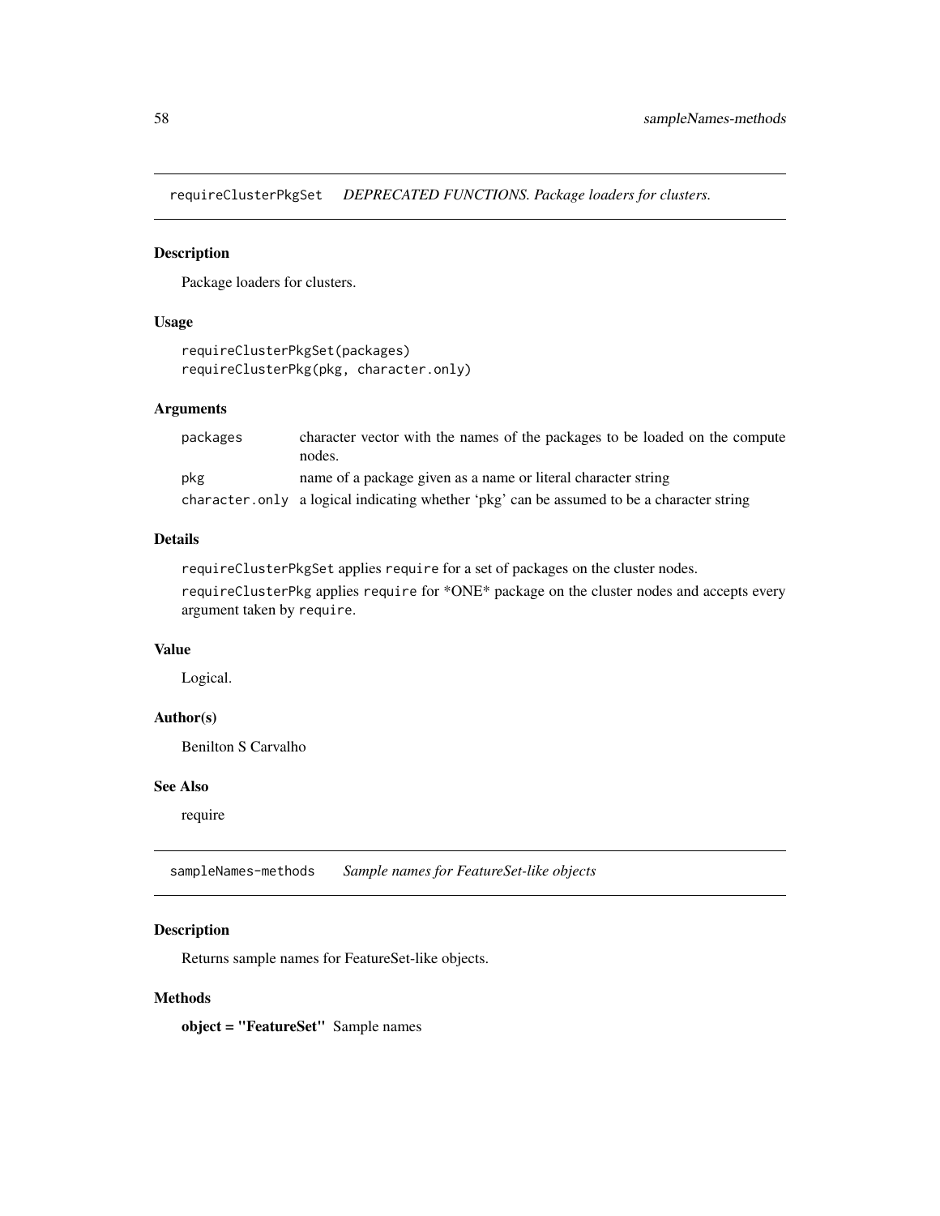## requireClusterPkgSet *DEPRECATED FUNCTIONS. Package loaders for clusters.*

### Description

Package loaders for clusters.

### Usage

```
requireClusterPkgSet(packages)
requireClusterPkg(pkg, character.only)
```

### Arguments

| | |
|---|---|
| packages | character vector with the names of the packages to be loaded on the compute nodes. |
| pkg | name of a package given as a name or literal character string |
| character.only | a logical indicating whether 'pkg' can be assumed to be a character string |

### Details

requireClusterPkgSet applies require for a set of packages on the cluster nodes.

requireClusterPkg applies require for *ONE* package on the cluster nodes and accepts every argument taken by require.

### Value

Logical.

### Author(s)

Benilton S Carvalho

### See Also

require

## sampleNames-methods *Sample names for FeatureSet-like objects*

### Description

Returns sample names for FeatureSet-like objects.

### Methods

**object = "FeatureSet"** Sample names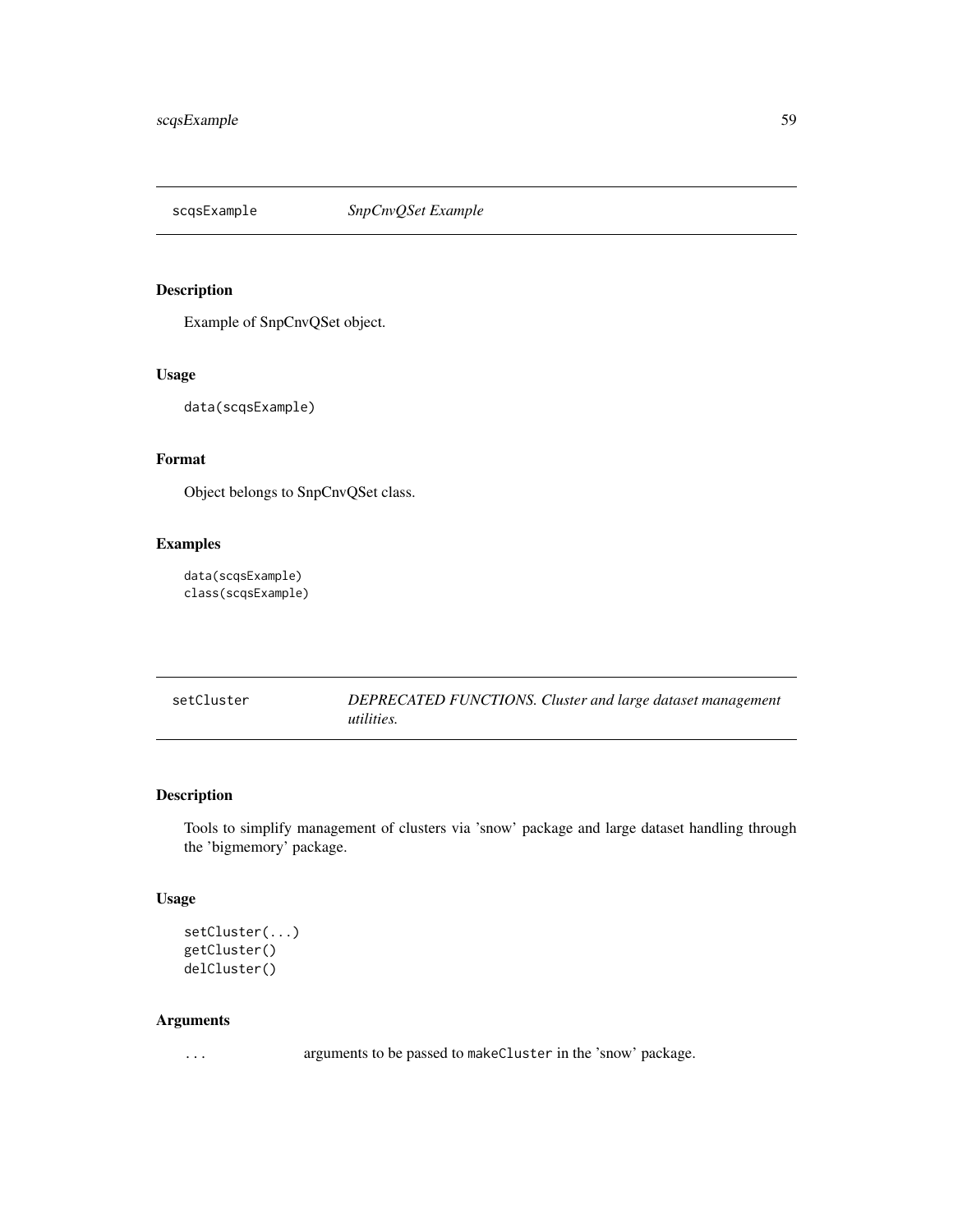## scqsExample — *SnpCnvQSet Example*

### Description

Example of SnpCnvQSet object.

### Usage

```
data(scqsExample)
```

### Format

Object belongs to SnpCnvQSet class.

### Examples

```
data(scqsExample)
class(scqsExample)
```

## setCluster — *DEPRECATED FUNCTIONS. Cluster and large dataset management utilities.*

### Description

Tools to simplify management of clusters via 'snow' package and large dataset handling through the 'bigmemory' package.

### Usage

```
setCluster(...)
getCluster()
delCluster()
```

### Arguments

| | |
|---|---|
| ... | arguments to be passed to makeCluster in the 'snow' package. |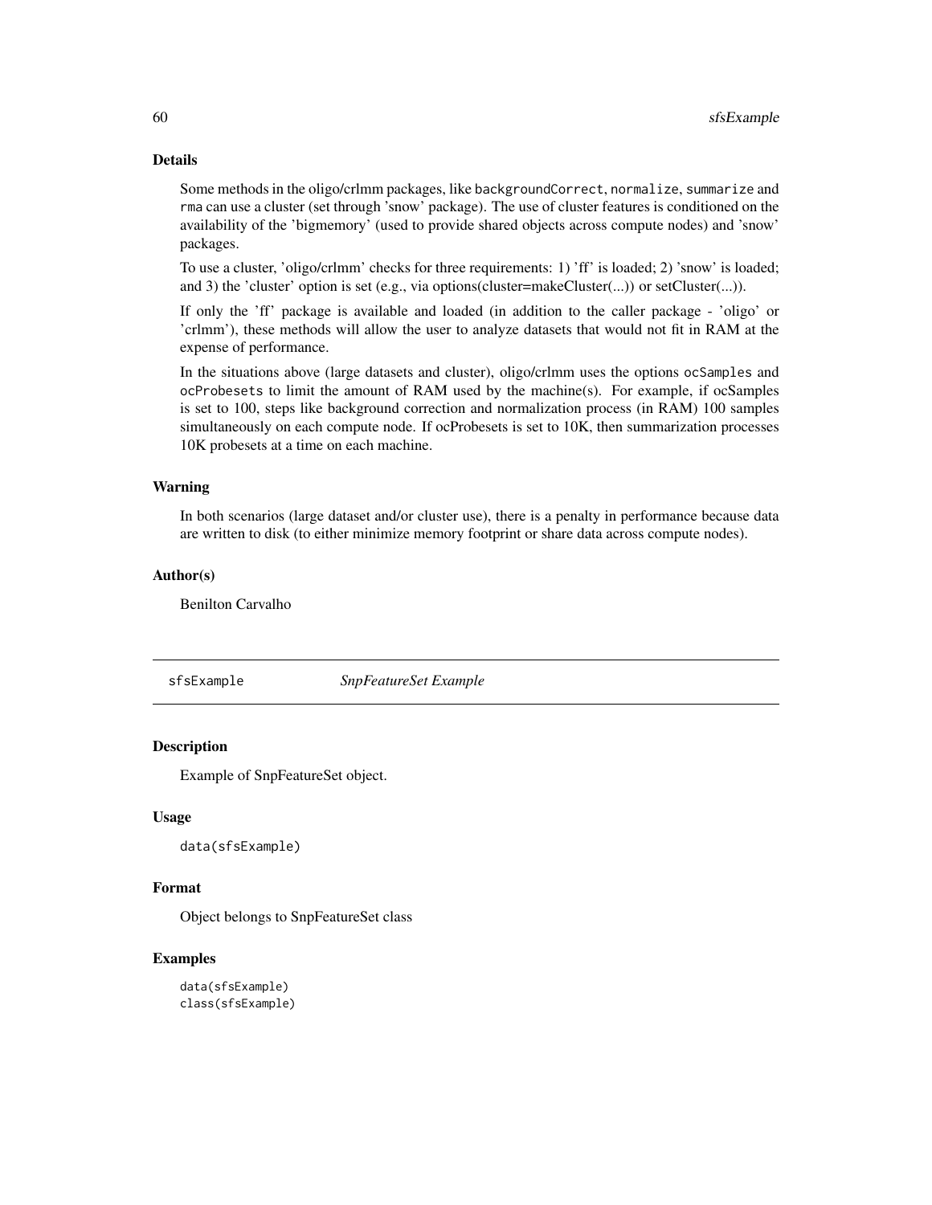## Details

Some methods in the oligo/crlmm packages, like `backgroundCorrect`, `normalize`, `summarize` and `rma` can use a cluster (set through 'snow' package). The use of cluster features is conditioned on the availability of the 'bigmemory' (used to provide shared objects across compute nodes) and 'snow' packages.

To use a cluster, 'oligo/crlmm' checks for three requirements: 1) 'ff' is loaded; 2) 'snow' is loaded; and 3) the 'cluster' option is set (e.g., via options(cluster=makeCluster(...)) or setCluster(...)).

If only the 'ff' package is available and loaded (in addition to the caller package - 'oligo' or 'crlmm'), these methods will allow the user to analyze datasets that would not fit in RAM at the expense of performance.

In the situations above (large datasets and cluster), oligo/crlmm uses the options `ocSamples` and `ocProbesets` to limit the amount of RAM used by the machine(s). For example, if ocSamples is set to 100, steps like background correction and normalization process (in RAM) 100 samples simultaneously on each compute node. If ocProbesets is set to 10K, then summarization processes 10K probesets at a time on each machine.

## Warning

In both scenarios (large dataset and/or cluster use), there is a penalty in performance because data are written to disk (to either minimize memory footprint or share data across compute nodes).

## Author(s)

Benilton Carvalho

---

# sfsExample — *SnpFeatureSet Example*

## Description

Example of SnpFeatureSet object.

## Usage

```
data(sfsExample)
```

## Format

Object belongs to SnpFeatureSet class

## Examples

```
data(sfsExample)
class(sfsExample)
```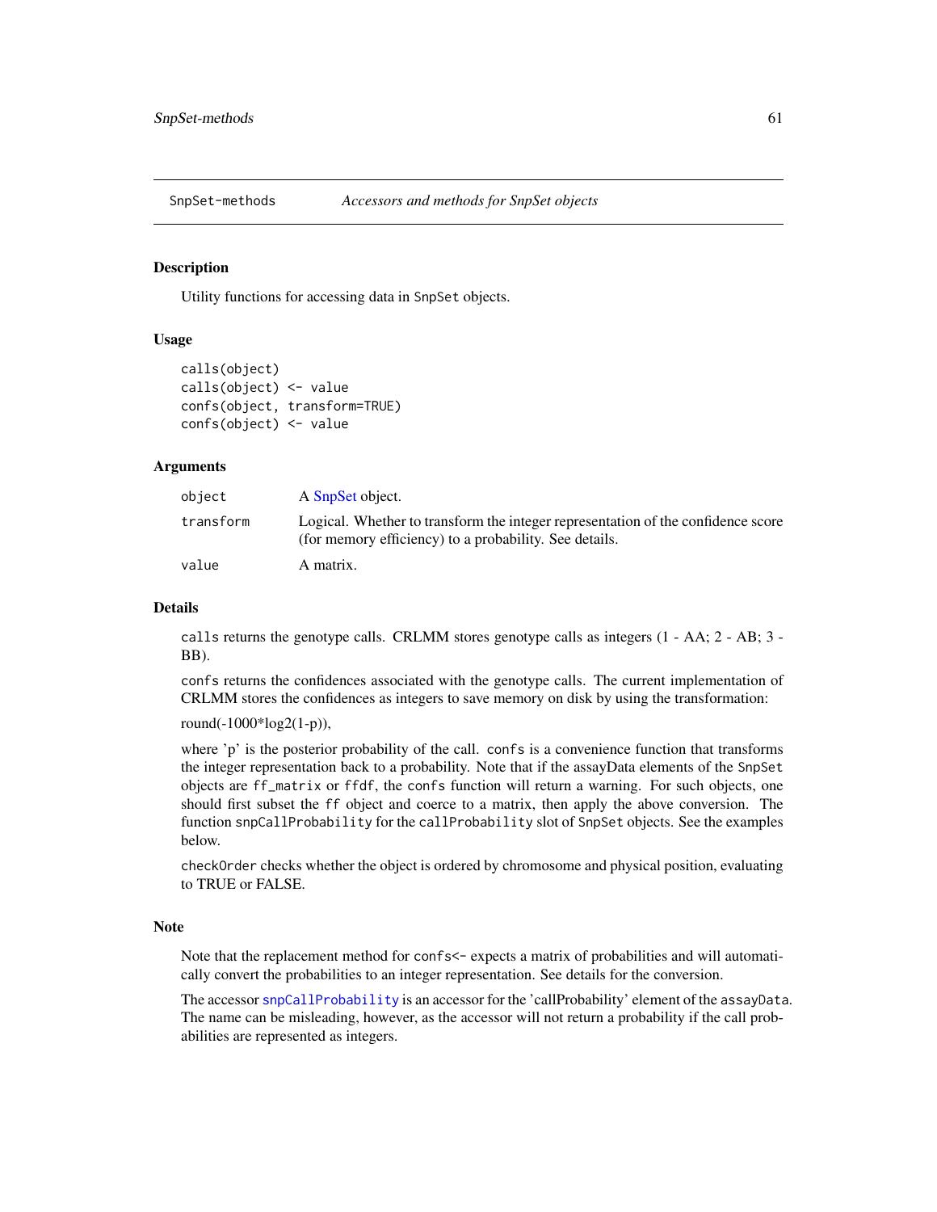# SnpSet-methods — *Accessors and methods for SnpSet objects*

## Description

Utility functions for accessing data in SnpSet objects.

## Usage

```
calls(object)
calls(object) <- value
confs(object, transform=TRUE)
confs(object) <- value
```

## Arguments

| | |
|---|---|
| `object` | A SnpSet object. |
| `transform` | Logical. Whether to transform the integer representation of the confidence score (for memory efficiency) to a probability. See details. |
| `value` | A matrix. |

## Details

`calls` returns the genotype calls. CRLMM stores genotype calls as integers (1 - AA; 2 - AB; 3 - BB).

`confs` returns the confidences associated with the genotype calls. The current implementation of CRLMM stores the confidences as integers to save memory on disk by using the transformation:

round(-1000*log2(1-p)),

where 'p' is the posterior probability of the call. `confs` is a convenience function that transforms the integer representation back to a probability. Note that if the assayData elements of the `SnpSet` objects are `ff_matrix` or `ffdf`, the `confs` function will return a warning. For such objects, one should first subset the `ff` object and coerce to a matrix, then apply the above conversion. The function `snpCallProbability` for the `callProbability` slot of `SnpSet` objects. See the examples below.

`checkOrder` checks whether the object is ordered by chromosome and physical position, evaluating to TRUE or FALSE.

## Note

Note that the replacement method for `confs<-` expects a matrix of probabilities and will automatically convert the probabilities to an integer representation. See details for the conversion.

The accessor `snpCallProbability` is an accessor for the 'callProbability' element of the `assayData`. The name can be misleading, however, as the accessor will not return a probability if the call probabilities are represented as integers.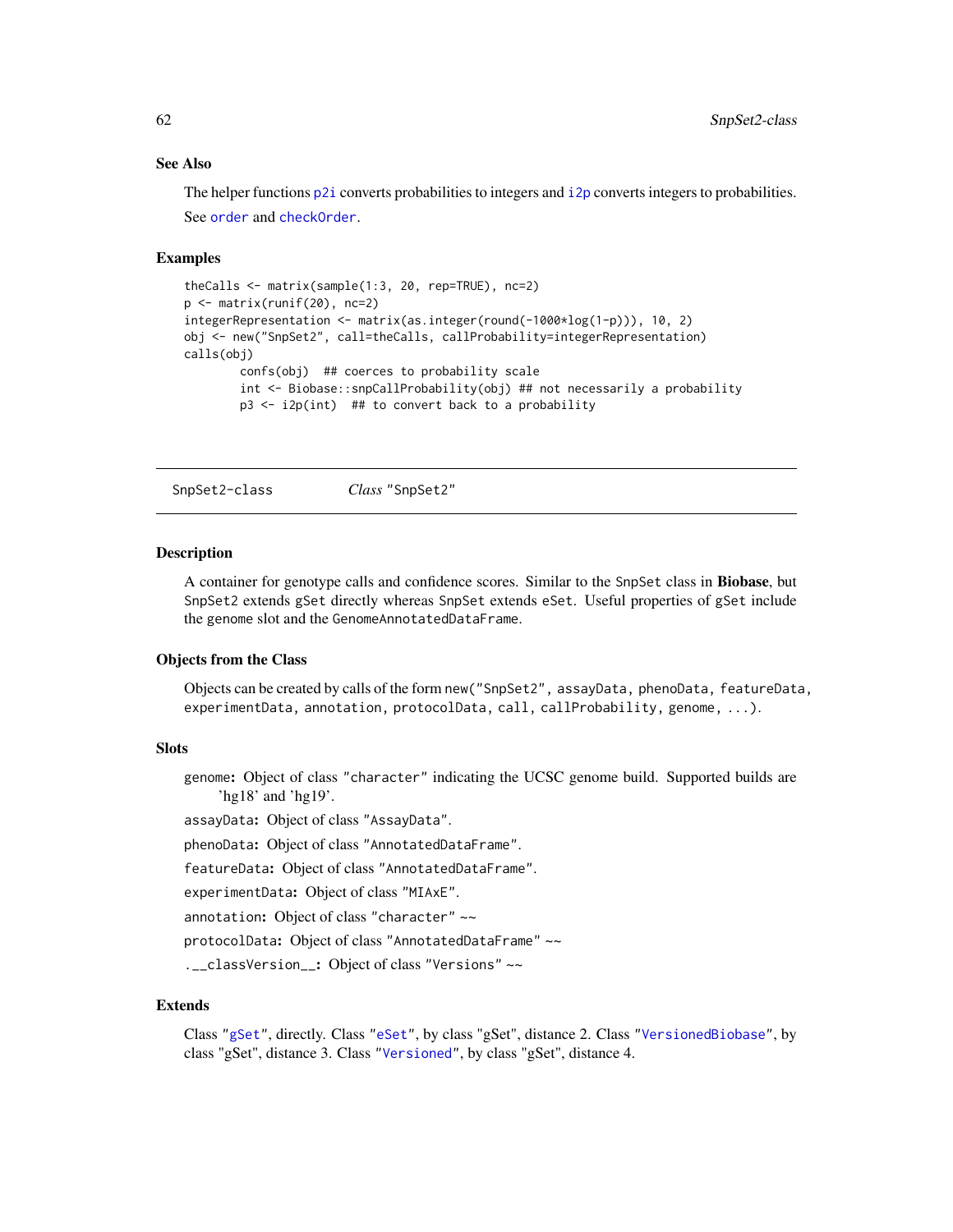### See Also

The helper functions p2i converts probabilities to integers and i2p converts integers to probabilities.

See order and checkOrder.

### Examples

```
theCalls <- matrix(sample(1:3, 20, rep=TRUE), nc=2)
p <- matrix(runif(20), nc=2)
integerRepresentation <- matrix(as.integer(round(-1000*log(1-p))), 10, 2)
obj <- new("SnpSet2", call=theCalls, callProbability=integerRepresentation)
calls(obj)
        confs(obj)  ## coerces to probability scale
        int <- Biobase::snpCallProbability(obj) ## not necessarily a probability
        p3 <- i2p(int)  ## to convert back to a probability
```

---

## SnpSet2-class    *Class* "SnpSet2"

### Description

A container for genotype calls and confidence scores. Similar to the `SnpSet` class in **Biobase**, but `SnpSet2` extends `gSet` directly whereas `SnpSet` extends `eSet`. Useful properties of `gSet` include the genome slot and the `GenomeAnnotatedDataFrame`.

### Objects from the Class

Objects can be created by calls of the form `new("SnpSet2", assayData, phenoData, featureData, experimentData, annotation, protocolData, call, callProbability, genome, ...)`.

### Slots

**`genome`:** Object of class `"character"` indicating the UCSC genome build. Supported builds are 'hg18' and 'hg19'.

**`assayData`:** Object of class `"AssayData"`.

**`phenoData`:** Object of class `"AnnotatedDataFrame"`.

**`featureData`:** Object of class `"AnnotatedDataFrame"`.

**`experimentData`:** Object of class `"MIAxE"`.

**`annotation`:** Object of class `"character"` ~~

**`protocolData`:** Object of class `"AnnotatedDataFrame"` ~~

**`.__classVersion__`:** Object of class `"Versions"` ~~

### Extends

Class "gSet", directly. Class "eSet", by class "gSet", distance 2. Class "VersionedBiobase", by class "gSet", distance 3. Class "Versioned", by class "gSet", distance 4.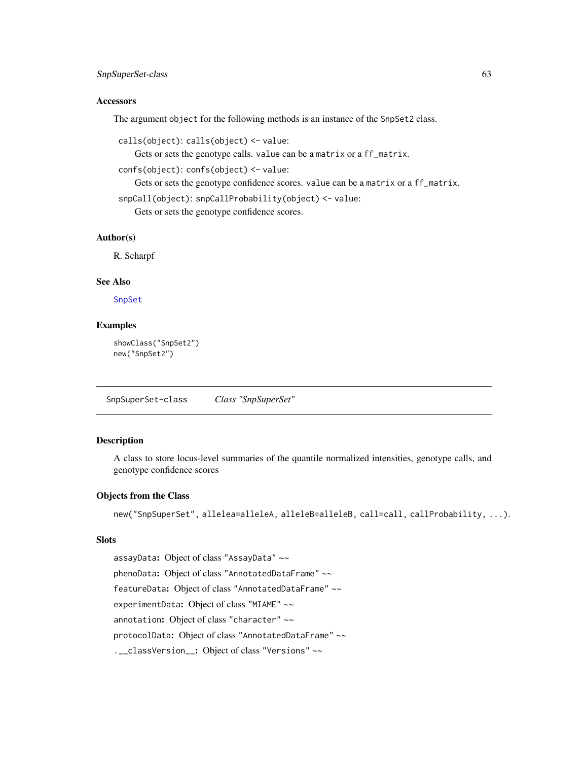### Accessors

The argument `object` for the following methods is an instance of the `SnpSet2` class.

`calls(object)`: `calls(object) <- value`:
: Gets or sets the genotype calls. `value` can be a `matrix` or a `ff_matrix`.

`confs(object)`: `confs(object) <- value`:
: Gets or sets the genotype confidence scores. `value` can be a `matrix` or a `ff_matrix`.

`snpCall(object)`: `snpCallProbability(object) <- value`:
: Gets or sets the genotype confidence scores.

### Author(s)

R. Scharpf

### See Also

SnpSet

### Examples

```
showClass("SnpSet2")
new("SnpSet2")
```

---

## SnpSuperSet-class    *Class "SnpSuperSet"*

---

### Description

A class to store locus-level summaries of the quantile normalized intensities, genotype calls, and genotype confidence scores

### Objects from the Class

`new("SnpSuperSet", allelea=alleleA, alleleB=alleleB, call=call, callProbability, ...)`.

### Slots

**`assayData`:** Object of class `"AssayData"` ~~

**`phenoData`:** Object of class `"AnnotatedDataFrame"` ~~

**`featureData`:** Object of class `"AnnotatedDataFrame"` ~~

**`experimentData`:** Object of class `"MIAME"` ~~

**`annotation`:** Object of class `"character"` ~~

**`protocolData`:** Object of class `"AnnotatedDataFrame"` ~~

**`.__classVersion__`:** Object of class `"Versions"` ~~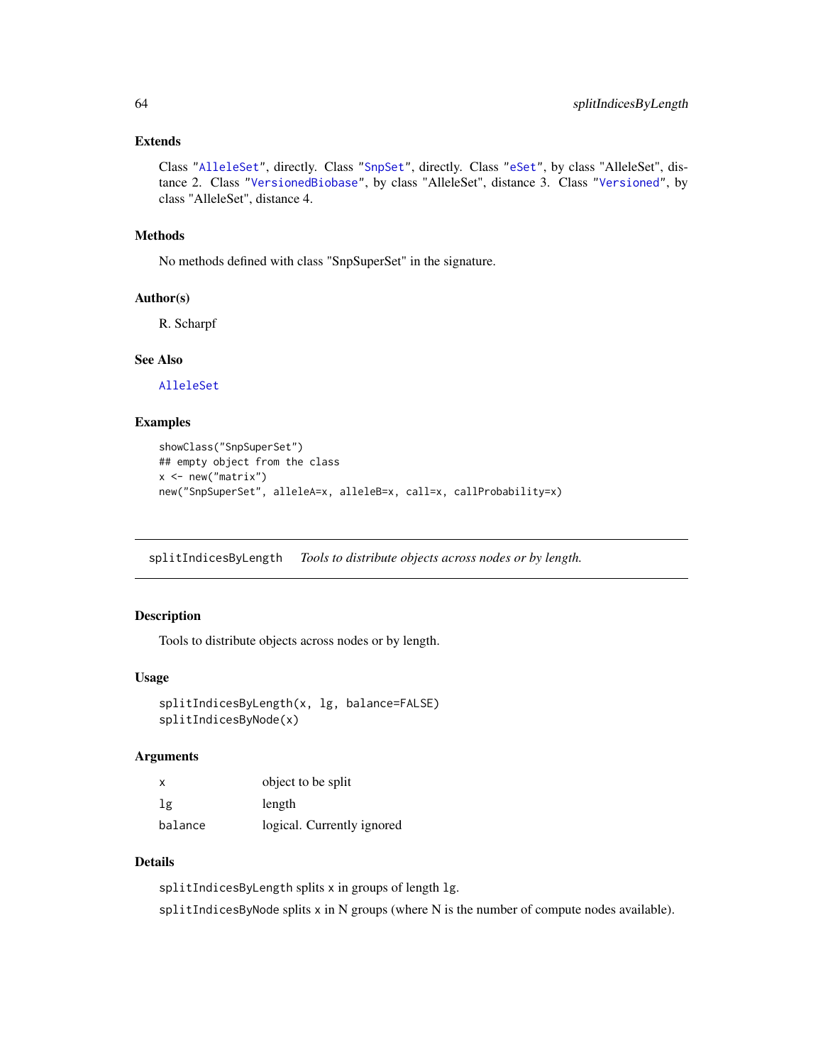## Extends

Class "AlleleSet", directly. Class "SnpSet", directly. Class "eSet", by class "AlleleSet", distance 2. Class "VersionedBiobase", by class "AlleleSet", distance 3. Class "Versioned", by class "AlleleSet", distance 4.

## Methods

No methods defined with class "SnpSuperSet" in the signature.

## Author(s)

R. Scharpf

## See Also

AlleleSet

## Examples

```
showClass("SnpSuperSet")
## empty object from the class
x <- new("matrix")
new("SnpSuperSet", alleleA=x, alleleB=x, call=x, callProbability=x)
```

---

# splitIndicesByLength    *Tools to distribute objects across nodes or by length.*

---

## Description

Tools to distribute objects across nodes or by length.

## Usage

```
splitIndicesByLength(x, lg, balance=FALSE)
splitIndicesByNode(x)
```

## Arguments

| | |
|---|---|
| x | object to be split |
| lg | length |
| balance | logical. Currently ignored |

## Details

`splitIndicesByLength` splits `x` in groups of length `lg`.

`splitIndicesByNode` splits `x` in N groups (where N is the number of compute nodes available).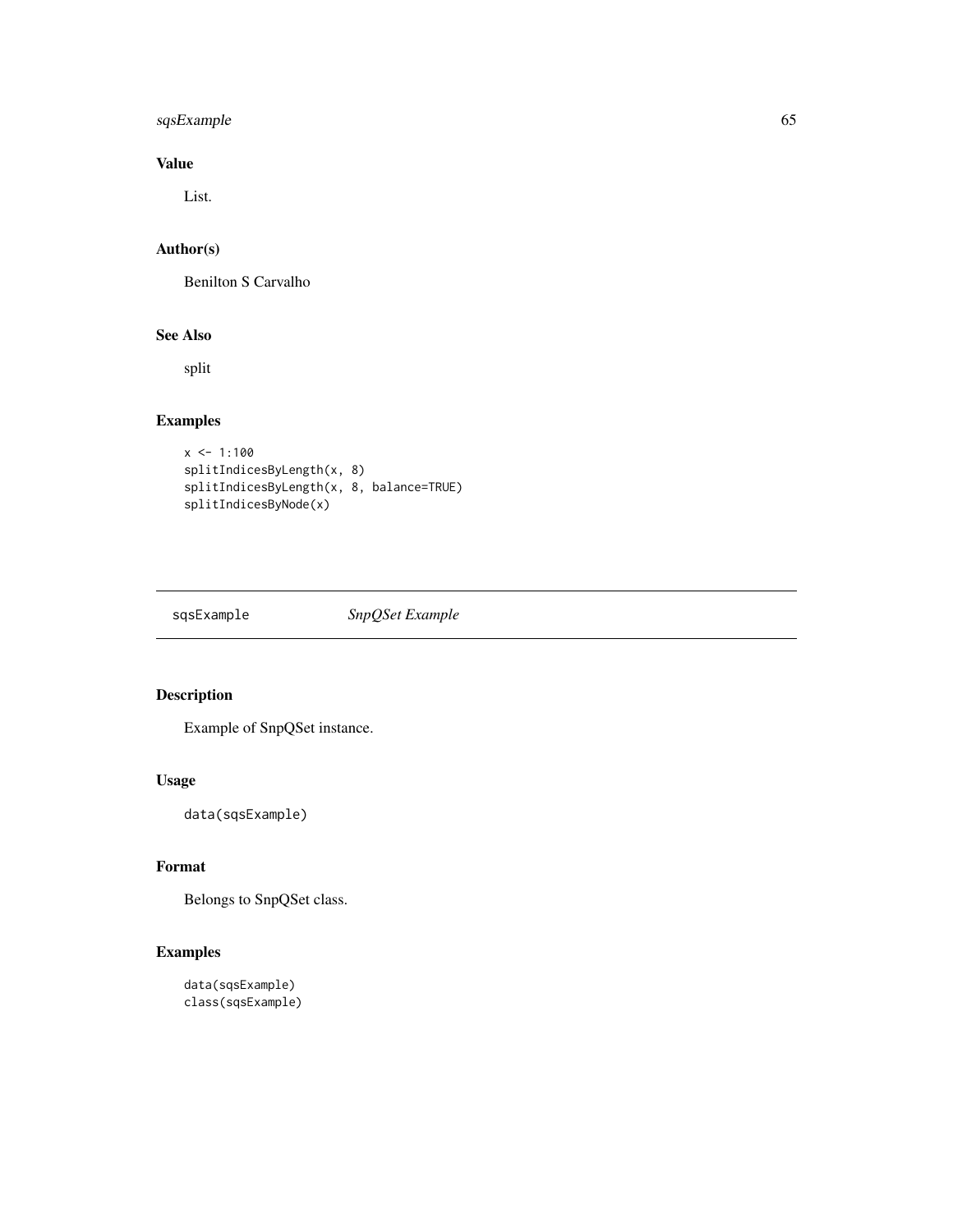## Value

List.

## Author(s)

Benilton S Carvalho

## See Also

split

## Examples

```
x <- 1:100
splitIndicesByLength(x, 8)
splitIndicesByLength(x, 8, balance=TRUE)
splitIndicesByNode(x)
```

---

# sqsExample *SnpQSet Example*

---

## Description

Example of SnpQSet instance.

## Usage

```
data(sqsExample)
```

## Format

Belongs to SnpQSet class.

## Examples

```
data(sqsExample)
class(sqsExample)
```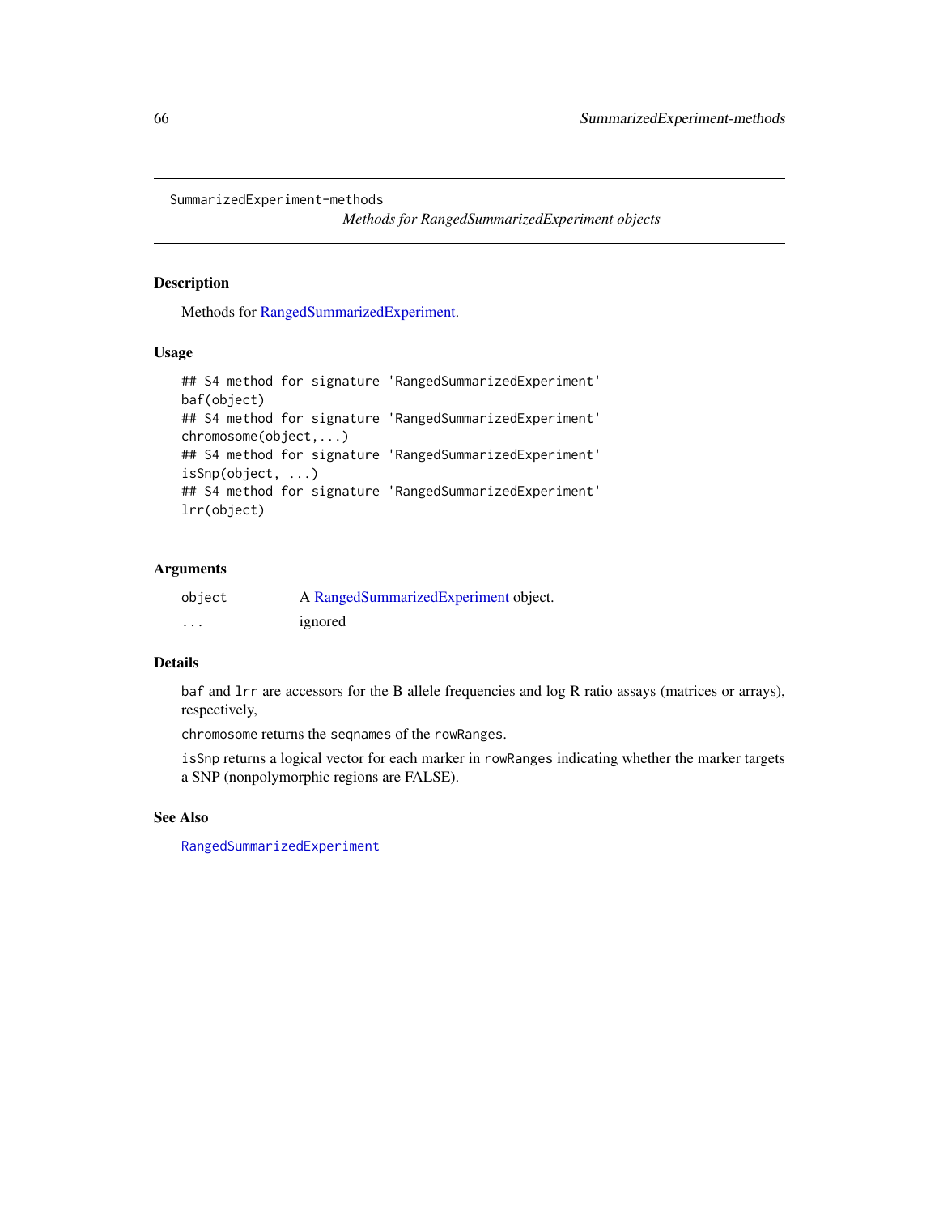# SummarizedExperiment-methods

*Methods for RangedSummarizedExperiment objects*

## Description

Methods for RangedSummarizedExperiment.

## Usage

```
## S4 method for signature 'RangedSummarizedExperiment'
baf(object)
## S4 method for signature 'RangedSummarizedExperiment'
chromosome(object,...)
## S4 method for signature 'RangedSummarizedExperiment'
isSnp(object, ...)
## S4 method for signature 'RangedSummarizedExperiment'
lrr(object)
```

## Arguments

| | |
|---|---|
| `object` | A RangedSummarizedExperiment object. |
| `...` | ignored |

## Details

`baf` and `lrr` are accessors for the B allele frequencies and log R ratio assays (matrices or arrays), respectively,

`chromosome` returns the `seqnames` of the `rowRanges`.

`isSnp` returns a logical vector for each marker in `rowRanges` indicating whether the marker targets a SNP (nonpolymorphic regions are FALSE).

## See Also

`RangedSummarizedExperiment`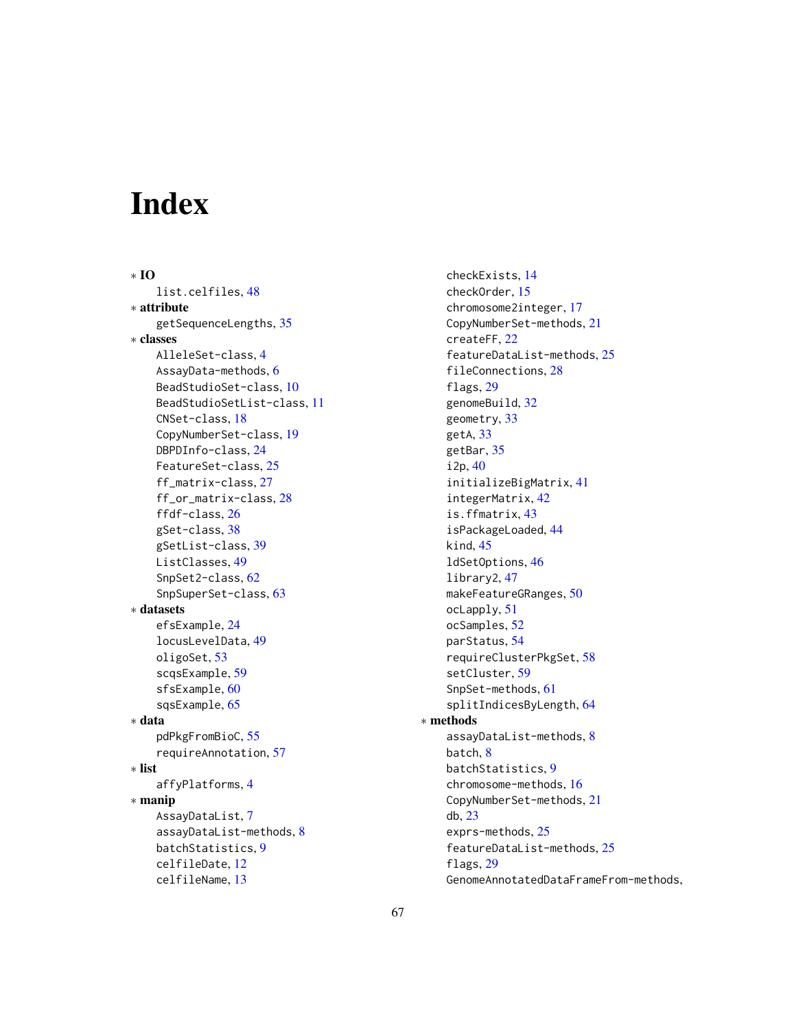# Index

∗ **IO**
  list.celfiles, 48
∗ **attribute**
  getSequenceLengths, 35
∗ **classes**
  AlleleSet-class, 4
  AssayData-methods, 6
  BeadStudioSet-class, 10
  BeadStudioSetList-class, 11
  CNSet-class, 18
  CopyNumberSet-class, 19
  DBPDInfo-class, 24
  FeatureSet-class, 25
  ff_matrix-class, 27
  ff_or_matrix-class, 28
  ffdf-class, 26
  gSet-class, 38
  gSetList-class, 39
  ListClasses, 49
  SnpSet2-class, 62
  SnpSuperSet-class, 63
∗ **datasets**
  efsExample, 24
  locusLevelData, 49
  oligoSet, 53
  scqsExample, 59
  sfsExample, 60
  sqsExample, 65
∗ **data**
  pdPkgFromBioC, 55
  requireAnnotation, 57
∗ **list**
  affyPlatforms, 4
∗ **manip**
  AssayDataList, 7
  assayDataList-methods, 8
  batchStatistics, 9
  celfileDate, 12
  celfileName, 13
  checkExists, 14
  checkOrder, 15
  chromosome2integer, 17
  CopyNumberSet-methods, 21
  createFF, 22
  featureDataList-methods, 25
  fileConnections, 28
  flags, 29
  genomeBuild, 32
  geometry, 33
  getA, 33
  getBar, 35
  i2p, 40
  initializeBigMatrix, 41
  integerMatrix, 42
  is.ffmatrix, 43
  isPackageLoaded, 44
  kind, 45
  ldSetOptions, 46
  library2, 47
  makeFeatureGRanges, 50
  ocLapply, 51
  ocSamples, 52
  parStatus, 54
  requireClusterPkgSet, 58
  setCluster, 59
  SnpSet-methods, 61
  splitIndicesByLength, 64
∗ **methods**
  assayDataList-methods, 8
  batch, 8
  batchStatistics, 9
  chromosome-methods, 16
  CopyNumberSet-methods, 21
  db, 23
  exprs-methods, 25
  featureDataList-methods, 25
  flags, 29
  GenomeAnnotatedDataFrameFrom-methods,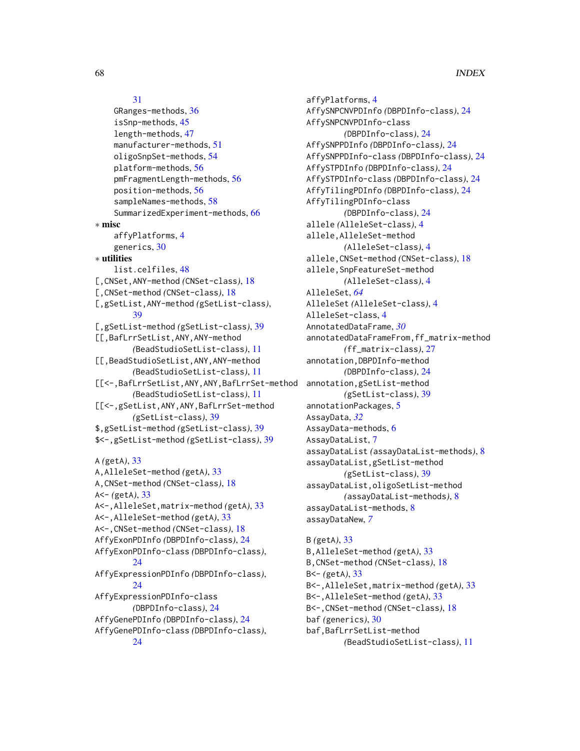31
GRanges-methods, 36
isSnp-methods, 45
length-methods, 47
manufacturer-methods, 51
oligoSnpSet-methods, 54
platform-methods, 56
pmFragmentLength-methods, 56
position-methods, 56
sampleNames-methods, 58
SummarizedExperiment-methods, 66

∗ **misc**
affyPlatforms, 4
generics, 30

∗ **utilities**
list.celfiles, 48

[,CNSet,ANY-method *(*CNSet-class*)*, 18
[,CNSet-method *(*CNSet-class*)*, 18
[,gSetList,ANY-method *(*gSetList-class*)*, 39
[,gSetList-method *(*gSetList-class*)*, 39
[[,BafLrrSetList,ANY,ANY-method *(*BeadStudioSetList-class*)*, 11
[[,BeadStudioSetList,ANY,ANY-method *(*BeadStudioSetList-class*)*, 11
[[<-,BafLrrSetList,ANY,ANY,BafLrrSet-method *(*BeadStudioSetList-class*)*, 11
[[<-,gSetList,ANY,ANY,BafLrrSet-method *(*gSetList-class*)*, 39
$,gSetList-method *(*gSetList-class*)*, 39
$<-,gSetList-method *(*gSetList-class*)*, 39

A *(*getA*)*, 33
A,AlleleSet-method *(*getA*)*, 33
A,CNSet-method *(*CNSet-class*)*, 18
A<- *(*getA*)*, 33
A<-,AlleleSet,matrix-method *(*getA*)*, 33
A<-,AlleleSet-method *(*getA*)*, 33
A<-,CNSet-method *(*CNSet-class*)*, 18
AffyExonPDInfo *(*DBPDInfo-class*)*, 24
AffyExonPDInfo-class *(*DBPDInfo-class*)*, 24
AffyExpressionPDInfo *(*DBPDInfo-class*)*, 24
AffyExpressionPDInfo-class *(*DBPDInfo-class*)*, 24
AffyGenePDInfo *(*DBPDInfo-class*)*, 24
AffyGenePDInfo-class *(*DBPDInfo-class*)*, 24
affyPlatforms, 4
AffySNPCNVPDInfo *(*DBPDInfo-class*)*, 24
AffySNPCNVPDInfo-class *(*DBPDInfo-class*)*, 24
AffySNPPDInfo *(*DBPDInfo-class*)*, 24
AffySNPPDInfo-class *(*DBPDInfo-class*)*, 24
AffySTPDInfo *(*DBPDInfo-class*)*, 24
AffySTPDInfo-class *(*DBPDInfo-class*)*, 24
AffyTilingPDInfo *(*DBPDInfo-class*)*, 24
AffyTilingPDInfo-class *(*DBPDInfo-class*)*, 24
allele *(*AlleleSet-class*)*, 4
allele,AlleleSet-method *(*AlleleSet-class*)*, 4
allele,CNSet-method *(*CNSet-class*)*, 18
allele,SnpFeatureSet-method *(*AlleleSet-class*)*, 4
AlleleSet, *64*
AlleleSet *(*AlleleSet-class*)*, 4
AlleleSet-class, 4
AnnotatedDataFrame, *30*
annotatedDataFrameFrom,ff_matrix-method *(*ff_matrix-class*)*, 27
annotation,DBPDInfo-method *(*DBPDInfo-class*)*, 24
annotation,gSetList-method *(*gSetList-class*)*, 39
annotationPackages, 5
AssayData, *32*
AssayData-methods, 6
AssayDataList, 7
assayDataList *(*assayDataList-methods*)*, 8
assayDataList,gSetList-method *(*gSetList-class*)*, 39
assayDataList,oligoSetList-method *(*assayDataList-methods*)*, 8
assayDataList-methods, 8
assayDataNew, *7*

B *(*getA*)*, 33
B,AlleleSet-method *(*getA*)*, 33
B,CNSet-method *(*CNSet-class*)*, 18
B<- *(*getA*)*, 33
B<-,AlleleSet,matrix-method *(*getA*)*, 33
B<-,AlleleSet-method *(*getA*)*, 33
B<-,CNSet-method *(*CNSet-class*)*, 18
baf *(*generics*)*, 30
baf,BafLrrSetList-method *(*BeadStudioSetList-class*)*, 11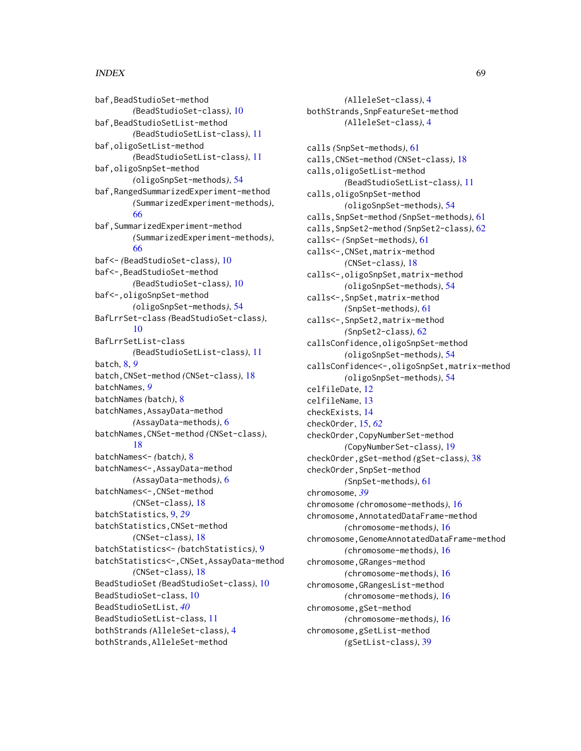baf,BeadStudioSet-method
 *(BeadStudioSet-class)*, 10
baf,BeadStudioSetList-method
 *(BeadStudioSetList-class)*, 11
baf,oligoSetList-method
 *(BeadStudioSetList-class)*, 11
baf,oligoSnpSet-method
 *(oligoSnpSet-methods)*, 54
baf,RangedSummarizedExperiment-method
 *(SummarizedExperiment-methods)*, 66
baf,SummarizedExperiment-method
 *(SummarizedExperiment-methods)*, 66
baf<- *(BeadStudioSet-class)*, 10
baf<-,BeadStudioSet-method
 *(BeadStudioSet-class)*, 10
baf<-,oligoSnpSet-method
 *(oligoSnpSet-methods)*, 54
BafLrrSet-class *(BeadStudioSet-class)*, 10
BafLrrSetList-class
 *(BeadStudioSetList-class)*, 11
batch, 8, *9*
batch,CNSet-method *(CNSet-class)*, 18
batchNames, *9*
batchNames *(batch)*, 8
batchNames,AssayData-method
 *(AssayData-methods)*, 6
batchNames,CNSet-method *(CNSet-class)*, 18
batchNames<- *(batch)*, 8
batchNames<-,AssayData-method
 *(AssayData-methods)*, 6
batchNames<-,CNSet-method
 *(CNSet-class)*, 18
batchStatistics, 9, *29*
batchStatistics,CNSet-method
 *(CNSet-class)*, 18
batchStatistics<- *(batchStatistics)*, 9
batchStatistics<-,CNSet,AssayData-method
 *(CNSet-class)*, 18
BeadStudioSet *(BeadStudioSet-class)*, 10
BeadStudioSet-class, 10
BeadStudioSetList, *40*
BeadStudioSetList-class, 11
bothStrands *(AlleleSet-class)*, 4
bothStrands,AlleleSet-method
 *(AlleleSet-class)*, 4
bothStrands,SnpFeatureSet-method
 *(AlleleSet-class)*, 4

calls *(SnpSet-methods)*, 61
calls,CNSet-method *(CNSet-class)*, 18
calls,oligoSetList-method
 *(BeadStudioSetList-class)*, 11
calls,oligoSnpSet-method
 *(oligoSnpSet-methods)*, 54
calls,SnpSet-method *(SnpSet-methods)*, 61
calls,SnpSet2-method *(SnpSet2-class)*, 62
calls<- *(SnpSet-methods)*, 61
calls<-,CNSet,matrix-method
 *(CNSet-class)*, 18
calls<-,oligoSnpSet,matrix-method
 *(oligoSnpSet-methods)*, 54
calls<-,SnpSet,matrix-method
 *(SnpSet-methods)*, 61
calls<-,SnpSet2,matrix-method
 *(SnpSet2-class)*, 62
callsConfidence,oligoSnpSet-method
 *(oligoSnpSet-methods)*, 54
callsConfidence<-,oligoSnpSet,matrix-method
 *(oligoSnpSet-methods)*, 54
celfileDate, 12
celfileName, 13
checkExists, 14
checkOrder, 15, *62*
checkOrder,CopyNumberSet-method
 *(CopyNumberSet-class)*, 19
checkOrder,gSet-method *(gSet-class)*, 38
checkOrder,SnpSet-method
 *(SnpSet-methods)*, 61
chromosome, *39*
chromosome *(chromosome-methods)*, 16
chromosome,AnnotatedDataFrame-method
 *(chromosome-methods)*, 16
chromosome,GenomeAnnotatedDataFrame-method
 *(chromosome-methods)*, 16
chromosome,GRanges-method
 *(chromosome-methods)*, 16
chromosome,GRangesList-method
 *(chromosome-methods)*, 16
chromosome,gSet-method
 *(chromosome-methods)*, 16
chromosome,gSetList-method
 *(gSetList-class)*, 39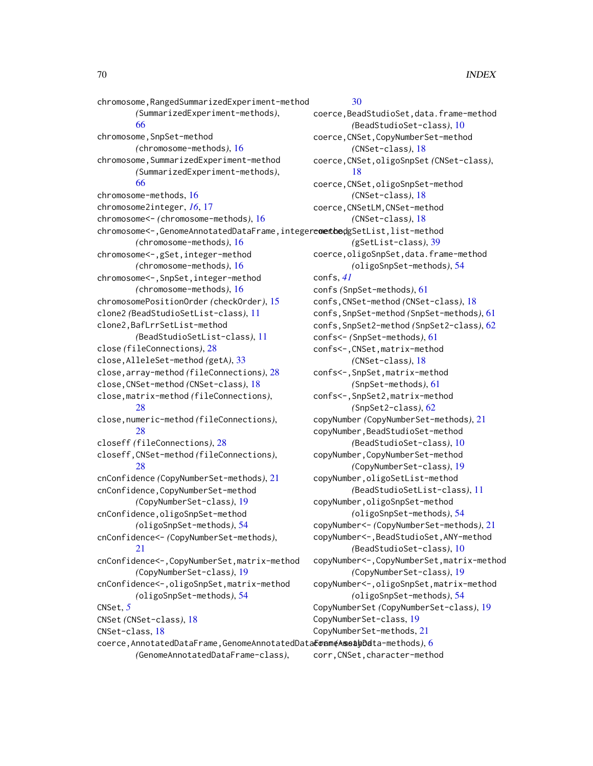chromosome,RangedSummarizedExperiment-method
*(*SummarizedExperiment-methods*)*, 66
chromosome,SnpSet-method
*(*chromosome-methods*)*, 16
chromosome,SummarizedExperiment-method
*(*SummarizedExperiment-methods*)*, 66
chromosome-methods, 16
chromosome2integer, *16*, 17
chromosome<- *(*chromosome-methods*)*, 16
chromosome<-,GenomeAnnotatedDataFrame,integer-method
*(*chromosome-methods*)*, 16
chromosome<-,gSet,integer-method
*(*chromosome-methods*)*, 16
chromosome<-,SnpSet,integer-method
*(*chromosome-methods*)*, 16
chromosomePositionOrder *(*checkOrder*)*, 15
clone2 *(*BeadStudioSetList-class*)*, 11
clone2,BafLrrSetList-method
*(*BeadStudioSetList-class*)*, 11
close *(*fileConnections*)*, 28
close,AlleleSet-method *(*getA*)*, 33
close,array-method *(*fileConnections*)*, 28
close,CNSet-method *(*CNSet-class*)*, 18
close,matrix-method *(*fileConnections*)*, 28
close,numeric-method *(*fileConnections*)*, 28
closeff *(*fileConnections*)*, 28
closeff,CNSet-method *(*fileConnections*)*, 28
cnConfidence *(*CopyNumberSet-methods*)*, 21
cnConfidence,CopyNumberSet-method
*(*CopyNumberSet-class*)*, 19
cnConfidence,oligoSnpSet-method
*(*oligoSnpSet-methods*)*, 54
cnConfidence<- *(*CopyNumberSet-methods*)*, 21
cnConfidence<-,CopyNumberSet,matrix-method
*(*CopyNumberSet-class*)*, 19
cnConfidence<-,oligoSnpSet,matrix-method
*(*oligoSnpSet-methods*)*, 54
CNSet, *5*
CNSet *(*CNSet-class*)*, 18
CNSet-class, 18
coerce,AnnotatedDataFrame,GenomeAnnotatedDataFrame-method
*(*GenomeAnnotatedDataFrame-class*)*, 30
coerce,BeadStudioSet,data.frame-method
*(*BeadStudioSet-class*)*, 10
coerce,CNSet,CopyNumberSet-method
*(*CNSet-class*)*, 18
coerce,CNSet,oligoSnpSet *(*CNSet-class*)*, 18
coerce,CNSet,oligoSnpSet-method
*(*CNSet-class*)*, 18
coerce,CNSetLM,CNSet-method
*(*CNSet-class*)*, 18
coerce,gSetList,list-method
*(*gSetList-class*)*, 39
coerce,oligoSnpSet,data.frame-method
*(*oligoSnpSet-methods*)*, 54
confs, *41*
confs *(*SnpSet-methods*)*, 61
confs,CNSet-method *(*CNSet-class*)*, 18
confs,SnpSet-method *(*SnpSet-methods*)*, 61
confs,SnpSet2-method *(*SnpSet2-class*)*, 62
confs<- *(*SnpSet-methods*)*, 61
confs<-,CNSet,matrix-method
*(*CNSet-class*)*, 18
confs<-,SnpSet,matrix-method
*(*SnpSet-methods*)*, 61
confs<-,SnpSet2,matrix-method
*(*SnpSet2-class*)*, 62
copyNumber *(*CopyNumberSet-methods*)*, 21
copyNumber,BeadStudioSet-method
*(*BeadStudioSet-class*)*, 10
copyNumber,CopyNumberSet-method
*(*CopyNumberSet-class*)*, 19
copyNumber,oligoSetList-method
*(*BeadStudioSetList-class*)*, 11
copyNumber,oligoSnpSet-method
*(*oligoSnpSet-methods*)*, 54
copyNumber<- *(*CopyNumberSet-methods*)*, 21
copyNumber<-,BeadStudioSet,ANY-method
*(*BeadStudioSet-class*)*, 10
copyNumber<-,CopyNumberSet,matrix-method
*(*CopyNumberSet-class*)*, 19
copyNumber<-,oligoSnpSet,matrix-method
*(*oligoSnpSet-methods*)*, 54
CopyNumberSet *(*CopyNumberSet-class*)*, 19
CopyNumberSet-class, 19
CopyNumberSet-methods, 21
coreAssayData *(*AssayData-methods*)*, 6
corr,CNSet,character-method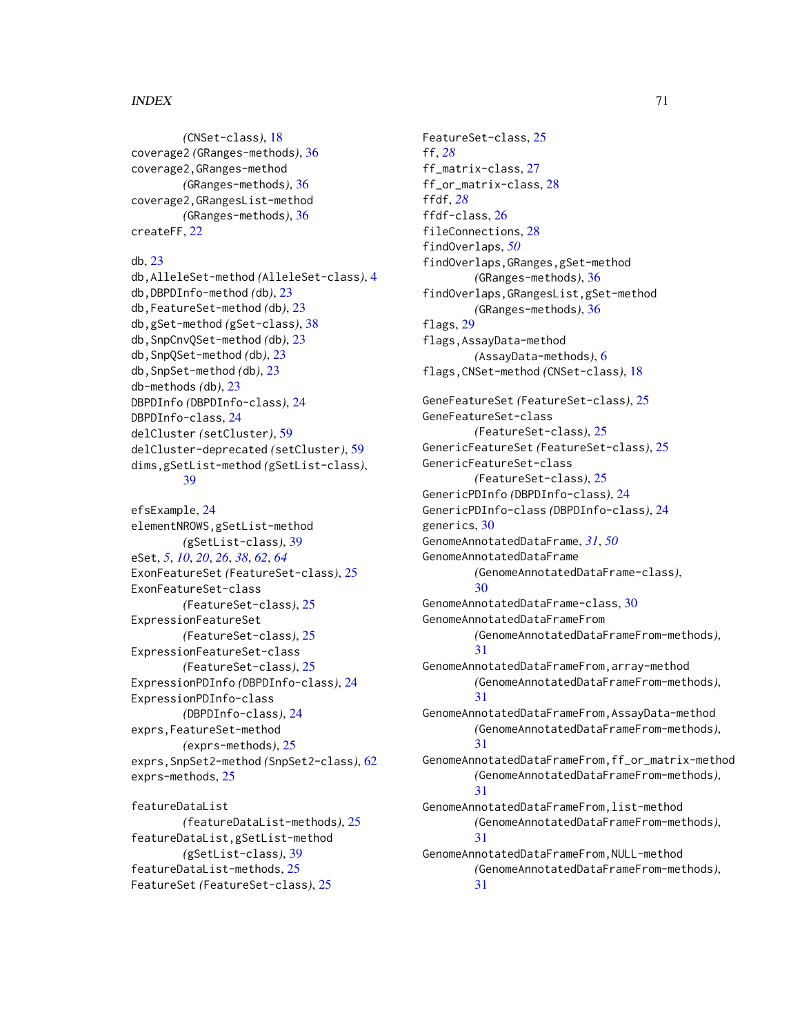(CNSet-class), 18
coverage2 (GRanges-methods), 36
coverage2,GRanges-method
(GRanges-methods), 36
coverage2,GRangesList-method
(GRanges-methods), 36
createFF, 22

db, 23
db,AlleleSet-method (AlleleSet-class), 4
db,DBPDInfo-method (db), 23
db,FeatureSet-method (db), 23
db,gSet-method (gSet-class), 38
db,SnpCnvQSet-method (db), 23
db,SnpQSet-method (db), 23
db,SnpSet-method (db), 23
db-methods (db), 23
DBPDInfo (DBPDInfo-class), 24
DBPDInfo-class, 24
delCluster (setCluster), 59
delCluster-deprecated (setCluster), 59
dims,gSetList-method (gSetList-class),
39

efsExample, 24
elementNROWS,gSetList-method
(gSetList-class), 39
eSet, *5*, *10*, *20*, *26*, *38*, *62*, *64*
ExonFeatureSet (FeatureSet-class), 25
ExonFeatureSet-class
(FeatureSet-class), 25
ExpressionFeatureSet
(FeatureSet-class), 25
ExpressionFeatureSet-class
(FeatureSet-class), 25
ExpressionPDInfo (DBPDInfo-class), 24
ExpressionPDInfo-class
(DBPDInfo-class), 24
exprs,FeatureSet-method
(exprs-methods), 25
exprs,SnpSet2-method (SnpSet2-class), 62
exprs-methods, 25

featureDataList
(featureDataList-methods), 25
featureDataList,gSetList-method
(gSetList-class), 39
featureDataList-methods, 25
FeatureSet (FeatureSet-class), 25
FeatureSet-class, 25
ff, *28*
ff_matrix-class, 27
ff_or_matrix-class, 28
ffdf, *28*
ffdf-class, 26
fileConnections, 28
findOverlaps, *50*
findOverlaps,GRanges,gSet-method
(GRanges-methods), 36
findOverlaps,GRangesList,gSet-method
(GRanges-methods), 36
flags, 29
flags,AssayData-method
(AssayData-methods), 6
flags,CNSet-method (CNSet-class), 18

GeneFeatureSet (FeatureSet-class), 25
GeneFeatureSet-class
(FeatureSet-class), 25
GenericFeatureSet (FeatureSet-class), 25
GenericFeatureSet-class
(FeatureSet-class), 25
GenericPDInfo (DBPDInfo-class), 24
GenericPDInfo-class (DBPDInfo-class), 24
generics, 30
GenomeAnnotatedDataFrame, *31*, *50*
GenomeAnnotatedDataFrame
(GenomeAnnotatedDataFrame-class),
30
GenomeAnnotatedDataFrame-class, 30
GenomeAnnotatedDataFrameFrom
(GenomeAnnotatedDataFrameFrom-methods),
31
GenomeAnnotatedDataFrameFrom,array-method
(GenomeAnnotatedDataFrameFrom-methods),
31
GenomeAnnotatedDataFrameFrom,AssayData-method
(GenomeAnnotatedDataFrameFrom-methods),
31
GenomeAnnotatedDataFrameFrom,ff_or_matrix-method
(GenomeAnnotatedDataFrameFrom-methods),
31
GenomeAnnotatedDataFrameFrom,list-method
(GenomeAnnotatedDataFrameFrom-methods),
31
GenomeAnnotatedDataFrameFrom,NULL-method
(GenomeAnnotatedDataFrameFrom-methods),
31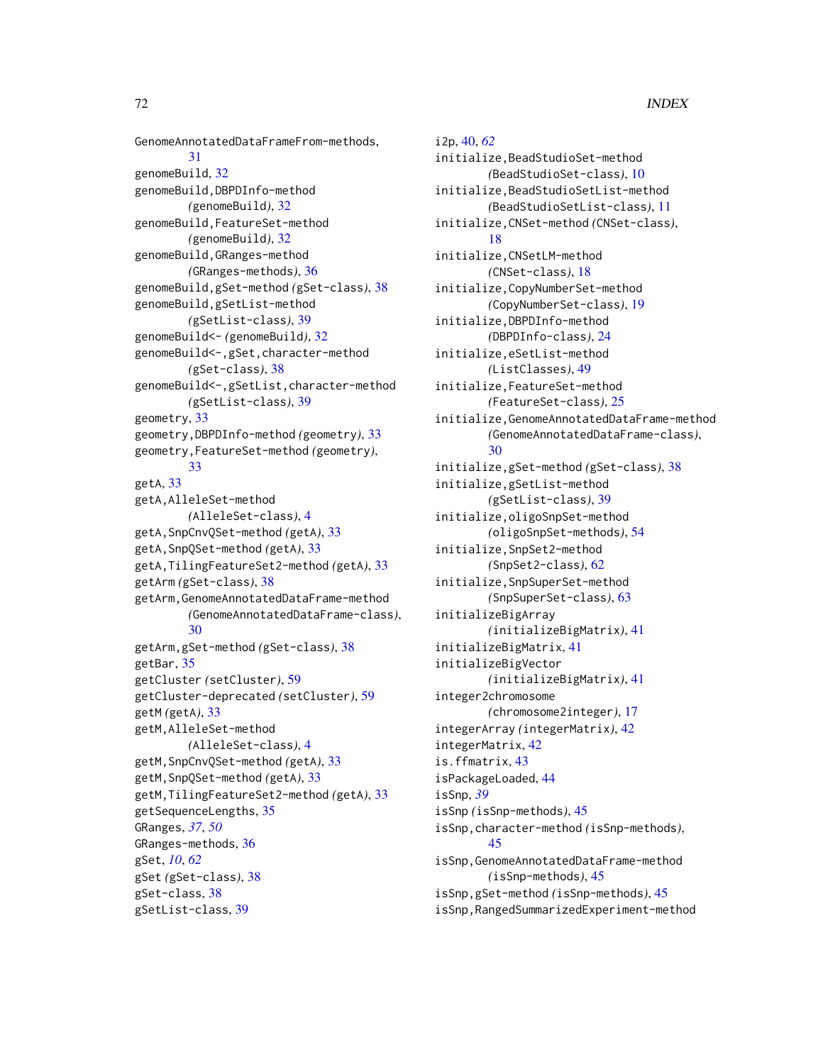GenomeAnnotatedDataFrameFrom-methods, 31
genomeBuild, 32
genomeBuild,DBPDInfo-method *(genomeBuild)*, 32
genomeBuild,FeatureSet-method *(genomeBuild)*, 32
genomeBuild,GRanges-method *(GRanges-methods)*, 36
genomeBuild,gSet-method *(gSet-class)*, 38
genomeBuild,gSetList-method *(gSetList-class)*, 39
genomeBuild<- *(genomeBuild)*, 32
genomeBuild<-,gSet,character-method *(gSet-class)*, 38
genomeBuild<-,gSetList,character-method *(gSetList-class)*, 39
geometry, 33
geometry,DBPDInfo-method *(geometry)*, 33
geometry,FeatureSet-method *(geometry)*, 33
getA, 33
getA,AlleleSet-method *(AlleleSet-class)*, 4
getA,SnpCnvQSet-method *(getA)*, 33
getA,SnpQSet-method *(getA)*, 33
getA,TilingFeatureSet2-method *(getA)*, 33
getArm *(gSet-class)*, 38
getArm,GenomeAnnotatedDataFrame-method *(GenomeAnnotatedDataFrame-class)*, 30
getArm,gSet-method *(gSet-class)*, 38
getBar, 35
getCluster *(setCluster)*, 59
getCluster-deprecated *(setCluster)*, 59
getM *(getA)*, 33
getM,AlleleSet-method *(AlleleSet-class)*, 4
getM,SnpCnvQSet-method *(getA)*, 33
getM,SnpQSet-method *(getA)*, 33
getM,TilingFeatureSet2-method *(getA)*, 33
getSequenceLengths, 35
GRanges, *37*, *50*
GRanges-methods, 36
gSet, *10*, *62*
gSet *(gSet-class)*, 38
gSet-class, 38
gSetList-class, 39
i2p, 40, *62*
initialize,BeadStudioSet-method *(BeadStudioSet-class)*, 10
initialize,BeadStudioSetList-method *(BeadStudioSetList-class)*, 11
initialize,CNSet-method *(CNSet-class)*, 18
initialize,CNSetLM-method *(CNSet-class)*, 18
initialize,CopyNumberSet-method *(CopyNumberSet-class)*, 19
initialize,DBPDInfo-method *(DBPDInfo-class)*, 24
initialize,eSetList-method *(ListClasses)*, 49
initialize,FeatureSet-method *(FeatureSet-class)*, 25
initialize,GenomeAnnotatedDataFrame-method *(GenomeAnnotatedDataFrame-class)*, 30
initialize,gSet-method *(gSet-class)*, 38
initialize,gSetList-method *(gSetList-class)*, 39
initialize,oligoSnpSet-method *(oligoSnpSet-methods)*, 54
initialize,SnpSet2-method *(SnpSet2-class)*, 62
initialize,SnpSuperSet-method *(SnpSuperSet-class)*, 63
initializeBigArray *(initializeBigMatrix)*, 41
initializeBigMatrix, 41
initializeBigVector *(initializeBigMatrix)*, 41
integer2chromosome *(chromosome2integer)*, 17
integerArray *(integerMatrix)*, 42
integerMatrix, 42
is.ffmatrix, 43
isPackageLoaded, 44
isSnp, *39*
isSnp *(isSnp-methods)*, 45
isSnp,character-method *(isSnp-methods)*, 45
isSnp,GenomeAnnotatedDataFrame-method *(isSnp-methods)*, 45
isSnp,gSet-method *(isSnp-methods)*, 45
isSnp,RangedSummarizedExperiment-method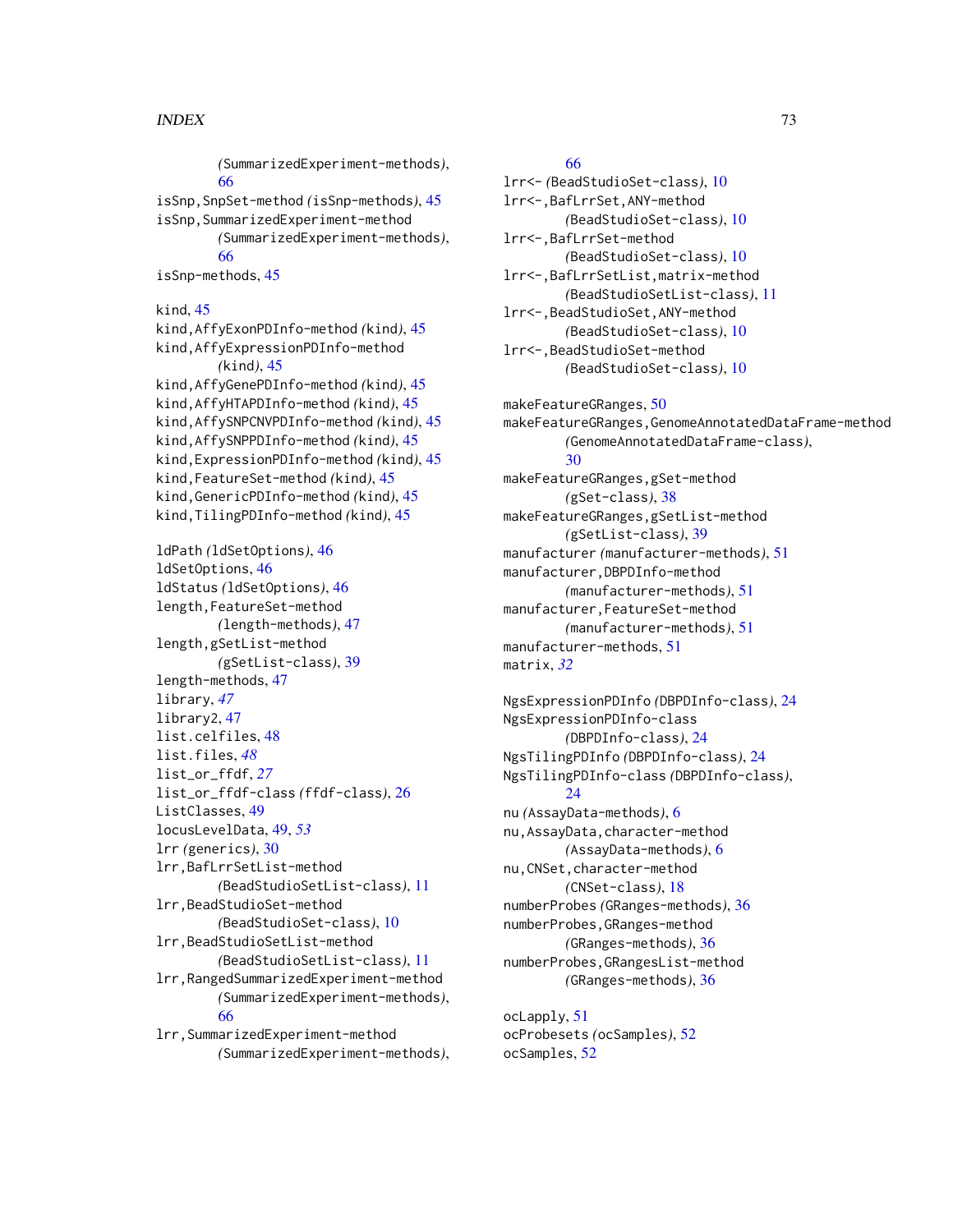(SummarizedExperiment-methods), 66
isSnp,SnpSet-method (isSnp-methods), 45
isSnp,SummarizedExperiment-method (SummarizedExperiment-methods), 66
isSnp-methods, 45

kind, 45
kind,AffyExonPDInfo-method (kind), 45
kind,AffyExpressionPDInfo-method (kind), 45
kind,AffyGenePDInfo-method (kind), 45
kind,AffyHTAPDInfo-method (kind), 45
kind,AffySNPCNVPDInfo-method (kind), 45
kind,AffySNPPDInfo-method (kind), 45
kind,ExpressionPDInfo-method (kind), 45
kind,FeatureSet-method (kind), 45
kind,GenericPDInfo-method (kind), 45
kind,TilingPDInfo-method (kind), 45

ldPath (ldSetOptions), 46
ldSetOptions, 46
ldStatus (ldSetOptions), 46
length,FeatureSet-method (length-methods), 47
length,gSetList-method (gSetList-class), 39
length-methods, 47
library, *47*
library2, 47
list.celfiles, 48
list.files, *48*
list_or_ffdf, *27*
list_or_ffdf-class (ffdf-class), 26
ListClasses, 49
locusLevelData, 49, *53*
lrr (generics), 30
lrr,BafLrrSetList-method (BeadStudioSetList-class), 11
lrr,BeadStudioSet-method (BeadStudioSet-class), 10
lrr,BeadStudioSetList-method (BeadStudioSetList-class), 11
lrr,RangedSummarizedExperiment-method (SummarizedExperiment-methods), 66
lrr,SummarizedExperiment-method (SummarizedExperiment-methods), 66
lrr<- (BeadStudioSet-class), 10
lrr<-,BafLrrSet,ANY-method (BeadStudioSet-class), 10
lrr<-,BafLrrSet-method (BeadStudioSet-class), 10
lrr<-,BafLrrSetList,matrix-method (BeadStudioSetList-class), 11
lrr<-,BeadStudioSet,ANY-method (BeadStudioSet-class), 10
lrr<-,BeadStudioSet-method (BeadStudioSet-class), 10

makeFeatureGRanges, 50
makeFeatureGRanges,GenomeAnnotatedDataFrame-method (GenomeAnnotatedDataFrame-class), 30
makeFeatureGRanges,gSet-method (gSet-class), 38
makeFeatureGRanges,gSetList-method (gSetList-class), 39
manufacturer (manufacturer-methods), 51
manufacturer,DBPDInfo-method (manufacturer-methods), 51
manufacturer,FeatureSet-method (manufacturer-methods), 51
manufacturer-methods, 51
matrix, *32*

NgsExpressionPDInfo (DBPDInfo-class), 24
NgsExpressionPDInfo-class (DBPDInfo-class), 24
NgsTilingPDInfo (DBPDInfo-class), 24
NgsTilingPDInfo-class (DBPDInfo-class), 24
nu (AssayData-methods), 6
nu,AssayData,character-method (AssayData-methods), 6
nu,CNSet,character-method (CNSet-class), 18
numberProbes (GRanges-methods), 36
numberProbes,GRanges-method (GRanges-methods), 36
numberProbes,GRangesList-method (GRanges-methods), 36

ocLapply, 51
ocProbesets (ocSamples), 52
ocSamples, 52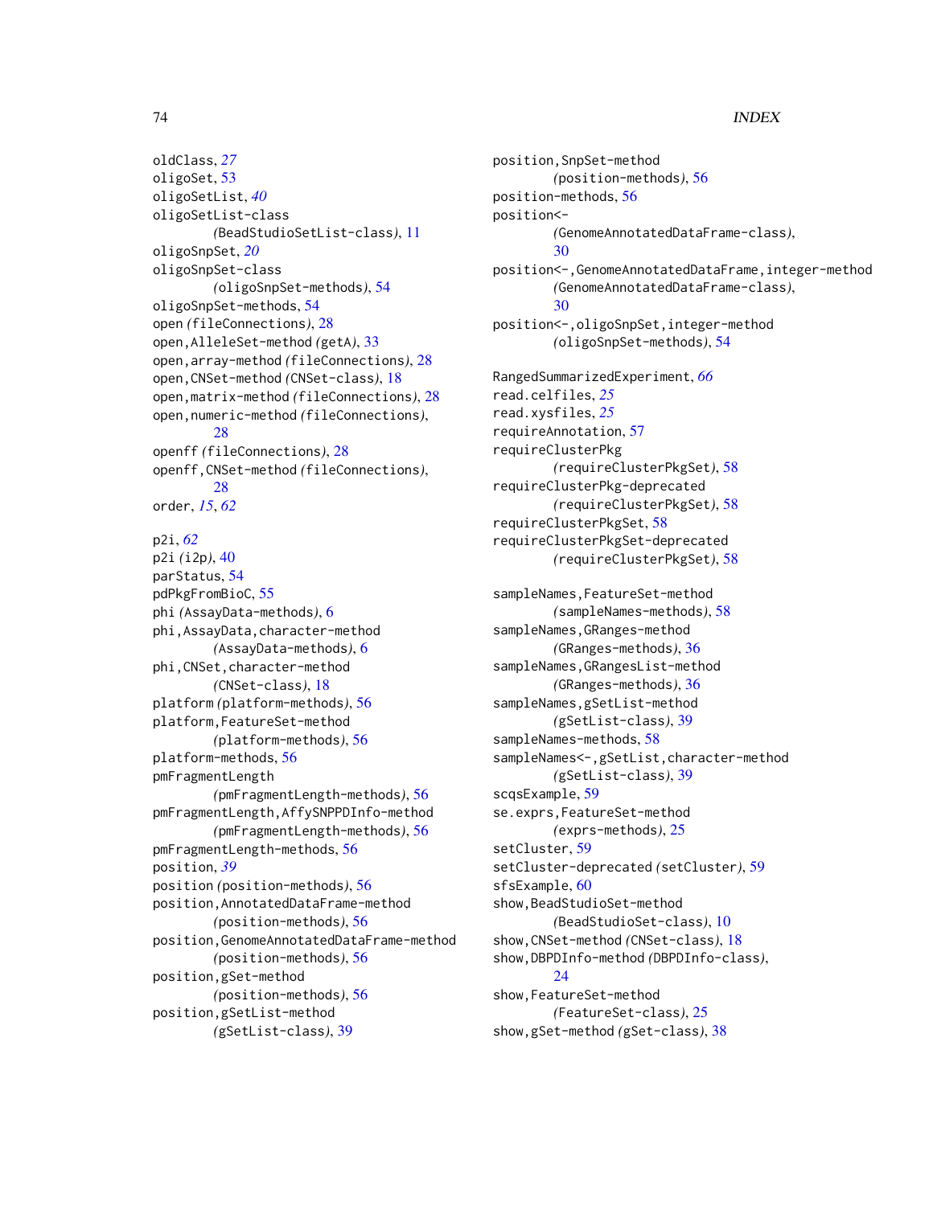oldClass, *27*
oligoSet, 53
oligoSetList, *40*
oligoSetList-class
        *(*BeadStudioSetList-class*)*, 11
oligoSnpSet, *20*
oligoSnpSet-class
        *(*oligoSnpSet-methods*)*, 54
oligoSnpSet-methods, 54
open *(*fileConnections*)*, 28
open,AlleleSet-method *(*getA*)*, 33
open,array-method *(*fileConnections*)*, 28
open,CNSet-method *(*CNSet-class*)*, 18
open,matrix-method *(*fileConnections*)*, 28
open,numeric-method *(*fileConnections*)*, 28
openff *(*fileConnections*)*, 28
openff,CNSet-method *(*fileConnections*)*, 28
order, *15*, *62*

p2i, *62*
p2i *(*i2p*)*, 40
parStatus, 54
pdPkgFromBioC, 55
phi *(*AssayData-methods*)*, 6
phi,AssayData,character-method
        *(*AssayData-methods*)*, 6
phi,CNSet,character-method
        *(*CNSet-class*)*, 18
platform *(*platform-methods*)*, 56
platform,FeatureSet-method
        *(*platform-methods*)*, 56
platform-methods, 56
pmFragmentLength
        *(*pmFragmentLength-methods*)*, 56
pmFragmentLength,AffySNPPDInfo-method
        *(*pmFragmentLength-methods*)*, 56
pmFragmentLength-methods, 56
position, *39*
position *(*position-methods*)*, 56
position,AnnotatedDataFrame-method
        *(*position-methods*)*, 56
position,GenomeAnnotatedDataFrame-method
        *(*position-methods*)*, 56
position,gSet-method
        *(*position-methods*)*, 56
position,gSetList-method
        *(*gSetList-class*)*, 39
position,SnpSet-method
        *(*position-methods*)*, 56
position-methods, 56
position<-
        *(*GenomeAnnotatedDataFrame-class*)*, 30
position<-,GenomeAnnotatedDataFrame,integer-method
        *(*GenomeAnnotatedDataFrame-class*)*, 30
position<-,oligoSnpSet,integer-method
        *(*oligoSnpSet-methods*)*, 54

RangedSummarizedExperiment, *66*
read.celfiles, *25*
read.xysfiles, *25*
requireAnnotation, 57
requireClusterPkg
        *(*requireClusterPkgSet*)*, 58
requireClusterPkg-deprecated
        *(*requireClusterPkgSet*)*, 58
requireClusterPkgSet, 58
requireClusterPkgSet-deprecated
        *(*requireClusterPkgSet*)*, 58

sampleNames,FeatureSet-method
        *(*sampleNames-methods*)*, 58
sampleNames,GRanges-method
        *(*GRanges-methods*)*, 36
sampleNames,GRangesList-method
        *(*GRanges-methods*)*, 36
sampleNames,gSetList-method
        *(*gSetList-class*)*, 39
sampleNames-methods, 58
sampleNames<-,gSetList,character-method
        *(*gSetList-class*)*, 39
scqsExample, 59
se.exprs,FeatureSet-method
        *(*exprs-methods*)*, 25
setCluster, 59
setCluster-deprecated *(*setCluster*)*, 59
sfsExample, 60
show,BeadStudioSet-method
        *(*BeadStudioSet-class*)*, 10
show,CNSet-method *(*CNSet-class*)*, 18
show,DBPDInfo-method *(*DBPDInfo-class*)*, 24
show,FeatureSet-method
        *(*FeatureSet-class*)*, 25
show,gSet-method *(*gSet-class*)*, 38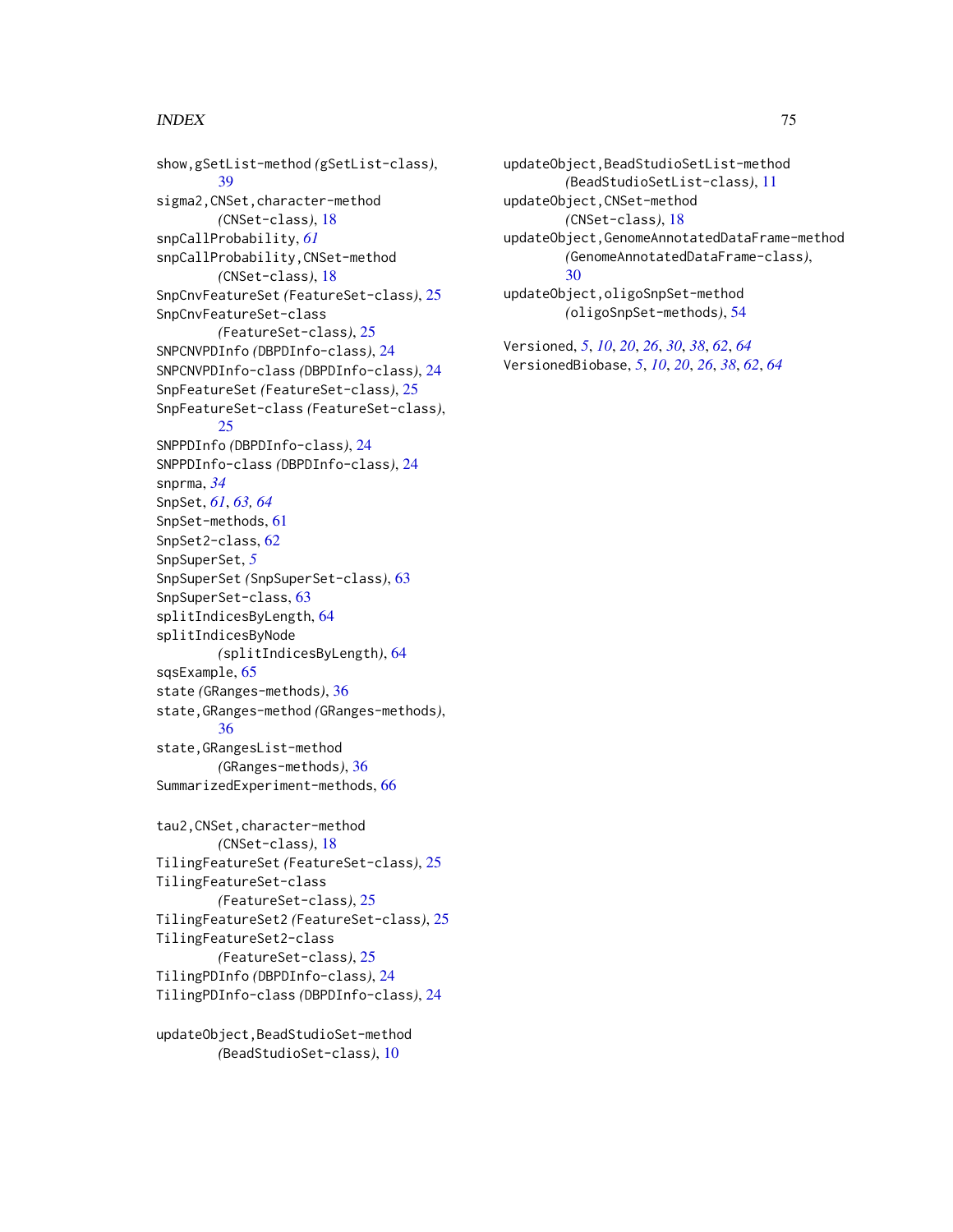show,gSetList-method *(gSetList-class)*, 39
sigma2,CNSet,character-method *(CNSet-class)*, 18
snpCallProbability, *61*
snpCallProbability,CNSet-method *(CNSet-class)*, 18
SnpCnvFeatureSet *(FeatureSet-class)*, 25
SnpCnvFeatureSet-class *(FeatureSet-class)*, 25
SNPCNVPDInfo *(DBPDInfo-class)*, 24
SNPCNVPDInfo-class *(DBPDInfo-class)*, 24
SnpFeatureSet *(FeatureSet-class)*, 25
SnpFeatureSet-class *(FeatureSet-class)*, 25
SNPPDInfo *(DBPDInfo-class)*, 24
SNPPDInfo-class *(DBPDInfo-class)*, 24
snprma, *34*
SnpSet, *61*, *63*, *64*
SnpSet-methods, 61
SnpSet2-class, 62
SnpSuperSet, *5*
SnpSuperSet *(SnpSuperSet-class)*, 63
SnpSuperSet-class, 63
splitIndicesByLength, 64
splitIndicesByNode *(splitIndicesByLength)*, 64
sqsExample, 65
state *(GRanges-methods)*, 36
state,GRanges-method *(GRanges-methods)*, 36
state,GRangesList-method *(GRanges-methods)*, 36
SummarizedExperiment-methods, 66

tau2,CNSet,character-method *(CNSet-class)*, 18
TilingFeatureSet *(FeatureSet-class)*, 25
TilingFeatureSet-class *(FeatureSet-class)*, 25
TilingFeatureSet2 *(FeatureSet-class)*, 25
TilingFeatureSet2-class *(FeatureSet-class)*, 25
TilingPDInfo *(DBPDInfo-class)*, 24
TilingPDInfo-class *(DBPDInfo-class)*, 24

updateObject,BeadStudioSet-method *(BeadStudioSet-class)*, 10
updateObject,BeadStudioSetList-method *(BeadStudioSetList-class)*, 11
updateObject,CNSet-method *(CNSet-class)*, 18
updateObject,GenomeAnnotatedDataFrame-method *(GenomeAnnotatedDataFrame-class)*, 30
updateObject,oligoSnpSet-method *(oligoSnpSet-methods)*, 54

Versioned, *5*, *10*, *20*, *26*, *30*, *38*, *62*, *64*
VersionedBiobase, *5*, *10*, *20*, *26*, *38*, *62*, *64*